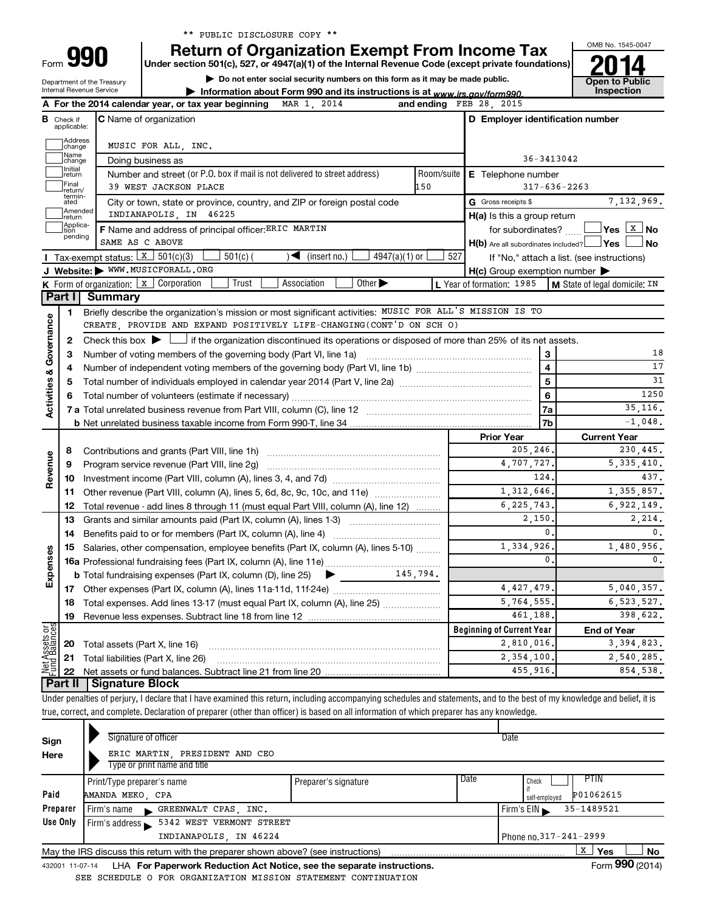** PUBLIC DISCLOSURE COPY **

# Form 990 — Return of Organization Exempt From Income Tax (2014)

Under section 501(c), 527, or 4947(a)(1) of the Internal Revenue Code (except private foundations)

▶ Do not enter social security numbers on this form as it may be made public.

▶ Information about Form 990 and its instructions is at www.irs.gov/form990.

OMB No. 1545-0047 — **Open to Public Inspection**

Department of the Treasury, Internal Revenue Service

**A** For the 2014 calendar year, or tax year beginning MAR 1, 2014 and ending FEB 28, 2015

**B** Check if applicable: Address change; Name change; Initial return; Final return/terminated; Amended return; Application pending

**C** Name of organization: MUSIC FOR ALL, INC.

Doing business as

Number and street (or P.O. box if mail is not delivered to street address): 39 WEST JACKSON PLACE — Room/suite: 150

City or town, state or province, country, and ZIP or foreign postal code: INDIANAPOLIS, IN 46225

**D** Employer identification number: 36-3413042

**E** Telephone number: 317-636-2263

**G** Gross receipts $ 7,132,969.

**F** Name and address of principal officer: ERIC MARTIN, SAME AS C ABOVE

**H(a)** Is this a group return for subordinates? ☐ Yes ☒ No

**H(b)** Are all subordinates included? ☐ Yes ☐ No — If "No," attach a list. (see instructions)

**H(c)** Group exemption number ▶

**I** Tax-exempt status: ☒ 501(c)(3) ☐ 501(c) ( ) ◀ (insert no.) ☐ 4947(a)(1) or ☐ 527

**J** Website: ▶ WWW.MUSICFORALL.ORG

**K** Form of organization: ☒ Corporation ☐ Trust ☐ Association ☐ Other ▶

**L** Year of formation: 1985

**M** State of legal domicile: IN

## Part I Summary

**Activities & Governance**

1. Briefly describe the organization's mission or most significant activities: MUSIC FOR ALL'S MISSION IS TO CREATE, PROVIDE AND EXPAND POSITIVELY LIFE-CHANGING(CONT'D ON SCH O)
2. Check this box ▶ ☐ if the organization discontinued its operations or disposed of more than 25% of its net assets.

| | | | |
|---|---|---|---|
| 3 | Number of voting members of the governing body (Part VI, line 1a) | 3 | 18 |
| 4 | Number of independent voting members of the governing body (Part VI, line 1b) | 4 | 17 |
| 5 | Total number of individuals employed in calendar year 2014 (Part V, line 2a) | 5 | 31 |
| 6 | Total number of volunteers (estimate if necessary) | 6 | 1250 |
| 7a | Total unrelated business revenue from Part VIII, column (C), line 12 | 7a | 35,116. |
| b | Net unrelated business taxable income from Form 990-T, line 34 | 7b | -1,048. |

| | | | Prior Year | Current Year |
|---|---|---|---|---|
| **Revenue** | 8 | Contributions and grants (Part VIII, line 1h) | 205,246. | 230,445. |
| | 9 | Program service revenue (Part VIII, line 2g) | 4,707,727. | 5,335,410. |
| | 10 | Investment income (Part VIII, column (A), lines 3, 4, and 7d) | 124. | 437. |
| | 11 | Other revenue (Part VIII, column (A), lines 5, 6d, 8c, 9c, 10c, and 11e) | 1,312,646. | 1,355,857. |
| | 12 | Total revenue - add lines 8 through 11 (must equal Part VIII, column (A), line 12) | 6,225,743. | 6,922,149. |
| **Expenses** | 13 | Grants and similar amounts paid (Part IX, column (A), lines 1-3) | 2,150. | 2,214. |
| | 14 | Benefits paid to or for members (Part IX, column (A), line 4) | 0. | 0. |
| | 15 | Salaries, other compensation, employee benefits (Part IX, column (A), lines 5-10) | 1,334,926. | 1,480,956. |
| | 16a | Professional fundraising fees (Part IX, column (A), line 11e) | 0. | 0. |
| | b | Total fundraising expenses (Part IX, column (D), line 25) ▶ 145,794. | | |
| | 17 | Other expenses (Part IX, column (A), lines 11a-11d, 11f-24e) | 4,427,479. | 5,040,357. |
| | 18 | Total expenses. Add lines 13-17 (must equal Part IX, column (A), line 25) | 5,764,555. | 6,523,527. |
| | 19 | Revenue less expenses. Subtract line 18 from line 12 | 461,188. | 398,622. |
| | | | **Beginning of Current Year** | **End of Year** |
| **Net Assets or Fund Balances** | 20 | Total assets (Part X, line 16) | 2,810,016. | 3,394,823. |
| | 21 | Total liabilities (Part X, line 26) | 2,354,100. | 2,540,285. |
| | 22 | Net assets or fund balances. Subtract line 21 from line 20 | 455,916. | 854,538. |

## Part II Signature Block

Under penalties of perjury, I declare that I have examined this return, including accompanying schedules and statements, and to the best of my knowledge and belief, it is true, correct, and complete. Declaration of preparer (other than officer) is based on all information of which preparer has any knowledge.

**Sign Here**

Signature of officer — Date

ERIC MARTIN, PRESIDENT AND CEO

Type or print name and title

**Paid Preparer Use Only**

| Print/Type preparer's name | Preparer's signature | Date | Check if self-employed | PTIN |
|---|---|---|---|---|
| AMANDA MEKO, CPA | | | ☐ | P01062615 |

Firm's name ▶ GREENWALT CPAS, INC. — Firm's EIN ▶ 35-1489521

Firm's address ▶ 5342 WEST VERMONT STREET, INDIANAPOLIS, IN 46224 — Phone no. 317-241-2999

May the IRS discuss this return with the preparer shown above? (see instructions) ☒ Yes ☐ No

432001 11-07-14 LHA For Paperwork Reduction Act Notice, see the separate instructions. Form **990** (2014)

SEE SCHEDULE O FOR ORGANIZATION MISSION STATEMENT CONTINUATION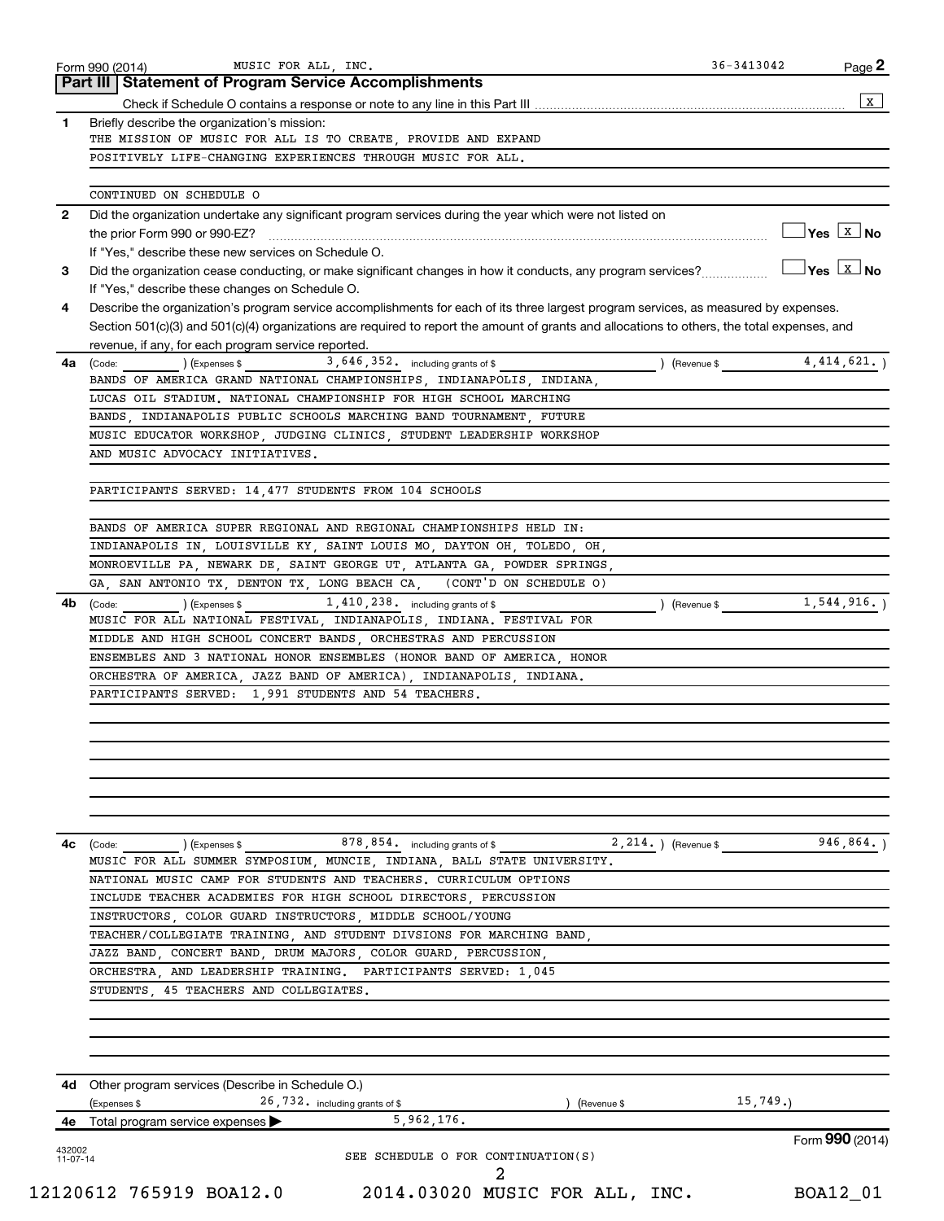Form 990 (2014) MUSIC FOR ALL, INC. 36-3413042 Page 2

## Part III | Statement of Program Service Accomplishments

Check if Schedule O contains a response or note to any line in this Part III .................... [X]

**1** Briefly describe the organization's mission:

THE MISSION OF MUSIC FOR ALL IS TO CREATE, PROVIDE AND EXPAND POSITIVELY LIFE-CHANGING EXPERIENCES THROUGH MUSIC FOR ALL.

CONTINUED ON SCHEDULE O

**2** Did the organization undertake any significant program services during the year which were not listed on the prior Form 990 or 990-EZ? .................... [ ] Yes [X] No

If "Yes," describe these new services on Schedule O.

**3** Did the organization cease conducting, or make significant changes in how it conducts, any program services? .................... [ ] Yes [X] No

If "Yes," describe these changes on Schedule O.

**4** Describe the organization's program service accomplishments for each of its three largest program services, as measured by expenses. Section 501(c)(3) and 501(c)(4) organizations are required to report the amount of grants and allocations to others, the total expenses, and revenue, if any, for each program service reported.

**4a** (Code: ) (Expenses $ 3,646,352. including grants of $ ) (Revenue $ 4,414,621. )

BANDS OF AMERICA GRAND NATIONAL CHAMPIONSHIPS, INDIANAPOLIS, INDIANA, LUCAS OIL STADIUM. NATIONAL CHAMPIONSHIP FOR HIGH SCHOOL MARCHING BANDS, INDIANAPOLIS PUBLIC SCHOOLS MARCHING BAND TOURNAMENT, FUTURE MUSIC EDUCATOR WORKSHOP, JUDGING CLINICS, STUDENT LEADERSHIP WORKSHOP AND MUSIC ADVOCACY INITIATIVES.

PARTICIPANTS SERVED: 14,477 STUDENTS FROM 104 SCHOOLS

BANDS OF AMERICA SUPER REGIONAL AND REGIONAL CHAMPIONSHIPS HELD IN: INDIANAPOLIS IN, LOUISVILLE KY, SAINT LOUIS MO, DAYTON OH, TOLEDO, OH, MONROEVILLE PA, NEWARK DE, SAINT GEORGE UT, ATLANTA GA, POWDER SPRINGS, GA, SAN ANTONIO TX, DENTON TX, LONG BEACH CA, (CONT'D ON SCHEDULE O)

**4b** (Code: ) (Expenses $ 1,410,238. including grants of $ ) (Revenue $ 1,544,916. )

MUSIC FOR ALL NATIONAL FESTIVAL, INDIANAPOLIS, INDIANA. FESTIVAL FOR MIDDLE AND HIGH SCHOOL CONCERT BANDS, ORCHESTRAS AND PERCUSSION ENSEMBLES AND 3 NATIONAL HONOR ENSEMBLES (HONOR BAND OF AMERICA, HONOR ORCHESTRA OF AMERICA, JAZZ BAND OF AMERICA), INDIANAPOLIS, INDIANA.
PARTICIPANTS SERVED: 1,991 STUDENTS AND 54 TEACHERS.

**4c** (Code: ) (Expenses $ 878,854. including grants of $ 2,214. ) (Revenue $ 946,864. )

MUSIC FOR ALL SUMMER SYMPOSIUM, MUNCIE, INDIANA, BALL STATE UNIVERSITY. NATIONAL MUSIC CAMP FOR STUDENTS AND TEACHERS. CURRICULUM OPTIONS INCLUDE TEACHER ACADEMIES FOR HIGH SCHOOL DIRECTORS, PERCUSSION INSTRUCTORS, COLOR GUARD INSTRUCTORS, MIDDLE SCHOOL/YOUNG TEACHER/COLLEGIATE TRAINING, AND STUDENT DIVSIONS FOR MARCHING BAND, JAZZ BAND, CONCERT BAND, DRUM MAJORS, COLOR GUARD, PERCUSSION, ORCHESTRA, AND LEADERSHIP TRAINING. PARTICIPANTS SERVED: 1,045 STUDENTS, 45 TEACHERS AND COLLEGIATES.

**4d** Other program services (Describe in Schedule O.)

(Expenses $ 26,732. including grants of $ ) (Revenue $ 15,749.)

**4e** Total program service expenses ▶ 5,962,176.

SEE SCHEDULE O FOR CONTINUATION(S)

Form **990** (2014)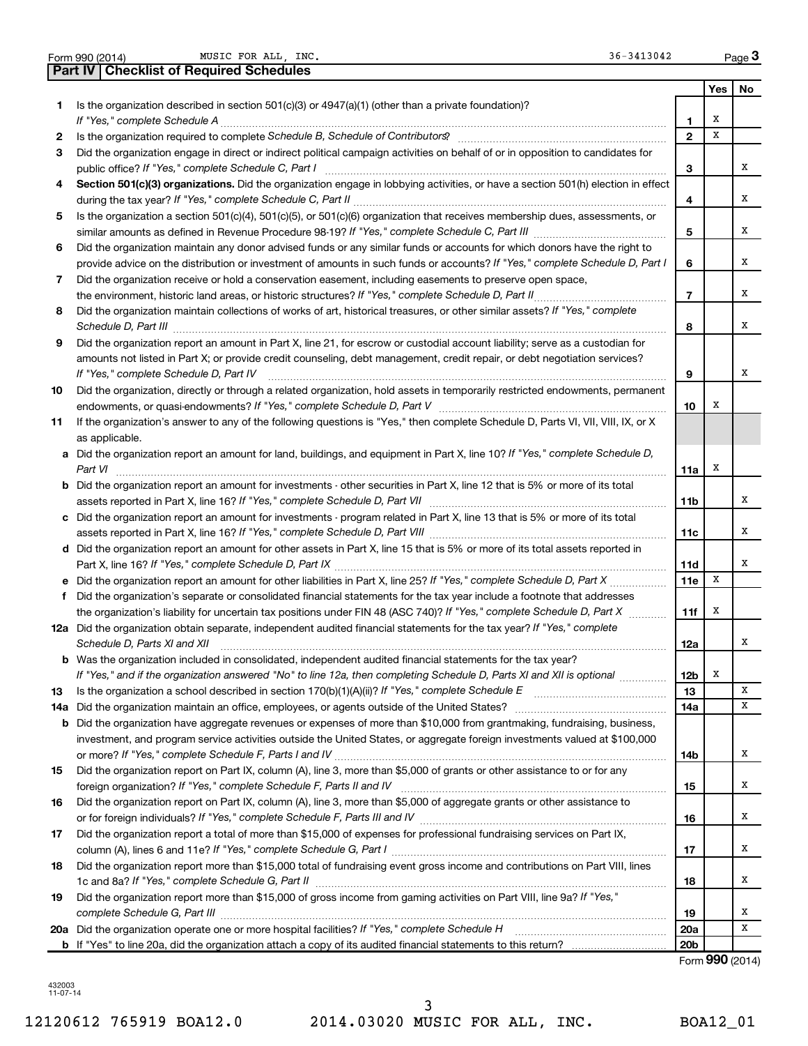Form 990 (2014) MUSIC FOR ALL, INC. 36-3413042 Page 3

## Part IV | Checklist of Required Schedules

| | | | Yes | No |
|---|---|---|---|---|
| 1 | Is the organization described in section 501(c)(3) or 4947(a)(1) (other than a private foundation)? *If "Yes," complete Schedule A* | 1 | X | |
| 2 | Is the organization required to complete *Schedule B, Schedule of Contributors*? | 2 | X | |
| 3 | Did the organization engage in direct or indirect political campaign activities on behalf of or in opposition to candidates for public office? *If "Yes," complete Schedule C, Part I* | 3 | | X |
| 4 | **Section 501(c)(3) organizations.** Did the organization engage in lobbying activities, or have a section 501(h) election in effect during the tax year? *If "Yes," complete Schedule C, Part II* | 4 | | X |
| 5 | Is the organization a section 501(c)(4), 501(c)(5), or 501(c)(6) organization that receives membership dues, assessments, or similar amounts as defined in Revenue Procedure 98-19? *If "Yes," complete Schedule C, Part III* | 5 | | X |
| 6 | Did the organization maintain any donor advised funds or any similar funds or accounts for which donors have the right to provide advice on the distribution or investment of amounts in such funds or accounts? *If "Yes," complete Schedule D, Part I* | 6 | | X |
| 7 | Did the organization receive or hold a conservation easement, including easements to preserve open space, the environment, historic land areas, or historic structures? *If "Yes," complete Schedule D, Part II* | 7 | | X |
| 8 | Did the organization maintain collections of works of art, historical treasures, or other similar assets? *If "Yes," complete Schedule D, Part III* | 8 | | X |
| 9 | Did the organization report an amount in Part X, line 21, for escrow or custodial account liability; serve as a custodian for amounts not listed in Part X; or provide credit counseling, debt management, credit repair, or debt negotiation services? *If "Yes," complete Schedule D, Part IV* | 9 | | X |
| 10 | Did the organization, directly or through a related organization, hold assets in temporarily restricted endowments, permanent endowments, or quasi-endowments? *If "Yes," complete Schedule D, Part V* | 10 | X | |
| 11 | If the organization's answer to any of the following questions is "Yes," then complete Schedule D, Parts VI, VII, VIII, IX, or X as applicable. | | | |
| a | Did the organization report an amount for land, buildings, and equipment in Part X, line 10? *If "Yes," complete Schedule D, Part VI* | 11a | X | |
| b | Did the organization report an amount for investments - other securities in Part X, line 12 that is 5% or more of its total assets reported in Part X, line 16? *If "Yes," complete Schedule D, Part VII* | 11b | | X |
| c | Did the organization report an amount for investments - program related in Part X, line 13 that is 5% or more of its total assets reported in Part X, line 16? *If "Yes," complete Schedule D, Part VIII* | 11c | | X |
| d | Did the organization report an amount for other assets in Part X, line 15 that is 5% or more of its total assets reported in Part X, line 16? *If "Yes," complete Schedule D, Part IX* | 11d | | X |
| e | Did the organization report an amount for other liabilities in Part X, line 25? *If "Yes," complete Schedule D, Part X* | 11e | X | |
| f | Did the organization's separate or consolidated financial statements for the tax year include a footnote that addresses the organization's liability for uncertain tax positions under FIN 48 (ASC 740)? *If "Yes," complete Schedule D, Part X* | 11f | X | |
| 12a | Did the organization obtain separate, independent audited financial statements for the tax year? *If "Yes," complete Schedule D, Parts XI and XII* | 12a | | X |
| b | Was the organization included in consolidated, independent audited financial statements for the tax year? *If "Yes," and if the organization answered "No" to line 12a, then completing Schedule D, Parts XI and XII is optional* | 12b | X | |
| 13 | Is the organization a school described in section 170(b)(1)(A)(ii)? *If "Yes," complete Schedule E* | 13 | | X |
| 14a | Did the organization maintain an office, employees, or agents outside of the United States? | 14a | | X |
| b | Did the organization have aggregate revenues or expenses of more than $10,000 from grantmaking, fundraising, business, investment, and program service activities outside the United States, or aggregate foreign investments valued at $100,000 or more? *If "Yes," complete Schedule F, Parts I and IV* | 14b | | X |
| 15 | Did the organization report on Part IX, column (A), line 3, more than $5,000 of grants or other assistance to or for any foreign organization? *If "Yes," complete Schedule F, Parts II and IV* | 15 | | X |
| 16 | Did the organization report on Part IX, column (A), line 3, more than $5,000 of aggregate grants or other assistance to or for foreign individuals? *If "Yes," complete Schedule F, Parts III and IV* | 16 | | X |
| 17 | Did the organization report a total of more than $15,000 of expenses for professional fundraising services on Part IX, column (A), lines 6 and 11e? *If "Yes," complete Schedule G, Part I* | 17 | | X |
| 18 | Did the organization report more than $15,000 total of fundraising event gross income and contributions on Part VIII, lines 1c and 8a? *If "Yes," complete Schedule G, Part II* | 18 | | X |
| 19 | Did the organization report more than $15,000 of gross income from gaming activities on Part VIII, line 9a? *If "Yes," complete Schedule G, Part III* | 19 | | X |
| 20a | Did the organization operate one or more hospital facilities? *If "Yes," complete Schedule H* | 20a | | X |
| b | If "Yes" to line 20a, did the organization attach a copy of its audited financial statements to this return? | 20b | | |

Form **990** (2014)

432003 11-07-14

12120612 765919 BOA12.0 2014.03020 MUSIC FOR ALL, INC. BOA12_01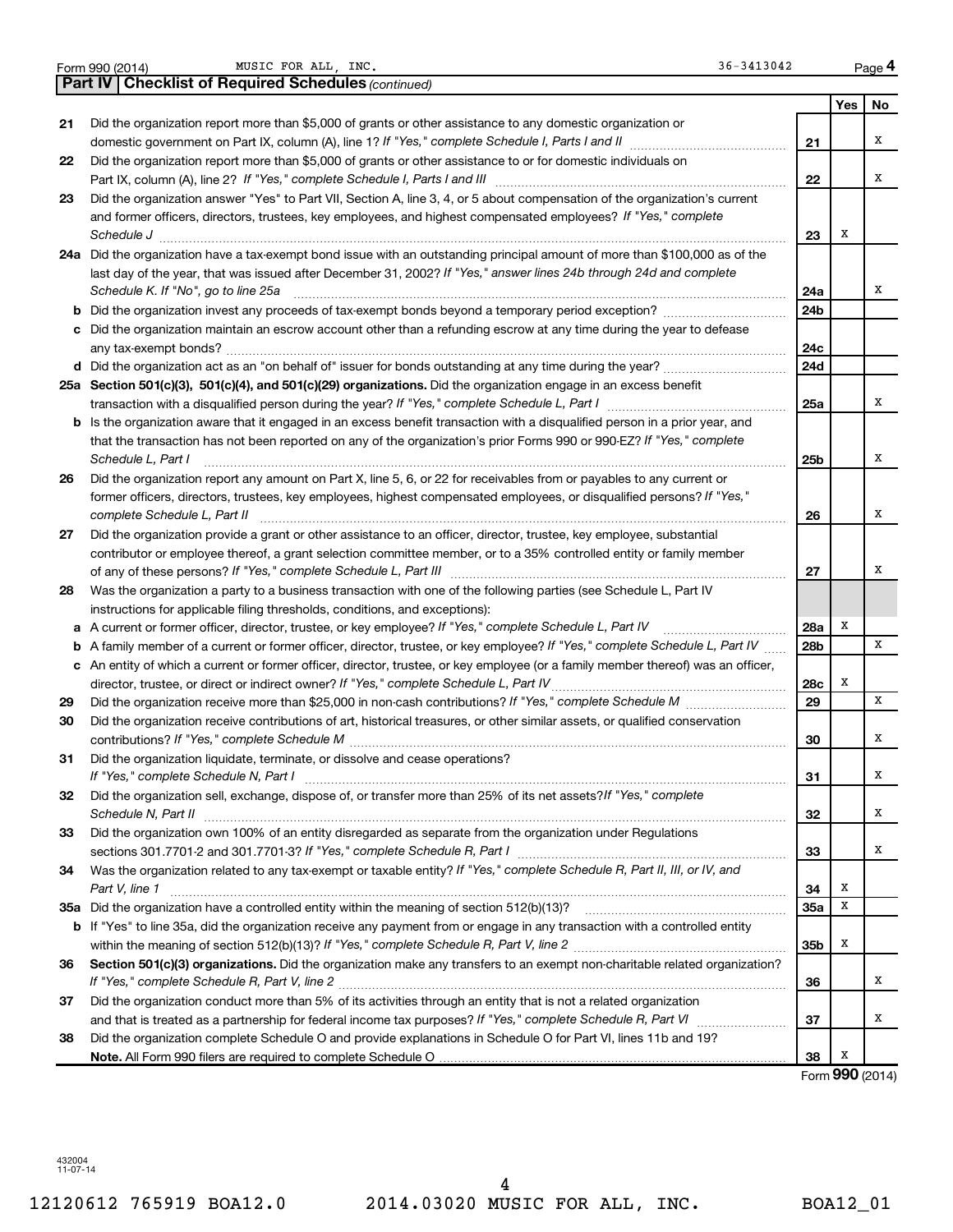Form 990 (2014) MUSIC FOR ALL, INC. 36-3413042 Page **4**

## Part IV | Checklist of Required Schedules *(continued)*

| | | | Yes | No |
|---|---|---|---|---|
| 21 | Did the organization report more than $5,000 of grants or other assistance to any domestic organization or domestic government on Part IX, column (A), line 1? *If "Yes," complete Schedule I, Parts I and II* | 21 | | X |
| 22 | Did the organization report more than $5,000 of grants or other assistance to or for domestic individuals on Part IX, column (A), line 2? *If "Yes," complete Schedule I, Parts I and III* | 22 | | X |
| 23 | Did the organization answer "Yes" to Part VII, Section A, line 3, 4, or 5 about compensation of the organization's current and former officers, directors, trustees, key employees, and highest compensated employees? *If "Yes," complete Schedule J* | 23 | X | |
| 24a | Did the organization have a tax-exempt bond issue with an outstanding principal amount of more than $100,000 as of the last day of the year, that was issued after December 31, 2002? *If "Yes," answer lines 24b through 24d and complete Schedule K. If "No", go to line 25a* | 24a | | X |
| b | Did the organization invest any proceeds of tax-exempt bonds beyond a temporary period exception? | 24b | | |
| c | Did the organization maintain an escrow account other than a refunding escrow at any time during the year to defease any tax-exempt bonds? | 24c | | |
| d | Did the organization act as an "on behalf of" issuer for bonds outstanding at any time during the year? | 24d | | |
| 25a | **Section 501(c)(3), 501(c)(4), and 501(c)(29) organizations.** Did the organization engage in an excess benefit transaction with a disqualified person during the year? *If "Yes," complete Schedule L, Part I* | 25a | | X |
| b | Is the organization aware that it engaged in an excess benefit transaction with a disqualified person in a prior year, and that the transaction has not been reported on any of the organization's prior Forms 990 or 990-EZ? *If "Yes," complete Schedule L, Part I* | 25b | | X |
| 26 | Did the organization report any amount on Part X, line 5, 6, or 22 for receivables from or payables to any current or former officers, directors, trustees, key employees, highest compensated employees, or disqualified persons? *If "Yes," complete Schedule L, Part II* | 26 | | X |
| 27 | Did the organization provide a grant or other assistance to an officer, director, trustee, key employee, substantial contributor or employee thereof, a grant selection committee member, or to a 35% controlled entity or family member of any of these persons? *If "Yes," complete Schedule L, Part III* | 27 | | X |
| 28 | Was the organization a party to a business transaction with one of the following parties (see Schedule L, Part IV instructions for applicable filing thresholds, conditions, and exceptions): | | | |
| a | A current or former officer, director, trustee, or key employee? *If "Yes," complete Schedule L, Part IV* | 28a | X | |
| b | A family member of a current or former officer, director, trustee, or key employee? *If "Yes," complete Schedule L, Part IV* | 28b | | X |
| c | An entity of which a current or former officer, director, trustee, or key employee (or a family member thereof) was an officer, director, trustee, or direct or indirect owner? *If "Yes," complete Schedule L, Part IV* | 28c | X | |
| 29 | Did the organization receive more than $25,000 in non-cash contributions? *If "Yes," complete Schedule M* | 29 | | X |
| 30 | Did the organization receive contributions of art, historical treasures, or other similar assets, or qualified conservation contributions? *If "Yes," complete Schedule M* | 30 | | X |
| 31 | Did the organization liquidate, terminate, or dissolve and cease operations? *If "Yes," complete Schedule N, Part I* | 31 | | X |
| 32 | Did the organization sell, exchange, dispose of, or transfer more than 25% of its net assets? *If "Yes," complete Schedule N, Part II* | 32 | | X |
| 33 | Did the organization own 100% of an entity disregarded as separate from the organization under Regulations sections 301.7701-2 and 301.7701-3? *If "Yes," complete Schedule R, Part I* | 33 | | X |
| 34 | Was the organization related to any tax-exempt or taxable entity? *If "Yes," complete Schedule R, Part II, III, or IV, and Part V, line 1* | 34 | X | |
| 35a | Did the organization have a controlled entity within the meaning of section 512(b)(13)? | 35a | X | |
| b | If "Yes" to line 35a, did the organization receive any payment from or engage in any transaction with a controlled entity within the meaning of section 512(b)(13)? *If "Yes," complete Schedule R, Part V, line 2* | 35b | X | |
| 36 | **Section 501(c)(3) organizations.** Did the organization make any transfers to an exempt non-charitable related organization? *If "Yes," complete Schedule R, Part V, line 2* | 36 | | X |
| 37 | Did the organization conduct more than 5% of its activities through an entity that is not a related organization and that is treated as a partnership for federal income tax purposes? *If "Yes," complete Schedule R, Part VI* | 37 | | X |
| 38 | Did the organization complete Schedule O and provide explanations in Schedule O for Part VI, lines 11b and 19? **Note.** All Form 990 filers are required to complete Schedule O | 38 | X | |

Form **990** (2014)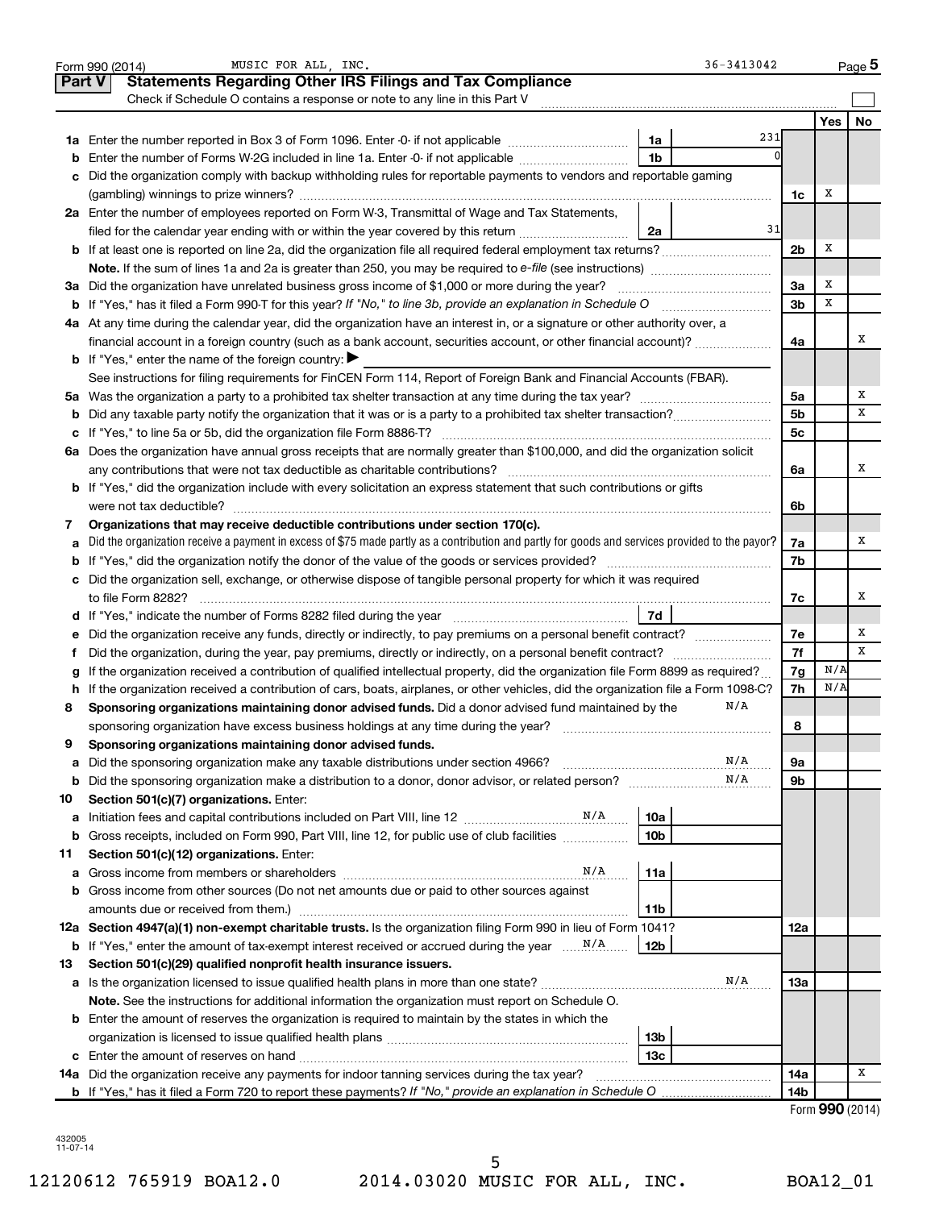Form 990 (2014) MUSIC FOR ALL, INC. 36-3413042 Page 5

## Part V Statements Regarding Other IRS Filings and Tax Compliance

Check if Schedule O contains a response or note to any line in this Part V

| | | | | | Yes | No |
|---|---|---|---|---|---|---|
| **1a** | Enter the number reported in Box 3 of Form 1096. Enter -0- if not applicable | 1a | 231 | | | |
| **b** | Enter the number of Forms W-2G included in line 1a. Enter -0- if not applicable | 1b | 0 | | | |
| **c** | Did the organization comply with backup withholding rules for reportable payments to vendors and reportable gaming (gambling) winnings to prize winners? | | | 1c | X | |
| **2a** | Enter the number of employees reported on Form W-3, Transmittal of Wage and Tax Statements, filed for the calendar year ending with or within the year covered by this return | 2a | 31 | | | |
| **b** | If at least one is reported on line 2a, did the organization file all required federal employment tax returns? | | | 2b | X | |
| | **Note.** If the sum of lines 1a and 2a is greater than 250, you may be required to *e-file* (see instructions) | | | | | |
| **3a** | Did the organization have unrelated business gross income of $1,000 or more during the year? | | | 3a | X | |
| **b** | If "Yes," has it filed a Form 990-T for this year? *If "No," to line 3b, provide an explanation in Schedule O* | | | 3b | X | |
| **4a** | At any time during the calendar year, did the organization have an interest in, or a signature or other authority over, a financial account in a foreign country (such as a bank account, securities account, or other financial account)? | | | 4a | | X |
| **b** | If "Yes," enter the name of the foreign country: ▶ | | | | | |
| | See instructions for filing requirements for FinCEN Form 114, Report of Foreign Bank and Financial Accounts (FBAR). | | | | | |
| **5a** | Was the organization a party to a prohibited tax shelter transaction at any time during the tax year? | | | 5a | | X |
| **b** | Did any taxable party notify the organization that it was or is a party to a prohibited tax shelter transaction? | | | 5b | | X |
| **c** | If "Yes," to line 5a or 5b, did the organization file Form 8886-T? | | | 5c | | |
| **6a** | Does the organization have annual gross receipts that are normally greater than $100,000, and did the organization solicit any contributions that were not tax deductible as charitable contributions? | | | 6a | | X |
| **b** | If "Yes," did the organization include with every solicitation an express statement that such contributions or gifts were not tax deductible? | | | 6b | | |
| **7** | **Organizations that may receive deductible contributions under section 170(c).** | | | | | |
| **a** | Did the organization receive a payment in excess of $75 made partly as a contribution and partly for goods and services provided to the payor? | | | 7a | | X |
| **b** | If "Yes," did the organization notify the donor of the value of the goods or services provided? | | | 7b | | |
| **c** | Did the organization sell, exchange, or otherwise dispose of tangible personal property for which it was required to file Form 8282? | | | 7c | | X |
| **d** | If "Yes," indicate the number of Forms 8282 filed during the year | 7d | | | | |
| **e** | Did the organization receive any funds, directly or indirectly, to pay premiums on a personal benefit contract? | | | 7e | | X |
| **f** | Did the organization, during the year, pay premiums, directly or indirectly, on a personal benefit contract? | | | 7f | | X |
| **g** | If the organization received a contribution of qualified intellectual property, did the organization file Form 8899 as required? | | | 7g | N/A | |
| **h** | If the organization received a contribution of cars, boats, airplanes, or other vehicles, did the organization file a Form 1098-C? | | | 7h | N/A | |
| **8** | **Sponsoring organizations maintaining donor advised funds.** Did a donor advised fund maintained by the sponsoring organization have excess business holdings at any time during the year? N/A | | | 8 | | |
| **9** | **Sponsoring organizations maintaining donor advised funds.** | | | | | |
| **a** | Did the sponsoring organization make any taxable distributions under section 4966? N/A | | | 9a | | |
| **b** | Did the sponsoring organization make a distribution to a donor, donor advisor, or related person? N/A | | | 9b | | |
| **10** | **Section 501(c)(7) organizations.** Enter: | | | | | |
| **a** | Initiation fees and capital contributions included on Part VIII, line 12 N/A | 10a | | | | |
| **b** | Gross receipts, included on Form 990, Part VIII, line 12, for public use of club facilities | 10b | | | | |
| **11** | **Section 501(c)(12) organizations.** Enter: | | | | | |
| **a** | Gross income from members or shareholders N/A | 11a | | | | |
| **b** | Gross income from other sources (Do not net amounts due or paid to other sources against amounts due or received from them.) | 11b | | | | |
| **12a** | **Section 4947(a)(1) non-exempt charitable trusts.** Is the organization filing Form 990 in lieu of Form 1041? | | | 12a | | |
| **b** | If "Yes," enter the amount of tax-exempt interest received or accrued during the year N/A | 12b | | | | |
| **13** | **Section 501(c)(29) qualified nonprofit health insurance issuers.** | | | | | |
| **a** | Is the organization licensed to issue qualified health plans in more than one state? N/A | | | 13a | | |
| | **Note.** See the instructions for additional information the organization must report on Schedule O. | | | | | |
| **b** | Enter the amount of reserves the organization is required to maintain by the states in which the organization is licensed to issue qualified health plans | 13b | | | | |
| **c** | Enter the amount of reserves on hand | 13c | | | | |
| **14a** | Did the organization receive any payments for indoor tanning services during the tax year? | | | 14a | | X |
| **b** | If "Yes," has it filed a Form 720 to report these payments? *If "No," provide an explanation in Schedule O* | | | 14b | | |

Form **990** (2014)

432005 11-07-14

12120612 765919 BOA12.0 2014.03020 MUSIC FOR ALL, INC. BOA12_01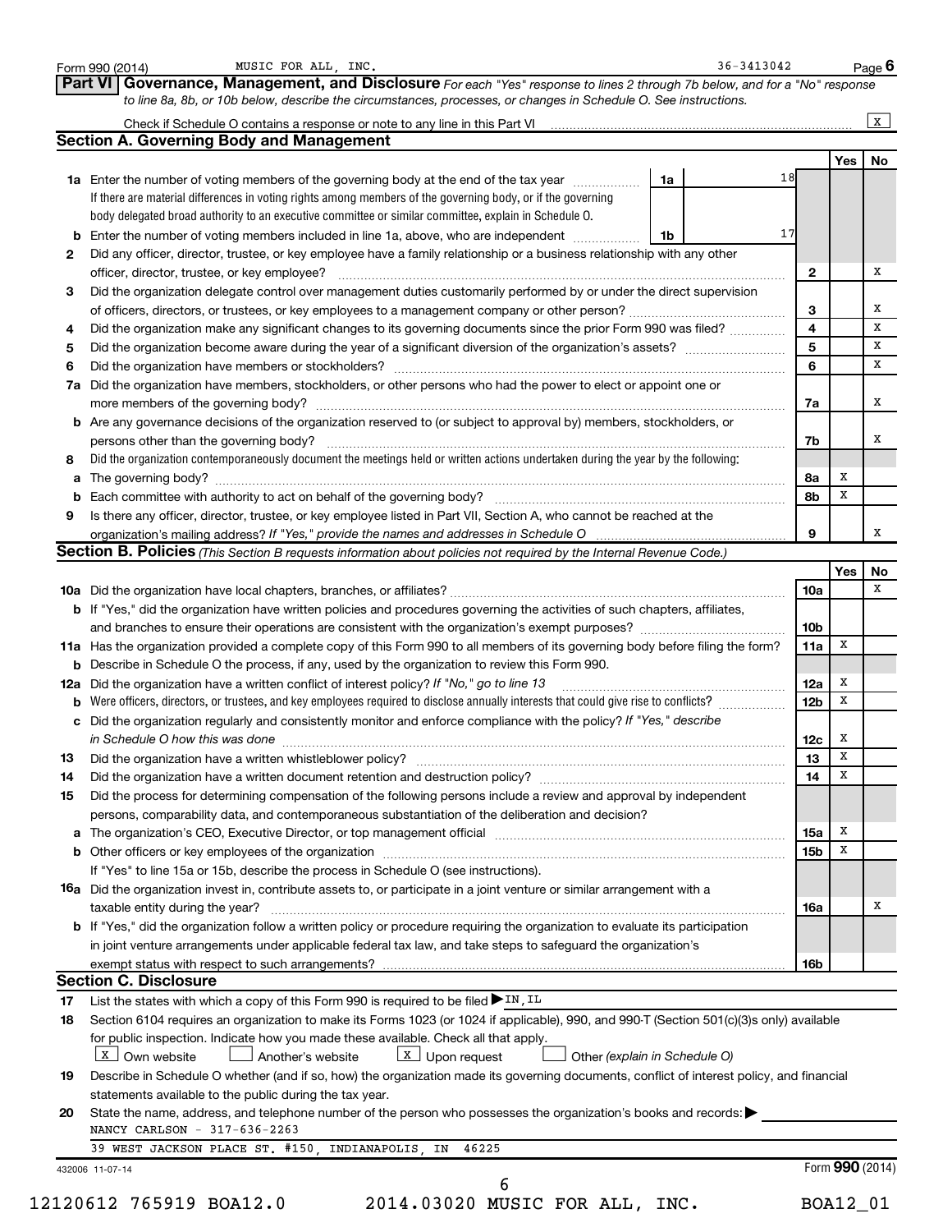Form 990 (2014) MUSIC FOR ALL, INC. 36-3413042 Page **6**

## Part VI Governance, Management, and Disclosure

*For each "Yes" response to lines 2 through 7b below, and for a "No" response to line 8a, 8b, or 10b below, describe the circumstances, processes, or changes in Schedule O. See instructions.*

Check if Schedule O contains a response or note to any line in this Part VI [X]

### Section A. Governing Body and Management

| | | | | Yes | No |
|---|---|---|---|---|---|
| **1a** | Enter the number of voting members of the governing body at the end of the tax year. If there are material differences in voting rights among members of the governing body, or if the governing body delegated broad authority to an executive committee or similar committee, explain in Schedule O. | 1a | 18 | | |
| **b** | Enter the number of voting members included in line 1a, above, who are independent | 1b | 17 | | |
| **2** | Did any officer, director, trustee, or key employee have a family relationship or a business relationship with any other officer, director, trustee, or key employee? | 2 | | | X |
| **3** | Did the organization delegate control over management duties customarily performed by or under the direct supervision of officers, directors, or trustees, or key employees to a management company or other person? | 3 | | | X |
| **4** | Did the organization make any significant changes to its governing documents since the prior Form 990 was filed? | 4 | | | X |
| **5** | Did the organization become aware during the year of a significant diversion of the organization's assets? | 5 | | | X |
| **6** | Did the organization have members or stockholders? | 6 | | | X |
| **7a** | Did the organization have members, stockholders, or other persons who had the power to elect or appoint one or more members of the governing body? | 7a | | | X |
| **b** | Are any governance decisions of the organization reserved to (or subject to approval by) members, stockholders, or persons other than the governing body? | 7b | | | X |
| **8** | Did the organization contemporaneously document the meetings held or written actions undertaken during the year by the following: | | | | |
| **a** | The governing body? | 8a | | X | |
| **b** | Each committee with authority to act on behalf of the governing body? | 8b | | X | |
| **9** | Is there any officer, director, trustee, or key employee listed in Part VII, Section A, who cannot be reached at the organization's mailing address? *If "Yes," provide the names and addresses in Schedule O* | 9 | | | X |

### Section B. Policies *(This Section B requests information about policies not required by the Internal Revenue Code.)*

| | | | Yes | No |
|---|---|---|---|---|
| **10a** | Did the organization have local chapters, branches, or affiliates? | 10a | | X |
| **b** | If "Yes," did the organization have written policies and procedures governing the activities of such chapters, affiliates, and branches to ensure their operations are consistent with the organization's exempt purposes? | 10b | | |
| **11a** | Has the organization provided a complete copy of this Form 990 to all members of its governing body before filing the form? | 11a | X | |
| **b** | Describe in Schedule O the process, if any, used by the organization to review this Form 990. | | | |
| **12a** | Did the organization have a written conflict of interest policy? *If "No," go to line 13* | 12a | X | |
| **b** | Were officers, directors, or trustees, and key employees required to disclose annually interests that could give rise to conflicts? | 12b | X | |
| **c** | Did the organization regularly and consistently monitor and enforce compliance with the policy? *If "Yes," describe in Schedule O how this was done* | 12c | X | |
| **13** | Did the organization have a written whistleblower policy? | 13 | X | |
| **14** | Did the organization have a written document retention and destruction policy? | 14 | X | |
| **15** | Did the process for determining compensation of the following persons include a review and approval by independent persons, comparability data, and contemporaneous substantiation of the deliberation and decision? | | | |
| **a** | The organization's CEO, Executive Director, or top management official | 15a | X | |
| **b** | Other officers or key employees of the organization | 15b | X | |
| | If "Yes" to line 15a or 15b, describe the process in Schedule O (see instructions). | | | |
| **16a** | Did the organization invest in, contribute assets to, or participate in a joint venture or similar arrangement with a taxable entity during the year? | 16a | | X |
| **b** | If "Yes," did the organization follow a written policy or procedure requiring the organization to evaluate its participation in joint venture arrangements under applicable federal tax law, and take steps to safeguard the organization's exempt status with respect to such arrangements? | 16b | | |

### Section C. Disclosure

**17** List the states with which a copy of this Form 990 is required to be filed ▶ IN, IL

**18** Section 6104 requires an organization to make its Forms 1023 (or 1024 if applicable), 990, and 990-T (Section 501(c)(3)s only) available for public inspection. Indicate how you made these available. Check all that apply.

[X] Own website [ ] Another's website [X] Upon request [ ] Other *(explain in Schedule O)*

**19** Describe in Schedule O whether (and if so, how) the organization made its governing documents, conflict of interest policy, and financial statements available to the public during the tax year.

**20** State the name, address, and telephone number of the person who possesses the organization's books and records: ▶

NANCY CARLSON - 317-636-2263

39 WEST JACKSON PLACE ST. #150, INDIANAPOLIS, IN 46225

432006 11-07-14 Form **990** (2014)

12120612 765919 BOA12.0 2014.03020 MUSIC FOR ALL, INC. BOA12_01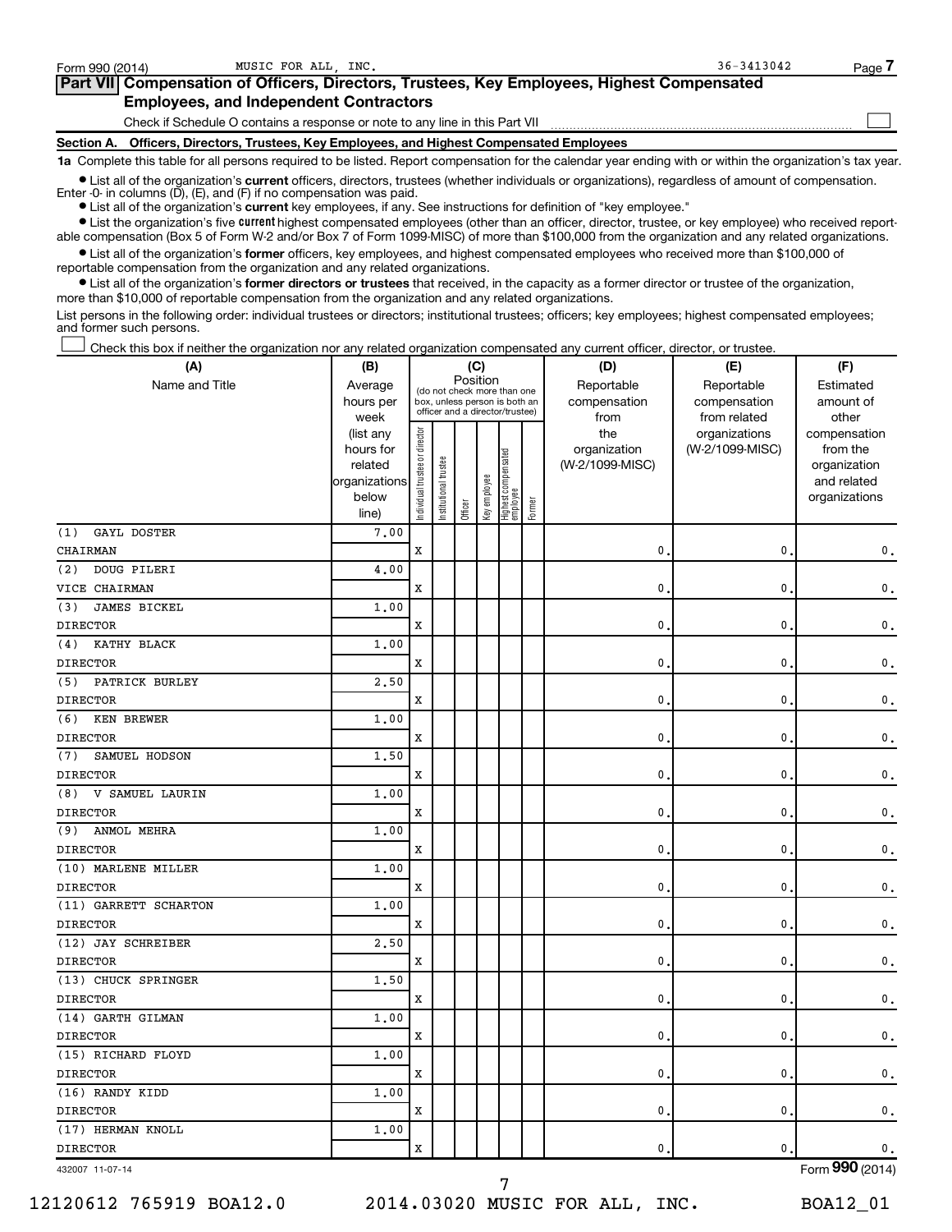Form 990 (2014) MUSIC FOR ALL, INC. 36-3413042

## Part VII Compensation of Officers, Directors, Trustees, Key Employees, Highest Compensated Employees, and Independent Contractors

Check if Schedule O contains a response or note to any line in this Part VII ☐

### Section A. Officers, Directors, Trustees, Key Employees, and Highest Compensated Employees

**1a** Complete this table for all persons required to be listed. Report compensation for the calendar year ending with or within the organization's tax year.

- List all of the organization's **current** officers, directors, trustees (whether individuals or organizations), regardless of amount of compensation. Enter -0- in columns (D), (E), and (F) if no compensation was paid.
- List all of the organization's **current** key employees, if any. See instructions for definition of "key employee."
- List the organization's five **current** highest compensated employees (other than an officer, director, trustee, or key employee) who received reportable compensation (Box 5 of Form W-2 and/or Box 7 of Form 1099-MISC) of more than $100,000 from the organization and any related organizations.
- List all of the organization's **former** officers, key employees, and highest compensated employees who received more than $100,000 of reportable compensation from the organization and any related organizations.
- List all of the organization's **former directors or trustees** that received, in the capacity as a former director or trustee of the organization, more than $10,000 of reportable compensation from the organization and any related organizations.

List persons in the following order: individual trustees or directors; institutional trustees; officers; key employees; highest compensated employees; and former such persons.

☐ Check this box if neither the organization nor any related organization compensated any current officer, director, or trustee.

| (A) Name and Title | (B) Average hours per week (list any hours for related organizations below line) | (C) Position: Individual trustee or director | Institutional trustee | Officer | Key employee | Highest compensated employee | Former | (D) Reportable compensation from the organization (W-2/1099-MISC) | (E) Reportable compensation from related organizations (W-2/1099-MISC) | (F) Estimated amount of other compensation from the organization and related organizations |
|---|---|---|---|---|---|---|---|---|---|---|
| (1) GAYL DOSTER<br>CHAIRMAN | 7.00 | X | | | | | | 0. | 0. | 0. |
| (2) DOUG PILERI<br>VICE CHAIRMAN | 4.00 | X | | | | | | 0. | 0. | 0. |
| (3) JAMES BICKEL<br>DIRECTOR | 1.00 | X | | | | | | 0. | 0. | 0. |
| (4) KATHY BLACK<br>DIRECTOR | 1.00 | X | | | | | | 0. | 0. | 0. |
| (5) PATRICK BURLEY<br>DIRECTOR | 2.50 | X | | | | | | 0. | 0. | 0. |
| (6) KEN BREWER<br>DIRECTOR | 1.00 | X | | | | | | 0. | 0. | 0. |
| (7) SAMUEL HODSON<br>DIRECTOR | 1.50 | X | | | | | | 0. | 0. | 0. |
| (8) V SAMUEL LAURIN<br>DIRECTOR | 1.00 | X | | | | | | 0. | 0. | 0. |
| (9) ANMOL MEHRA<br>DIRECTOR | 1.00 | X | | | | | | 0. | 0. | 0. |
| (10) MARLENE MILLER<br>DIRECTOR | 1.00 | X | | | | | | 0. | 0. | 0. |
| (11) GARRETT SCHARTON<br>DIRECTOR | 1.00 | X | | | | | | 0. | 0. | 0. |
| (12) JAY SCHREIBER<br>DIRECTOR | 2.50 | X | | | | | | 0. | 0. | 0. |
| (13) CHUCK SPRINGER<br>DIRECTOR | 1.50 | X | | | | | | 0. | 0. | 0. |
| (14) GARTH GILMAN<br>DIRECTOR | 1.00 | X | | | | | | 0. | 0. | 0. |
| (15) RICHARD FLOYD<br>DIRECTOR | 1.00 | X | | | | | | 0. | 0. | 0. |
| (16) RANDY KIDD<br>DIRECTOR | 1.00 | X | | | | | | 0. | 0. | 0. |
| (17) HERMAN KNOLL<br>DIRECTOR | 1.00 | X | | | | | | 0. | 0. | 0. |

432007 11-07-14 Form 990 (2014)

12120612 765919 BOA12.0 2014.03020 MUSIC FOR ALL, INC. BOA12_01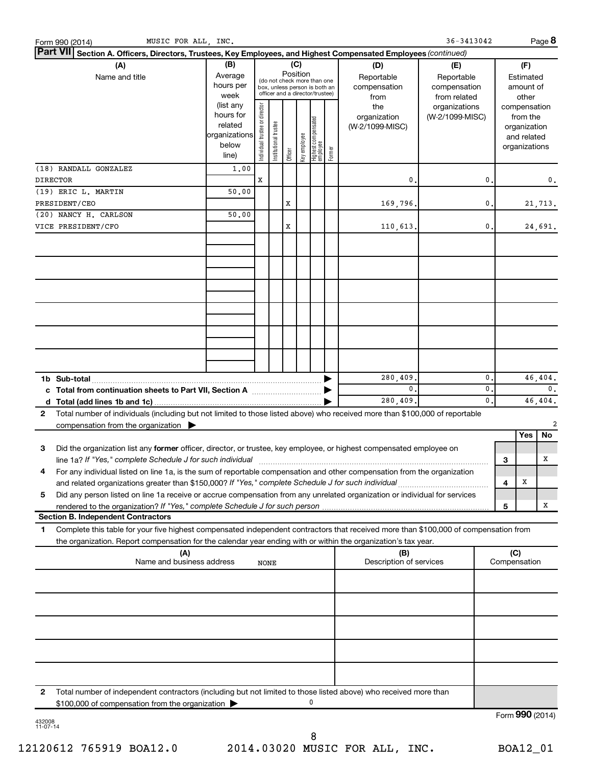Form 990 (2014) MUSIC FOR ALL, INC. 36-3413042 Page **8**

**Part VII Section A. Officers, Directors, Trustees, Key Employees, and Highest Compensated Employees** *(continued)*

| (A) Name and title | (B) Average hours per week (list any hours for related organizations below line) | (C) Position: Individual trustee or director | Institutional trustee | Officer | Key employee | Highest compensated employee | Former | (D) Reportable compensation from the organization (W-2/1099-MISC) | (E) Reportable compensation from related organizations (W-2/1099-MISC) | (F) Estimated amount of other compensation from the organization and related organizations |
|---|---|---|---|---|---|---|---|---|---|---|
| (18) RANDALL GONZALEZ<br>DIRECTOR | 1.00 | X | | | | | | 0. | 0. | 0. |
| (19) ERIC L. MARTIN<br>PRESIDENT/CEO | 50.00 | | | X | | | | 169,796. | 0. | 21,713. |
| (20) NANCY H. CARLSON<br>VICE PRESIDENT/CFO | 50.00 | | | X | | | | 110,613. | 0. | 24,691. |
| **1b Sub-total** | | | | | | | | 280,409. | 0. | 46,404. |
| **c Total from continuation sheets to Part VII, Section A** | | | | | | | | 0. | 0. | 0. |
| **d Total (add lines 1b and 1c)** | | | | | | | | 280,409. | 0. | 46,404. |

**2** Total number of individuals (including but not limited to those listed above) who received more than $100,000 of reportable compensation from the organization ▶ 2

| | | Yes | No |
|---|---|---|---|
| **3** Did the organization list any **former** officer, director, or trustee, key employee, or highest compensated employee on line 1a? *If "Yes," complete Schedule J for such individual* | 3 | | X |
| **4** For any individual listed on line 1a, is the sum of reportable compensation and other compensation from the organization and related organizations greater than $150,000? *If "Yes," complete Schedule J for such individual* | 4 | X | |
| **5** Did any person listed on line 1a receive or accrue compensation from any unrelated organization or individual for services rendered to the organization? *If "Yes," complete Schedule J for such person* | 5 | | X |

**Section B. Independent Contractors**

**1** Complete this table for your five highest compensated independent contractors that received more than $100,000 of compensation from the organization. Report compensation for the calendar year ending with or within the organization's tax year.

| (A) Name and business address | (B) Description of services | (C) Compensation |
|---|---|---|
| NONE | | |

**2** Total number of independent contractors (including but not limited to those listed above) who received more than $100,000 of compensation from the organization ▶ 0

Form **990** (2014)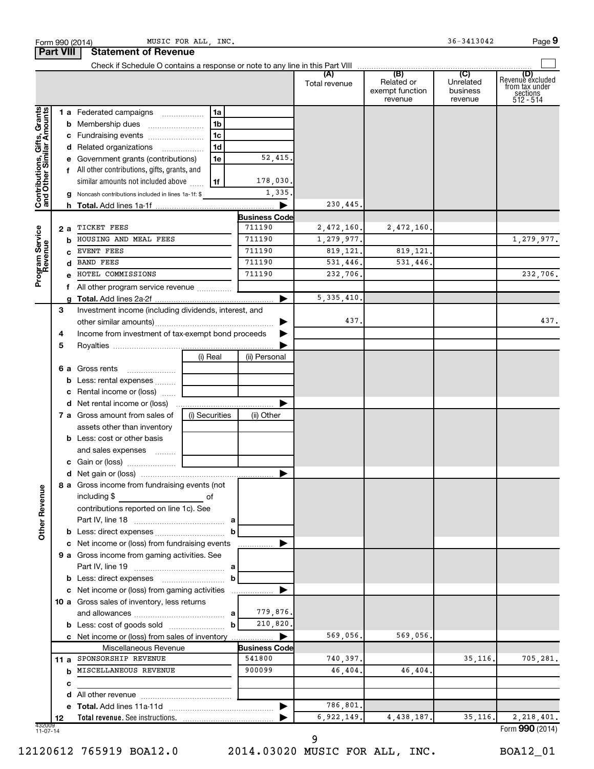Form 990 (2014) MUSIC FOR ALL, INC. 36-3413042 Page 9

**Part VIII Statement of Revenue**

Check if Schedule O contains a response or note to any line in this Part VIII

| | | | | (A) Total revenue | (B) Related or exempt function revenue | (C) Unrelated business revenue | (D) Revenue excluded from tax under sections 512 - 514 |
|---|---|---|---|---|---|---|---|
| **Contributions, Gifts, Grants and Other Similar Amounts** | 1 a Federated campaigns | 1a | | | | | |
| | b Membership dues | 1b | | | | | |
| | c Fundraising events | 1c | | | | | |
| | d Related organizations | 1d | | | | | |
| | e Government grants (contributions) | 1e | 52,415. | | | | |
| | f All other contributions, gifts, grants, and similar amounts not included above | 1f | 178,030. | | | | |
| | g Noncash contributions included in lines 1a-1f: $ | | 1,335. | | | | |
| | h **Total.** Add lines 1a-1f | | ▶ | 230,445. | | | |
| **Program Service Revenue** | | | **Business Code** | | | | |
| | 2 a TICKET FEES | | 711190 | 2,472,160. | 2,472,160. | | |
| | b HOUSING AND MEAL FEES | | 711190 | 1,279,977. | | | 1,279,977. |
| | c EVENT FEES | | 711190 | 819,121. | 819,121. | | |
| | d BAND FEES | | 711190 | 531,446. | 531,446. | | |
| | e HOTEL COMMISSIONS | | 711190 | 232,706. | | | 232,706. |
| | f All other program service revenue | | | | | | |
| | g **Total.** Add lines 2a-2f | | ▶ | 5,335,410. | | | |
| **Other Revenue** | 3 Investment income (including dividends, interest, and other similar amounts) | | ▶ | 437. | | | 437. |
| | 4 Income from investment of tax-exempt bond proceeds | | ▶ | | | | |
| | 5 Royalties | | ▶ | | | | |
| | | (i) Real | (ii) Personal | | | | |
| | 6 a Gross rents | | | | | | |
| | b Less: rental expenses | | | | | | |
| | c Rental income or (loss) | | | | | | |
| | d Net rental income or (loss) | | ▶ | | | | |
| | 7 a Gross amount from sales of assets other than inventory | (i) Securities | (ii) Other | | | | |
| | b Less: cost or other basis and sales expenses | | | | | | |
| | c Gain or (loss) | | | | | | |
| | d Net gain or (loss) | | ▶ | | | | |
| | 8 a Gross income from fundraising events (not including $ of contributions reported on line 1c). See Part IV, line 18 | a | | | | | |
| | b Less: direct expenses | b | | | | | |
| | c Net income or (loss) from fundraising events | | ▶ | | | | |
| | 9 a Gross income from gaming activities. See Part IV, line 19 | a | | | | | |
| | b Less: direct expenses | b | | | | | |
| | c Net income or (loss) from gaming activities | | ▶ | | | | |
| | 10 a Gross sales of inventory, less returns and allowances | a | 779,876. | | | | |
| | b Less: cost of goods sold | b | 210,820. | | | | |
| | c Net income or (loss) from sales of inventory | | ▶ | 569,056. | 569,056. | | |
| | Miscellaneous Revenue | | **Business Code** | | | | |
| | 11 a SPONSORSHIP REVENUE | | 541800 | 740,397. | | 35,116. | 705,281. |
| | b MISCELLANEOUS REVENUE | | 900099 | 46,404. | 46,404. | | |
| | c | | | | | | |
| | d All other revenue | | | | | | |
| | e **Total.** Add lines 11a-11d | | ▶ | 786,801. | | | |
| | 12 **Total revenue.** See instructions. | | ▶ | 6,922,149. | 4,438,187. | 35,116. | 2,218,401. |

432009 11-07-14

Form **990** (2014)

12120612 765919 BOA12.0 2014.03020 MUSIC FOR ALL, INC. BOA12_01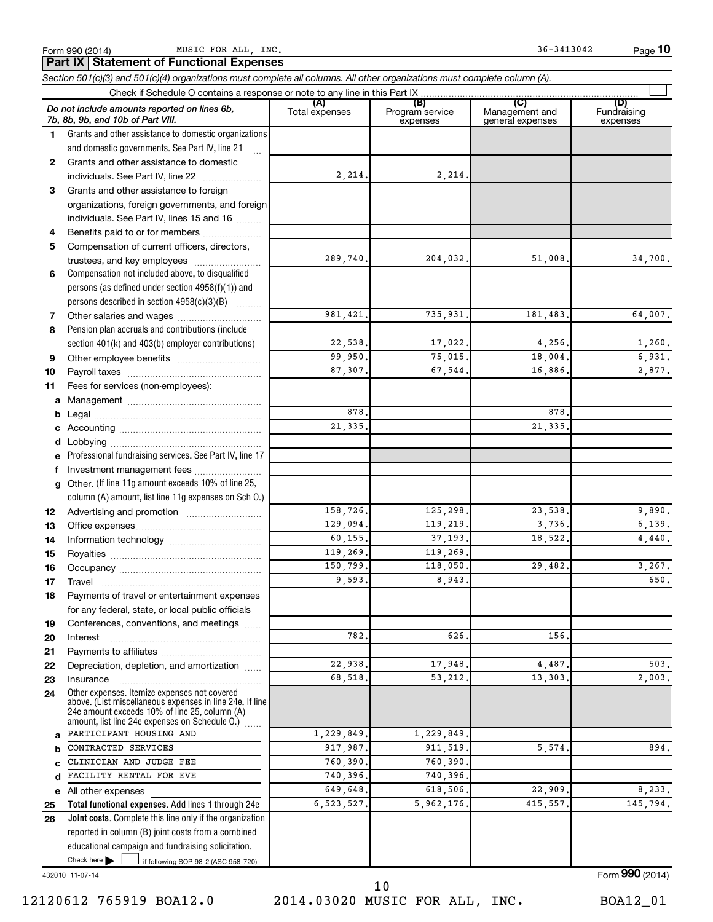Form 990 (2014) MUSIC FOR ALL, INC. 36-3413042

## Part IX Statement of Functional Expenses

*Section 501(c)(3) and 501(c)(4) organizations must complete all columns. All other organizations must complete column (A).*

Check if Schedule O contains a response or note to any line in this Part IX ☐

| *Do not include amounts reported on lines 6b, 7b, 8b, 9b, and 10b of Part VIII.* | (A) Total expenses | (B) Program service expenses | (C) Management and general expenses | (D) Fundraising expenses |
|---|---|---|---|---|
| 1 Grants and other assistance to domestic organizations and domestic governments. See Part IV, line 21 | | | | |
| 2 Grants and other assistance to domestic individuals. See Part IV, line 22 | 2,214. | 2,214. | | |
| 3 Grants and other assistance to foreign organizations, foreign governments, and foreign individuals. See Part IV, lines 15 and 16 | | | | |
| 4 Benefits paid to or for members | | | | |
| 5 Compensation of current officers, directors, trustees, and key employees | 289,740. | 204,032. | 51,008. | 34,700. |
| 6 Compensation not included above, to disqualified persons (as defined under section 4958(f)(1)) and persons described in section 4958(c)(3)(B) | | | | |
| 7 Other salaries and wages | 981,421. | 735,931. | 181,483. | 64,007. |
| 8 Pension plan accruals and contributions (include section 401(k) and 403(b) employer contributions) | 22,538. | 17,022. | 4,256. | 1,260. |
| 9 Other employee benefits | 99,950. | 75,015. | 18,004. | 6,931. |
| 10 Payroll taxes | 87,307. | 67,544. | 16,886. | 2,877. |
| 11 Fees for services (non-employees): | | | | |
| a Management | | | | |
| b Legal | 878. | | 878. | |
| c Accounting | 21,335. | | 21,335. | |
| d Lobbying | | | | |
| e Professional fundraising services. See Part IV, line 17 | | | | |
| f Investment management fees | | | | |
| g Other. (If line 11g amount exceeds 10% of line 25, column (A) amount, list line 11g expenses on Sch O.) | | | | |
| 12 Advertising and promotion | 158,726. | 125,298. | 23,538. | 9,890. |
| 13 Office expenses | 129,094. | 119,219. | 3,736. | 6,139. |
| 14 Information technology | 60,155. | 37,193. | 18,522. | 4,440. |
| 15 Royalties | 119,269. | 119,269. | | |
| 16 Occupancy | 150,799. | 118,050. | 29,482. | 3,267. |
| 17 Travel | 9,593. | 8,943. | | 650. |
| 18 Payments of travel or entertainment expenses for any federal, state, or local public officials | | | | |
| 19 Conferences, conventions, and meetings | | | | |
| 20 Interest | 782. | 626. | 156. | |
| 21 Payments to affiliates | | | | |
| 22 Depreciation, depletion, and amortization | 22,938. | 17,948. | 4,487. | 503. |
| 23 Insurance | 68,518. | 53,212. | 13,303. | 2,003. |
| 24 Other expenses. Itemize expenses not covered above. (List miscellaneous expenses in line 24e. If line 24e amount exceeds 10% of line 25, column (A) amount, list line 24e expenses on Schedule O.) | | | | |
| a PARTICIPANT HOUSING AND | 1,229,849. | 1,229,849. | | |
| b CONTRACTED SERVICES | 917,987. | 911,519. | 5,574. | 894. |
| c CLINICIAN AND JUDGE FEE | 760,390. | 760,390. | | |
| d FACILITY RENTAL FOR EVE | 740,396. | 740,396. | | |
| e All other expenses | 649,648. | 618,506. | 22,909. | 8,233. |
| 25 **Total functional expenses.** Add lines 1 through 24e | 6,523,527. | 5,962,176. | 415,557. | 145,794. |
| 26 **Joint costs.** Complete this line only if the organization reported in column (B) joint costs from a combined educational campaign and fundraising solicitation. Check here ☐ if following SOP 98-2 (ASC 958-720) | | | | |

432010 11-07-14

Form **990** (2014)

12120612 765919 BOA12.0 2014.03020 MUSIC FOR ALL, INC. BOA12_01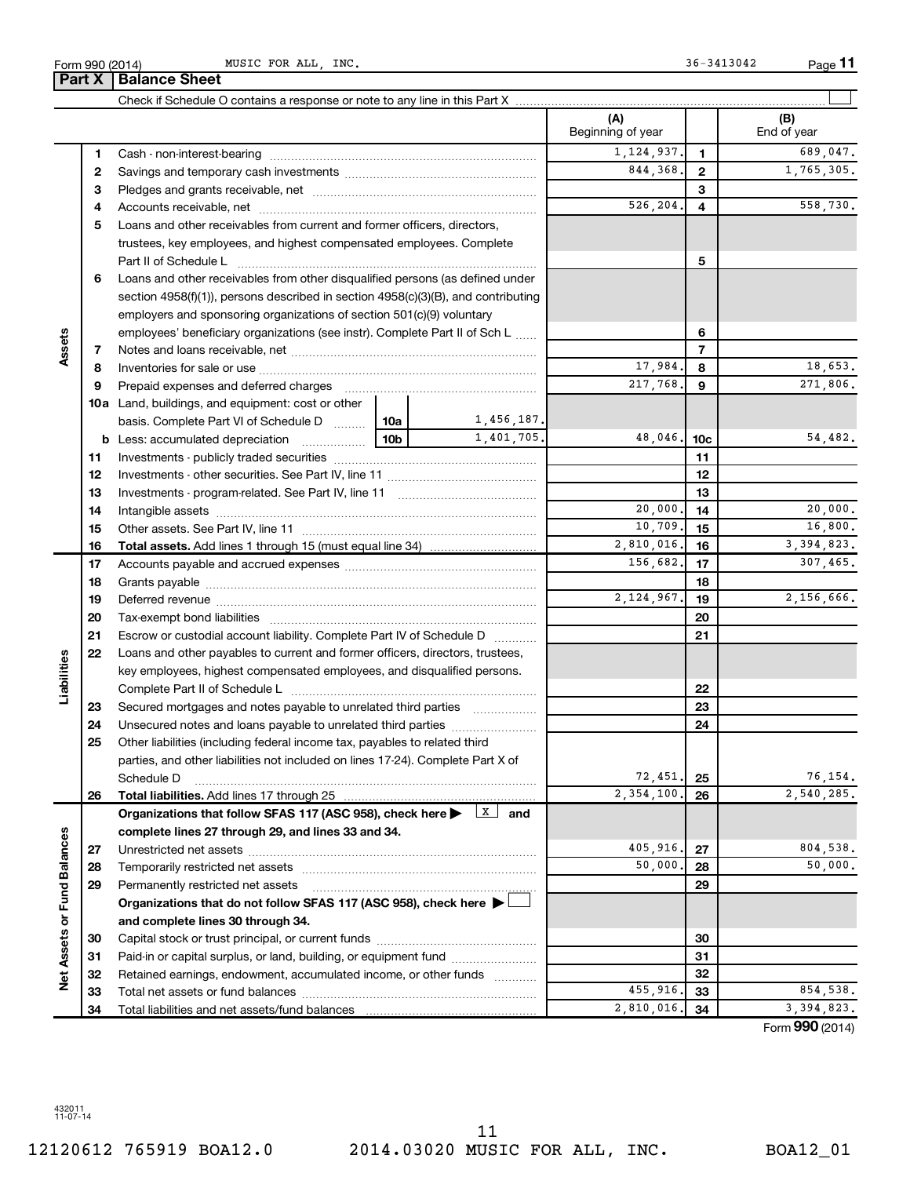Form 990 (2014) MUSIC FOR ALL, INC. 36-3413042 Page 11

## Part X Balance Sheet

Check if Schedule O contains a response or note to any line in this Part X

| Section | Line | Description | | | (A) Beginning of year | Line | (B) End of year |
|---|---|---|---|---|---|---|---|
| Assets | 1 | Cash - non-interest-bearing | | | 1,124,937. | 1 | 689,047. |
| | 2 | Savings and temporary cash investments | | | 844,368. | 2 | 1,765,305. |
| | 3 | Pledges and grants receivable, net | | | | 3 | |
| | 4 | Accounts receivable, net | | | 526,204. | 4 | 558,730. |
| | 5 | Loans and other receivables from current and former officers, directors, trustees, key employees, and highest compensated employees. Complete Part II of Schedule L | | | | 5 | |
| | 6 | Loans and other receivables from other disqualified persons (as defined under section 4958(f)(1)), persons described in section 4958(c)(3)(B), and contributing employers and sponsoring organizations of section 501(c)(9) voluntary employees' beneficiary organizations (see instr). Complete Part II of Sch L | | | | 6 | |
| | 7 | Notes and loans receivable, net | | | | 7 | |
| | 8 | Inventories for sale or use | | | 17,984. | 8 | 18,653. |
| | 9 | Prepaid expenses and deferred charges | | | 217,768. | 9 | 271,806. |
| | 10a | Land, buildings, and equipment: cost or other basis. Complete Part VI of Schedule D | 10a | 1,456,187. | | | |
| | b | Less: accumulated depreciation | 10b | 1,401,705. | 48,046. | 10c | 54,482. |
| | 11 | Investments - publicly traded securities | | | | 11 | |
| | 12 | Investments - other securities. See Part IV, line 11 | | | | 12 | |
| | 13 | Investments - program-related. See Part IV, line 11 | | | | 13 | |
| | 14 | Intangible assets | | | 20,000. | 14 | 20,000. |
| | 15 | Other assets. See Part IV, line 11 | | | 10,709. | 15 | 16,800. |
| | 16 | **Total assets.** Add lines 1 through 15 (must equal line 34) | | | 2,810,016. | 16 | 3,394,823. |
| Liabilities | 17 | Accounts payable and accrued expenses | | | 156,682. | 17 | 307,465. |
| | 18 | Grants payable | | | | 18 | |
| | 19 | Deferred revenue | | | 2,124,967. | 19 | 2,156,666. |
| | 20 | Tax-exempt bond liabilities | | | | 20 | |
| | 21 | Escrow or custodial account liability. Complete Part IV of Schedule D | | | | 21 | |
| | 22 | Loans and other payables to current and former officers, directors, trustees, key employees, highest compensated employees, and disqualified persons. Complete Part II of Schedule L | | | | 22 | |
| | 23 | Secured mortgages and notes payable to unrelated third parties | | | | 23 | |
| | 24 | Unsecured notes and loans payable to unrelated third parties | | | | 24 | |
| | 25 | Other liabilities (including federal income tax, payables to related third parties, and other liabilities not included on lines 17-24). Complete Part X of Schedule D | | | 72,451. | 25 | 76,154. |
| | 26 | **Total liabilities.** Add lines 17 through 25 | | | 2,354,100. | 26 | 2,540,285. |
| Net Assets or Fund Balances | | **Organizations that follow SFAS 117 (ASC 958), check here ▶ [X] and complete lines 27 through 29, and lines 33 and 34.** | | | | | |
| | 27 | Unrestricted net assets | | | 405,916. | 27 | 804,538. |
| | 28 | Temporarily restricted net assets | | | 50,000. | 28 | 50,000. |
| | 29 | Permanently restricted net assets | | | | 29 | |
| | | **Organizations that do not follow SFAS 117 (ASC 958), check here ▶ [ ] and complete lines 30 through 34.** | | | | | |
| | 30 | Capital stock or trust principal, or current funds | | | | 30 | |
| | 31 | Paid-in or capital surplus, or land, building, or equipment fund | | | | 31 | |
| | 32 | Retained earnings, endowment, accumulated income, or other funds | | | | 32 | |
| | 33 | Total net assets or fund balances | | | 455,916. | 33 | 854,538. |
| | 34 | Total liabilities and net assets/fund balances | | | 2,810,016. | 34 | 3,394,823. |

Form **990** (2014)

432011 11-07-14

12120612 765919 BOA12.0 2014.03020 MUSIC FOR ALL, INC. BOA12_01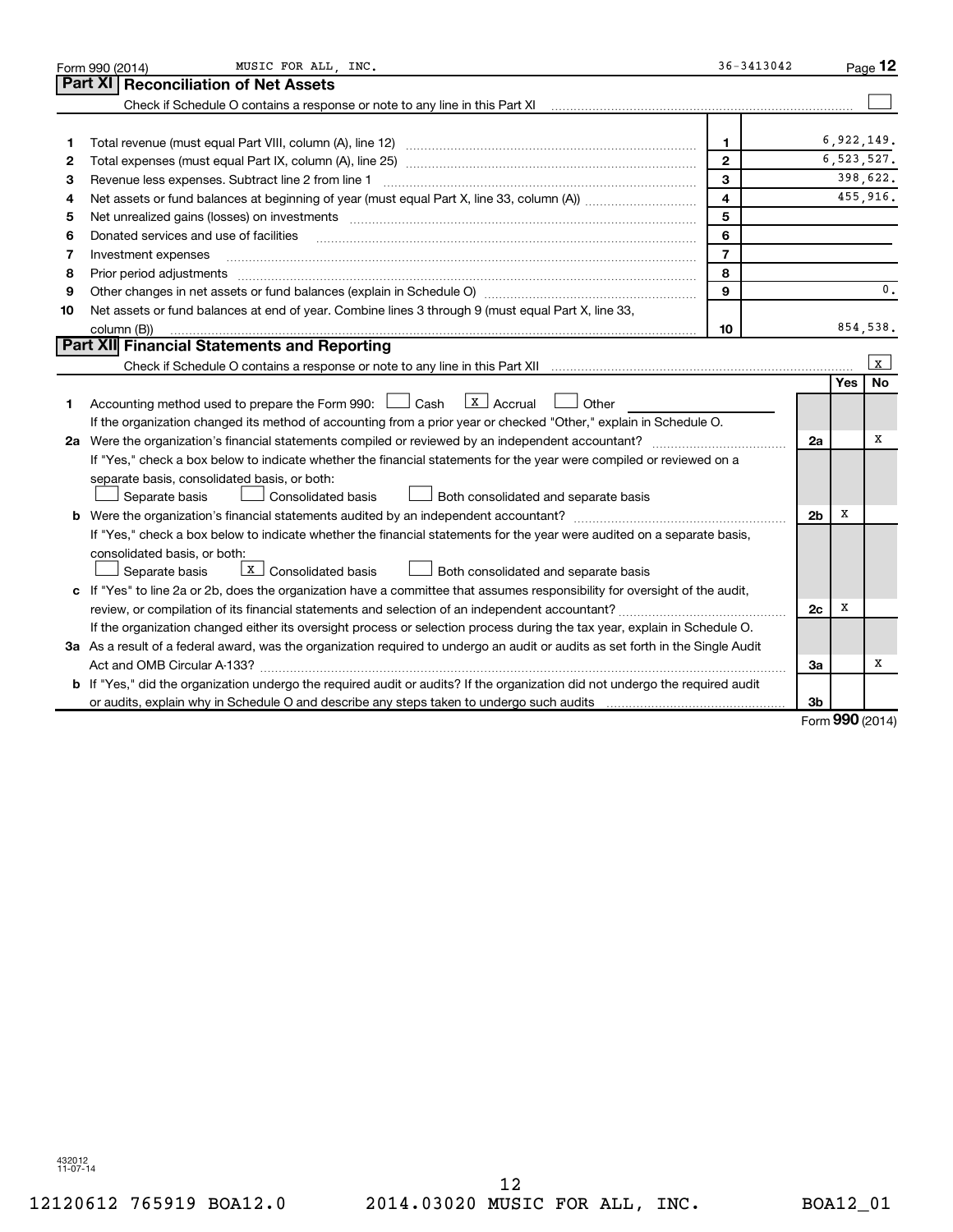Form 990 (2014) MUSIC FOR ALL, INC. 36-3413042 Page 12

## Part XI Reconciliation of Net Assets

Check if Schedule O contains a response or note to any line in this Part XI ☐

| | | | |
|---|---|---|---|
| 1 | Total revenue (must equal Part VIII, column (A), line 12) | 1 | 6,922,149. |
| 2 | Total expenses (must equal Part IX, column (A), line 25) | 2 | 6,523,527. |
| 3 | Revenue less expenses. Subtract line 2 from line 1 | 3 | 398,622. |
| 4 | Net assets or fund balances at beginning of year (must equal Part X, line 33, column (A)) | 4 | 455,916. |
| 5 | Net unrealized gains (losses) on investments | 5 | |
| 6 | Donated services and use of facilities | 6 | |
| 7 | Investment expenses | 7 | |
| 8 | Prior period adjustments | 8 | |
| 9 | Other changes in net assets or fund balances (explain in Schedule O) | 9 | 0. |
| 10 | Net assets or fund balances at end of year. Combine lines 3 through 9 (must equal Part X, line 33, column (B)) | 10 | 854,538. |

## Part XII Financial Statements and Reporting

Check if Schedule O contains a response or note to any line in this Part XII ☒

| | | | Yes | No |
|---|---|---|---|---|
| 1 | Accounting method used to prepare the Form 990: ☐ Cash ☒ Accrual ☐ Other<br>If the organization changed its method of accounting from a prior year or checked "Other," explain in Schedule O. | | | |
| 2a | Were the organization's financial statements compiled or reviewed by an independent accountant?<br>If "Yes," check a box below to indicate whether the financial statements for the year were compiled or reviewed on a separate basis, consolidated basis, or both:<br>☐ Separate basis ☐ Consolidated basis ☐ Both consolidated and separate basis | 2a | | X |
| b | Were the organization's financial statements audited by an independent accountant?<br>If "Yes," check a box below to indicate whether the financial statements for the year were audited on a separate basis, consolidated basis, or both:<br>☐ Separate basis ☒ Consolidated basis ☐ Both consolidated and separate basis | 2b | X | |
| c | If "Yes" to line 2a or 2b, does the organization have a committee that assumes responsibility for oversight of the audit, review, or compilation of its financial statements and selection of an independent accountant?<br>If the organization changed either its oversight process or selection process during the tax year, explain in Schedule O. | 2c | X | |
| 3a | As a result of a federal award, was the organization required to undergo an audit or audits as set forth in the Single Audit Act and OMB Circular A-133? | 3a | | X |
| b | If "Yes," did the organization undergo the required audit or audits? If the organization did not undergo the required audit or audits, explain why in Schedule O and describe any steps taken to undergo such audits | 3b | | |

Form 990 (2014)

432012 11-07-14

12120612 765919 BOA12.0 2014.03020 MUSIC FOR ALL, INC. BOA12_01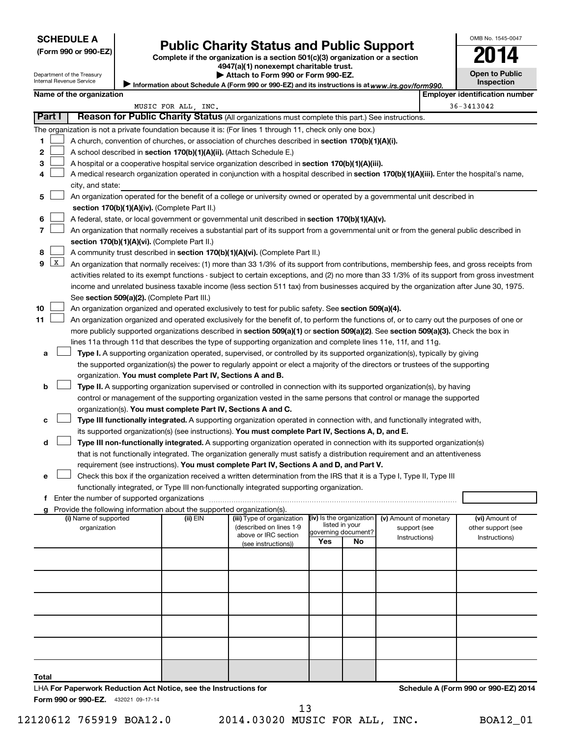**SCHEDULE A**
**(Form 990 or 990-EZ)**

Department of the Treasury
Internal Revenue Service

# Public Charity Status and Public Support

**Complete if the organization is a section 501(c)(3) organization or a section 4947(a)(1) nonexempt charitable trust.**
**▶ Attach to Form 990 or Form 990-EZ.**
▶ Information about Schedule A (Form 990 or 990-EZ) and its instructions is at www.irs.gov/form990.

OMB No. 1545-0047
**2014**
**Open to Public Inspection**

**Name of the organization:** MUSIC FOR ALL, INC.
**Employer identification number:** 36-3413042

## Part I Reason for Public Charity Status (All organizations must complete this part.) See instructions.

The organization is not a private foundation because it is: (For lines 1 through 11, check only one box.)

1 [ ] A church, convention of churches, or association of churches described in **section 170(b)(1)(A)(i).**

2 [ ] A school described in **section 170(b)(1)(A)(ii).** (Attach Schedule E.)

3 [ ] A hospital or a cooperative hospital service organization described in **section 170(b)(1)(A)(iii).**

4 [ ] A medical research organization operated in conjunction with a hospital described in **section 170(b)(1)(A)(iii).** Enter the hospital's name, city, and state: ______

5 [ ] An organization operated for the benefit of a college or university owned or operated by a governmental unit described in **section 170(b)(1)(A)(iv).** (Complete Part II.)

6 [ ] A federal, state, or local government or governmental unit described in **section 170(b)(1)(A)(v).**

7 [ ] An organization that normally receives a substantial part of its support from a governmental unit or from the general public described in **section 170(b)(1)(A)(vi).** (Complete Part II.)

8 [ ] A community trust described in **section 170(b)(1)(A)(vi).** (Complete Part II.)

9 [X] An organization that normally receives: (1) more than 33 1/3% of its support from contributions, membership fees, and gross receipts from activities related to its exempt functions - subject to certain exceptions, and (2) no more than 33 1/3% of its support from gross investment income and unrelated business taxable income (less section 511 tax) from businesses acquired by the organization after June 30, 1975. See **section 509(a)(2).** (Complete Part III.)

10 [ ] An organization organized and operated exclusively to test for public safety. See **section 509(a)(4).**

11 [ ] An organization organized and operated exclusively for the benefit of, to perform the functions of, or to carry out the purposes of one or more publicly supported organizations described in **section 509(a)(1)** or **section 509(a)(2).** See **section 509(a)(3).** Check the box in lines 11a through 11d that describes the type of supporting organization and complete lines 11e, 11f, and 11g.

a [ ] **Type I.** A supporting organization operated, supervised, or controlled by its supported organization(s), typically by giving the supported organization(s) the power to regularly appoint or elect a majority of the directors or trustees of the supporting organization. **You must complete Part IV, Sections A and B.**

b [ ] **Type II.** A supporting organization supervised or controlled in connection with its supported organization(s), by having control or management of the supporting organization vested in the same persons that control or manage the supported organization(s). **You must complete Part IV, Sections A and C.**

c [ ] **Type III functionally integrated.** A supporting organization operated in connection with, and functionally integrated with, its supported organization(s) (see instructions). **You must complete Part IV, Sections A, D, and E.**

d [ ] **Type III non-functionally integrated.** A supporting organization operated in connection with its supported organization(s) that is not functionally integrated. The organization generally must satisfy a distribution requirement and an attentiveness requirement (see instructions). **You must complete Part IV, Sections A and D, and Part V.**

e [ ] Check this box if the organization received a written determination from the IRS that it is a Type I, Type II, Type III functionally integrated, or Type III non-functionally integrated supporting organization.

f Enter the number of supported organizations ______

g Provide the following information about the supported organization(s).

| (i) Name of supported organization | (ii) EIN | (iii) Type of organization (described on lines 1-9 above or IRC section (see instructions)) | (iv) Is the organization listed in your governing document? Yes | No | (v) Amount of monetary support (see Instructions) | (vi) Amount of other support (see Instructions) |
|---|---|---|---|---|---|---|
| | | | | | | |
| | | | | | | |
| | | | | | | |
| | | | | | | |
| | | | | | | |
| | | | | | | |
| **Total** | | | | | | |

LHA **For Paperwork Reduction Act Notice, see the Instructions for Form 990 or 990-EZ.** 432021 09-17-14

**Schedule A (Form 990 or 990-EZ) 2014**

12120612 765919 BOA12.0 2014.03020 MUSIC FOR ALL, INC. BOA12_01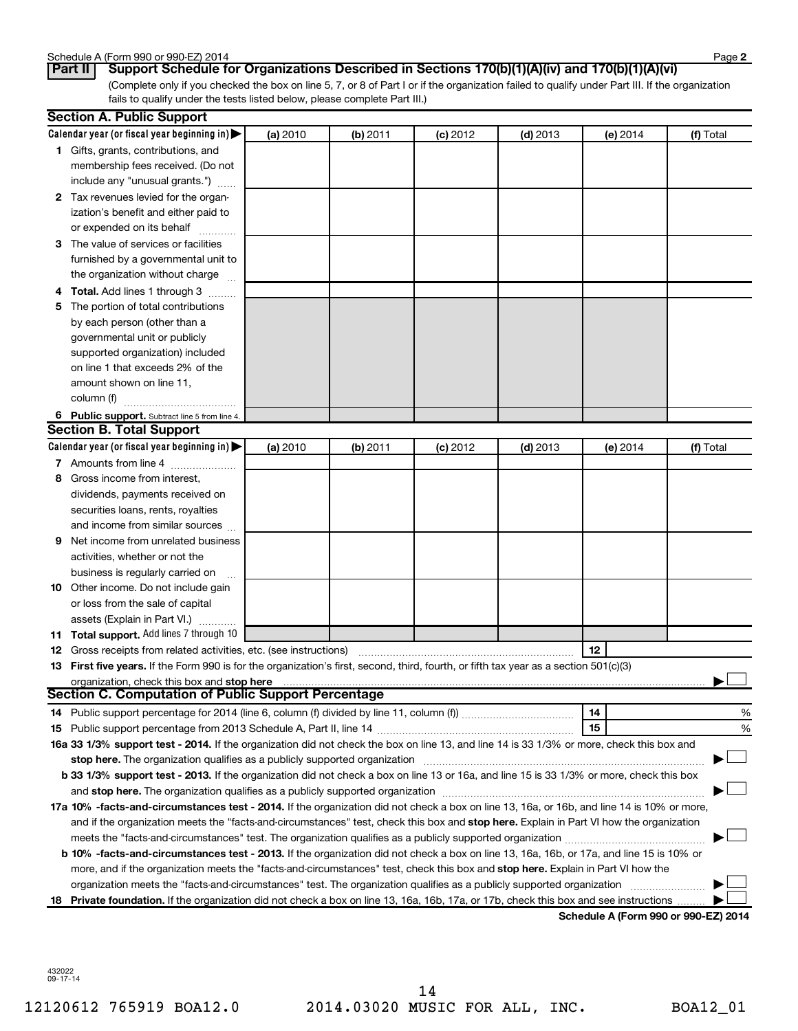Schedule A (Form 990 or 990-EZ) 2014

## Part II Support Schedule for Organizations Described in Sections 170(b)(1)(A)(iv) and 170(b)(1)(A)(vi)

(Complete only if you checked the box on line 5, 7, or 8 of Part I or if the organization failed to qualify under Part III. If the organization fails to qualify under the tests listed below, please complete Part III.)

### Section A. Public Support

| Calendar year (or fiscal year beginning in) ▶ | (a) 2010 | (b) 2011 | (c) 2012 | (d) 2013 | (e) 2014 | (f) Total |
|---|---|---|---|---|---|---|
| **1** Gifts, grants, contributions, and membership fees received. (Do not include any "unusual grants.") | | | | | | |
| **2** Tax revenues levied for the organization's benefit and either paid to or expended on its behalf | | | | | | |
| **3** The value of services or facilities furnished by a governmental unit to the organization without charge | | | | | | |
| **4** **Total.** Add lines 1 through 3 | | | | | | |
| **5** The portion of total contributions by each person (other than a governmental unit or publicly supported organization) included on line 1 that exceeds 2% of the amount shown on line 11, column (f) | | | | | | |
| **6** **Public support.** Subtract line 5 from line 4. | | | | | | |

### Section B. Total Support

| Calendar year (or fiscal year beginning in) ▶ | (a) 2010 | (b) 2011 | (c) 2012 | (d) 2013 | (e) 2014 | (f) Total |
|---|---|---|---|---|---|---|
| **7** Amounts from line 4 | | | | | | |
| **8** Gross income from interest, dividends, payments received on securities loans, rents, royalties and income from similar sources | | | | | | |
| **9** Net income from unrelated business activities, whether or not the business is regularly carried on | | | | | | |
| **10** Other income. Do not include gain or loss from the sale of capital assets (Explain in Part VI.) | | | | | | |
| **11** **Total support.** Add lines 7 through 10 | | | | | | |

**12** Gross receipts from related activities, etc. (see instructions) | **12** |

**13** **First five years.** If the Form 990 is for the organization's first, second, third, fourth, or fifth tax year as a section 501(c)(3) organization, check this box and **stop here** ▶ ☐

### Section C. Computation of Public Support Percentage

**14** Public support percentage for 2014 (line 6, column (f) divided by line 11, column (f)) | **14** | %

**15** Public support percentage from 2013 Schedule A, Part II, line 14 | **15** | %

**16a 33 1/3% support test - 2014.** If the organization did not check the box on line 13, and line 14 is 33 1/3% or more, check this box and **stop here.** The organization qualifies as a publicly supported organization ▶ ☐

**b 33 1/3% support test - 2013.** If the organization did not check a box on line 13 or 16a, and line 15 is 33 1/3% or more, check this box and **stop here.** The organization qualifies as a publicly supported organization ▶ ☐

**17a 10% -facts-and-circumstances test - 2014.** If the organization did not check a box on line 13, 16a, or 16b, and line 14 is 10% or more, and if the organization meets the "facts-and-circumstances" test, check this box and **stop here.** Explain in Part VI how the organization meets the "facts-and-circumstances" test. The organization qualifies as a publicly supported organization ▶ ☐

**b 10% -facts-and-circumstances test - 2013.** If the organization did not check a box on line 13, 16a, 16b, or 17a, and line 15 is 10% or more, and if the organization meets the "facts-and-circumstances" test, check this box and **stop here.** Explain in Part VI how the organization meets the "facts-and-circumstances" test. The organization qualifies as a publicly supported organization ▶ ☐

**18** **Private foundation.** If the organization did not check a box on line 13, 16a, 16b, 17a, or 17b, check this box and see instructions ▶ ☐

**Schedule A (Form 990 or 990-EZ) 2014**

432022
09-17-14

12120612 765919 BOA12.0 2014.03020 MUSIC FOR ALL, INC. BOA12_01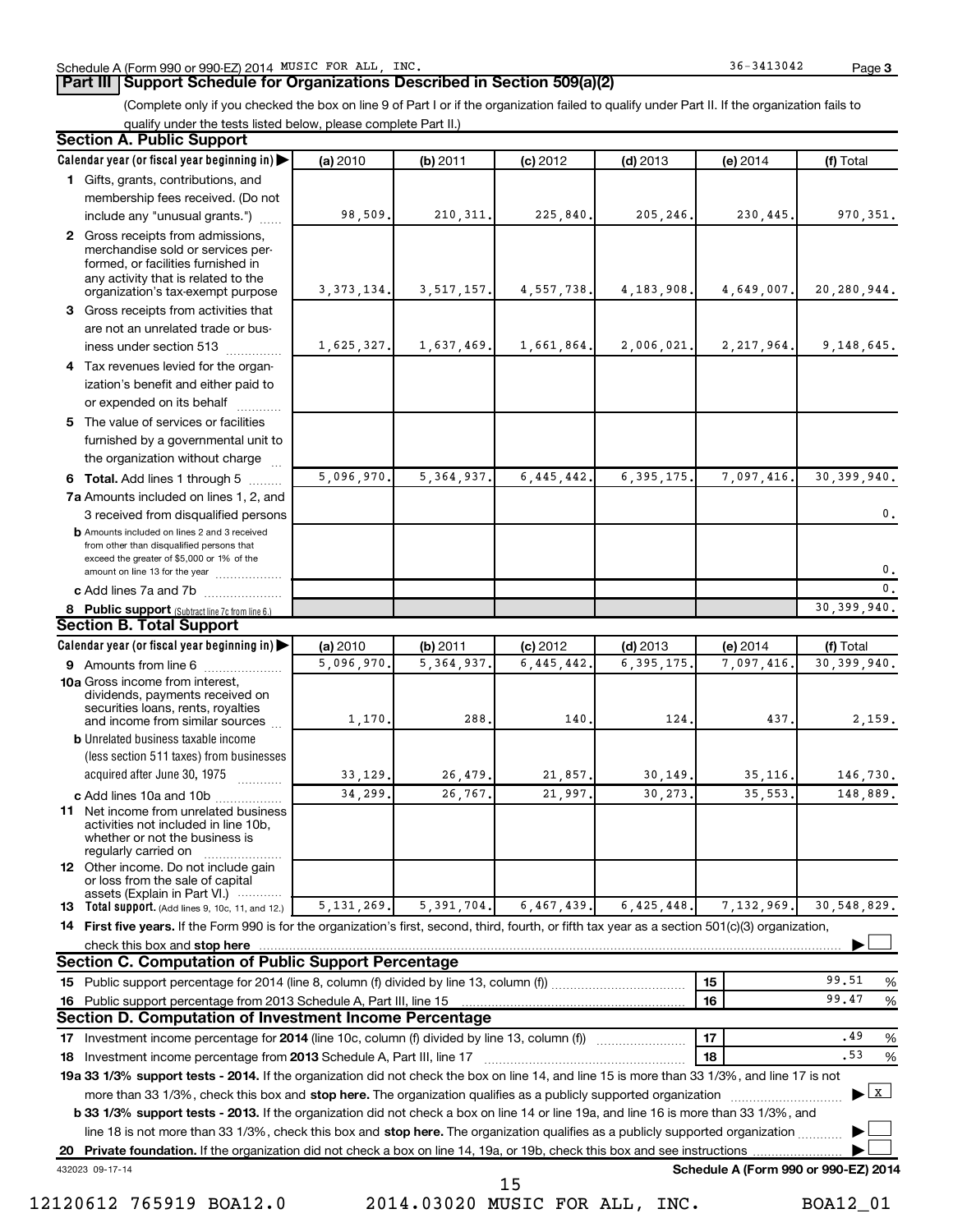Schedule A (Form 990 or 990-EZ) 2014 MUSIC FOR ALL, INC. 36-3413042 Page 3

## Part III Support Schedule for Organizations Described in Section 509(a)(2)

(Complete only if you checked the box on line 9 of Part I or if the organization failed to qualify under Part II. If the organization fails to qualify under the tests listed below, please complete Part II.)

### Section A. Public Support

| Calendar year (or fiscal year beginning in) ▶ | (a) 2010 | (b) 2011 | (c) 2012 | (d) 2013 | (e) 2014 | (f) Total |
|---|---|---|---|---|---|---|
| 1 Gifts, grants, contributions, and membership fees received. (Do not include any "unusual grants.") | 98,509. | 210,311. | 225,840. | 205,246. | 230,445. | 970,351. |
| 2 Gross receipts from admissions, merchandise sold or services performed, or facilities furnished in any activity that is related to the organization's tax-exempt purpose | 3,373,134. | 3,517,157. | 4,557,738. | 4,183,908. | 4,649,007. | 20,280,944. |
| 3 Gross receipts from activities that are not an unrelated trade or business under section 513 | 1,625,327. | 1,637,469. | 1,661,864. | 2,006,021. | 2,217,964. | 9,148,645. |
| 4 Tax revenues levied for the organization's benefit and either paid to or expended on its behalf | | | | | | |
| 5 The value of services or facilities furnished by a governmental unit to the organization without charge | | | | | | |
| 6 Total. Add lines 1 through 5 | 5,096,970. | 5,364,937. | 6,445,442. | 6,395,175. | 7,097,416. | 30,399,940. |
| 7a Amounts included on lines 1, 2, and 3 received from disqualified persons | | | | | | 0. |
| b Amounts included on lines 2 and 3 received from other than disqualified persons that exceed the greater of $5,000 or 1% of the amount on line 13 for the year | | | | | | 0. |
| c Add lines 7a and 7b | | | | | | 0. |
| 8 Public support (Subtract line 7c from line 6.) | | | | | | 30,399,940. |

### Section B. Total Support

| Calendar year (or fiscal year beginning in) ▶ | (a) 2010 | (b) 2011 | (c) 2012 | (d) 2013 | (e) 2014 | (f) Total |
|---|---|---|---|---|---|---|
| 9 Amounts from line 6 | 5,096,970. | 5,364,937. | 6,445,442. | 6,395,175. | 7,097,416. | 30,399,940. |
| 10a Gross income from interest, dividends, payments received on securities loans, rents, royalties and income from similar sources | 1,170. | 288. | 140. | 124. | 437. | 2,159. |
| b Unrelated business taxable income (less section 511 taxes) from businesses acquired after June 30, 1975 | 33,129. | 26,479. | 21,857. | 30,149. | 35,116. | 146,730. |
| c Add lines 10a and 10b | 34,299. | 26,767. | 21,997. | 30,273. | 35,553. | 148,889. |
| 11 Net income from unrelated business activities not included in line 10b, whether or not the business is regularly carried on | | | | | | |
| 12 Other income. Do not include gain or loss from the sale of capital assets (Explain in Part VI.) | | | | | | |
| 13 Total support. (Add lines 9, 10c, 11, and 12.) | 5,131,269. | 5,391,704. | 6,467,439. | 6,425,448. | 7,132,969. | 30,548,829. |

14 First five years. If the Form 990 is for the organization's first, second, third, fourth, or fifth tax year as a section 501(c)(3) organization, check this box and stop here ▶ ☐

### Section C. Computation of Public Support Percentage

| | | |
|---|---|---|
| 15 Public support percentage for 2014 (line 8, column (f) divided by line 13, column (f)) | 15 | 99.51 % |
| 16 Public support percentage from 2013 Schedule A, Part III, line 15 | 16 | 99.47 % |

### Section D. Computation of Investment Income Percentage

| | | |
|---|---|---|
| 17 Investment income percentage for 2014 (line 10c, column (f) divided by line 13, column (f)) | 17 | .49 % |
| 18 Investment income percentage from 2013 Schedule A, Part III, line 17 | 18 | .53 % |

19a 33 1/3% support tests - 2014. If the organization did not check the box on line 14, and line 15 is more than 33 1/3%, and line 17 is not more than 33 1/3%, check this box and stop here. The organization qualifies as a publicly supported organization ▶ ☒

b 33 1/3% support tests - 2013. If the organization did not check a box on line 14 or line 19a, and line 16 is more than 33 1/3%, and line 18 is not more than 33 1/3%, check this box and stop here. The organization qualifies as a publicly supported organization ▶ ☐

20 Private foundation. If the organization did not check a box on line 14, 19a, or 19b, check this box and see instructions ▶ ☐

432023 09-17-14 Schedule A (Form 990 or 990-EZ) 2014

12120612 765919 BOA12.0 2014.03020 MUSIC FOR ALL, INC. BOA12_01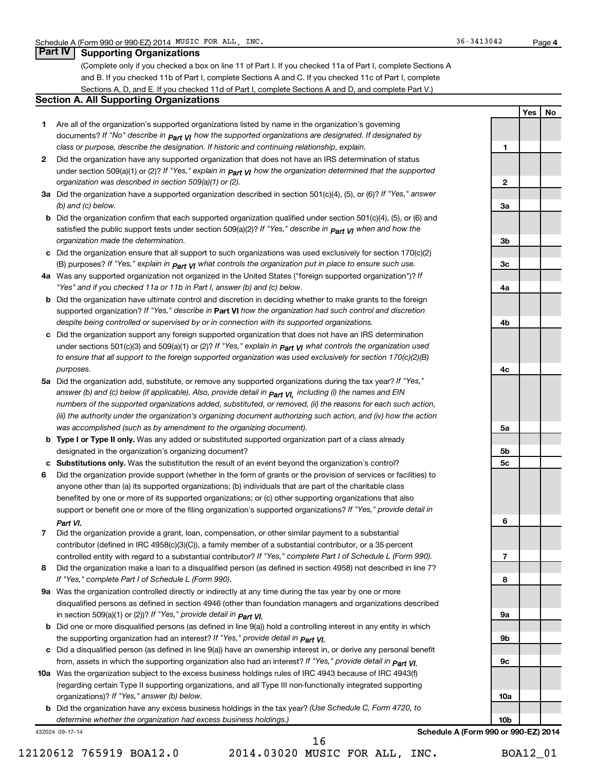Schedule A (Form 990 or 990-EZ) 2014 MUSIC FOR ALL, INC. 36-3413042 Page 4

## Part IV Supporting Organizations

(Complete only if you checked a box on line 11 of Part I. If you checked 11a of Part I, complete Sections A and B. If you checked 11b of Part I, complete Sections A and C. If you checked 11c of Part I, complete Sections A, D, and E. If you checked 11d of Part I, complete Sections A and D, and complete Part V.)

### Section A. All Supporting Organizations

| | | Line | Yes | No |
|---|---|---|---|---|
| **1** | Are all of the organization's supported organizations listed by name in the organization's governing documents? *If "No" describe in Part VI how the supported organizations are designated. If designated by class or purpose, describe the designation. If historic and continuing relationship, explain.* | 1 | | |
| **2** | Did the organization have any supported organization that does not have an IRS determination of status under section 509(a)(1) or (2)? *If "Yes," explain in Part VI how the organization determined that the supported organization was described in section 509(a)(1) or (2).* | 2 | | |
| **3a** | Did the organization have a supported organization described in section 501(c)(4), (5), or (6)? *If "Yes," answer (b) and (c) below.* | 3a | | |
| **b** | Did the organization confirm that each supported organization qualified under section 501(c)(4), (5), or (6) and satisfied the public support tests under section 509(a)(2)? *If "Yes," describe in Part VI when and how the organization made the determination.* | 3b | | |
| **c** | Did the organization ensure that all support to such organizations was used exclusively for section 170(c)(2)(B) purposes? *If "Yes," explain in Part VI what controls the organization put in place to ensure such use.* | 3c | | |
| **4a** | Was any supported organization not organized in the United States ("foreign supported organization")? *If "Yes" and if you checked 11a or 11b in Part I, answer (b) and (c) below.* | 4a | | |
| **b** | Did the organization have ultimate control and discretion in deciding whether to make grants to the foreign supported organization? *If "Yes," describe in* **Part VI** *how the organization had such control and discretion despite being controlled or supervised by or in connection with its supported organizations.* | 4b | | |
| **c** | Did the organization support any foreign supported organization that does not have an IRS determination under sections 501(c)(3) and 509(a)(1) or (2)? *If "Yes," explain in Part VI what controls the organization used to ensure that all support to the foreign supported organization was used exclusively for section 170(c)(2)(B) purposes.* | 4c | | |
| **5a** | Did the organization add, substitute, or remove any supported organizations during the tax year? *If "Yes," answer (b) and (c) below (if applicable). Also, provide detail in Part VI, including (i) the names and EIN numbers of the supported organizations added, substituted, or removed, (ii) the reasons for each such action, (iii) the authority under the organization's organizing document authorizing such action, and (iv) how the action was accomplished (such as by amendment to the organizing document).* | 5a | | |
| **b** | **Type I or Type II only.** Was any added or substituted supported organization part of a class already designated in the organization's organizing document? | 5b | | |
| **c** | **Substitutions only.** Was the substitution the result of an event beyond the organization's control? | 5c | | |
| **6** | Did the organization provide support (whether in the form of grants or the provision of services or facilities) to anyone other than (a) its supported organizations; (b) individuals that are part of the charitable class benefited by one or more of its supported organizations; or (c) other supporting organizations that also support or benefit one or more of the filing organization's supported organizations? *If "Yes," provide detail in Part VI.* | 6 | | |
| **7** | Did the organization provide a grant, loan, compensation, or other similar payment to a substantial contributor (defined in IRC 4958(c)(3)(C)), a family member of a substantial contributor, or a 35-percent controlled entity with regard to a substantial contributor? *If "Yes," complete Part I of Schedule L (Form 990).* | 7 | | |
| **8** | Did the organization make a loan to a disqualified person (as defined in section 4958) not described in line 7? *If "Yes," complete Part I of Schedule L (Form 990).* | 8 | | |
| **9a** | Was the organization controlled directly or indirectly at any time during the tax year by one or more disqualified persons as defined in section 4946 (other than foundation managers and organizations described in section 509(a)(1) or (2))? *If "Yes," provide detail in Part VI.* | 9a | | |
| **b** | Did one or more disqualified persons (as defined in line 9(a)) hold a controlling interest in any entity in which the supporting organization had an interest? *If "Yes," provide detail in Part VI.* | 9b | | |
| **c** | Did a disqualified person (as defined in line 9(a)) have an ownership interest in, or derive any personal benefit from, assets in which the supporting organization also had an interest? *If "Yes," provide detail in Part VI.* | 9c | | |
| **10a** | Was the organization subject to the excess business holdings rules of IRC 4943 because of IRC 4943(f) (regarding certain Type II supporting organizations, and all Type III non-functionally integrated supporting organizations)? *If "Yes," answer (b) below.* | 10a | | |
| **b** | Did the organization have any excess business holdings in the tax year? *(Use Schedule C, Form 4720, to determine whether the organization had excess business holdings.)* | 10b | | |

432024 09-17-14

**Schedule A (Form 990 or 990-EZ) 2014**

12120612 765919 BOA12.0 2014.03020 MUSIC FOR ALL, INC. BOA12_01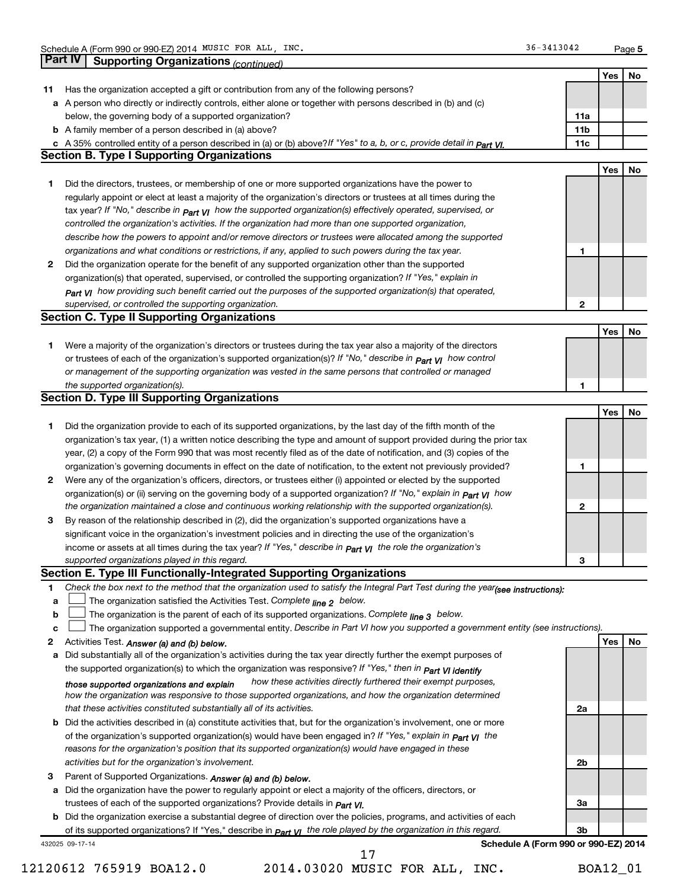Schedule A (Form 990 or 990-EZ) 2014 MUSIC FOR ALL, INC. 36-3413042 Page 5

## Part IV Supporting Organizations *(continued)*

| | | | Yes | No |
|---|---|---|---|---|
| **11** | Has the organization accepted a gift or contribution from any of the following persons? | | | |
| **a** | A person who directly or indirectly controls, either alone or together with persons described in (b) and (c) below, the governing body of a supported organization? | **11a** | | |
| **b** | A family member of a person described in (a) above? | **11b** | | |
| **c** | A 35% controlled entity of a person described in (a) or (b) above? *If "Yes" to a, b, or c, provide detail in Part VI.* | **11c** | | |

### Section B. Type I Supporting Organizations

| | | | Yes | No |
|---|---|---|---|---|
| **1** | Did the directors, trustees, or membership of one or more supported organizations have the power to regularly appoint or elect at least a majority of the organization's directors or trustees at all times during the tax year? *If "No," describe in Part VI how the supported organization(s) effectively operated, supervised, or controlled the organization's activities. If the organization had more than one supported organization, describe how the powers to appoint and/or remove directors or trustees were allocated among the supported organizations and what conditions or restrictions, if any, applied to such powers during the tax year.* | **1** | | |
| **2** | Did the organization operate for the benefit of any supported organization other than the supported organization(s) that operated, supervised, or controlled the supporting organization? *If "Yes," explain in Part VI how providing such benefit carried out the purposes of the supported organization(s) that operated, supervised, or controlled the supporting organization.* | **2** | | |

### Section C. Type II Supporting Organizations

| | | | Yes | No |
|---|---|---|---|---|
| **1** | Were a majority of the organization's directors or trustees during the tax year also a majority of the directors or trustees of each of the organization's supported organization(s)? *If "No," describe in Part VI how control or management of the supporting organization was vested in the same persons that controlled or managed the supported organization(s).* | **1** | | |

### Section D. Type III Supporting Organizations

| | | | Yes | No |
|---|---|---|---|---|
| **1** | Did the organization provide to each of its supported organizations, by the last day of the fifth month of the organization's tax year, (1) a written notice describing the type and amount of support provided during the prior tax year, (2) a copy of the Form 990 that was most recently filed as of the date of notification, and (3) copies of the organization's governing documents in effect on the date of notification, to the extent not previously provided? | **1** | | |
| **2** | Were any of the organization's officers, directors, or trustees either (i) appointed or elected by the supported organization(s) or (ii) serving on the governing body of a supported organization? *If "No," explain in Part VI how the organization maintained a close and continuous working relationship with the supported organization(s).* | **2** | | |
| **3** | By reason of the relationship described in (2), did the organization's supported organizations have a significant voice in the organization's investment policies and in directing the use of the organization's income or assets at all times during the tax year? *If "Yes," describe in Part VI the role the organization's supported organizations played in this regard.* | **3** | | |

### Section E. Type III Functionally-Integrated Supporting Organizations

**1** *Check the box next to the method that the organization used to satisfy the Integral Part Test during the year (see instructions):*

**a** ☐ The organization satisfied the Activities Test. *Complete line 2 below.*

**b** ☐ The organization is the parent of each of its supported organizations. *Complete line 3 below.*

**c** ☐ The organization supported a governmental entity. *Describe in Part VI how you supported a government entity (see instructions).*

| | | | Yes | No |
|---|---|---|---|---|
| **2** | Activities Test. *Answer (a) and (b) below.* | | | |
| **a** | Did substantially all of the organization's activities during the tax year directly further the exempt purposes of the supported organization(s) to which the organization was responsive? *If "Yes," then in Part VI identify those supported organizations and explain how these activities directly furthered their exempt purposes, how the organization was responsive to those supported organizations, and how the organization determined that these activities constituted substantially all of its activities.* | **2a** | | |
| **b** | Did the activities described in (a) constitute activities that, but for the organization's involvement, one or more of the organization's supported organization(s) would have been engaged in? *If "Yes," explain in Part VI the reasons for the organization's position that its supported organization(s) would have engaged in these activities but for the organization's involvement.* | **2b** | | |
| **3** | Parent of Supported Organizations. *Answer (a) and (b) below.* | | | |
| **a** | Did the organization have the power to regularly appoint or elect a majority of the officers, directors, or trustees of each of the supported organizations? Provide details in *Part VI.* | **3a** | | |
| **b** | Did the organization exercise a substantial degree of direction over the policies, programs, and activities of each of its supported organizations? If "Yes," describe in *Part VI* the role played by the organization in this regard. | **3b** | | |

432025 09-17-14 **Schedule A (Form 990 or 990-EZ) 2014**

12120612 765919 BOA12.0 2014.03020 MUSIC FOR ALL, INC. BOA12_01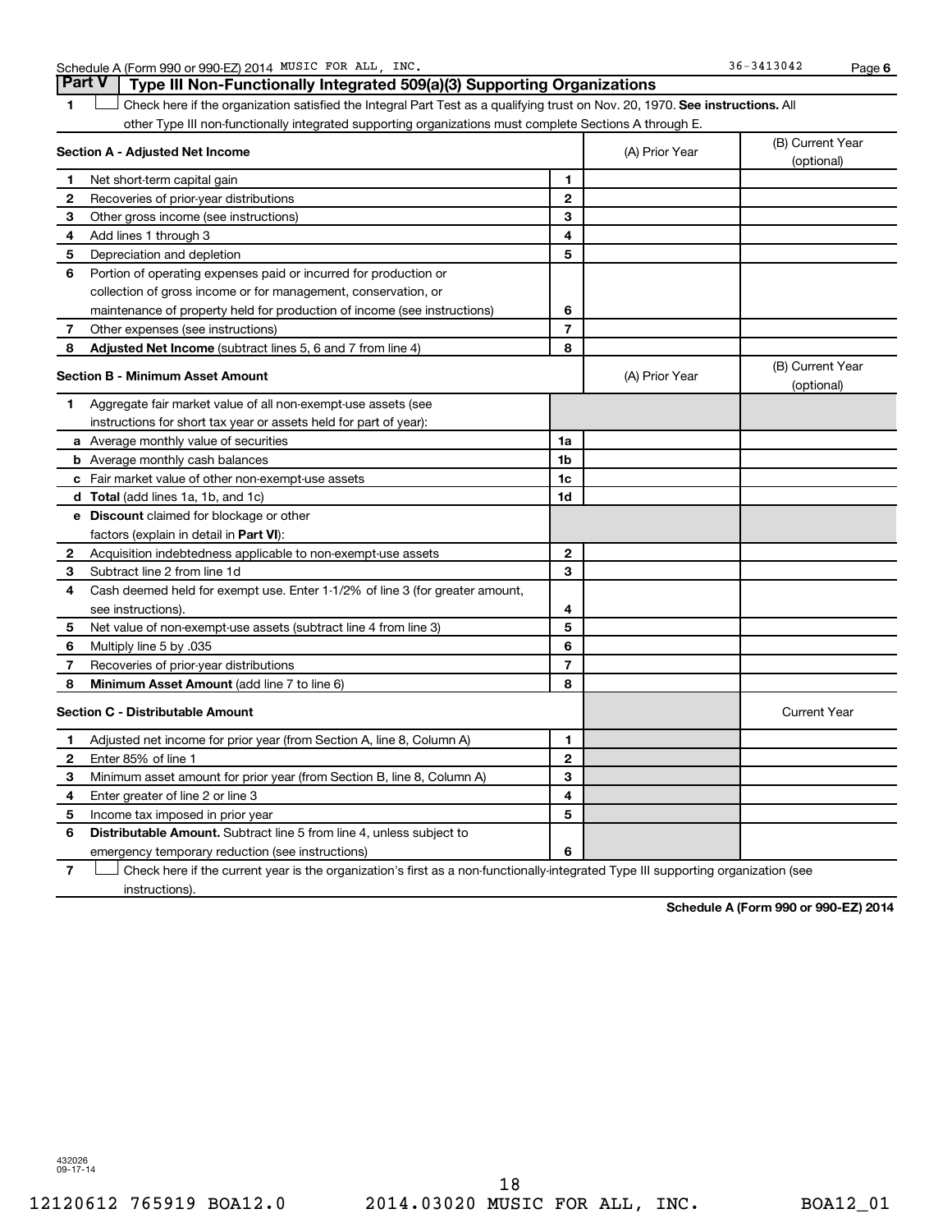Schedule A (Form 990 or 990-EZ) 2014 MUSIC FOR ALL, INC. 36-3413042 Page 6

## Part V Type III Non-Functionally Integrated 509(a)(3) Supporting Organizations

1 ☐ Check here if the organization satisfied the Integral Part Test as a qualifying trust on Nov. 20, 1970. **See instructions.** All other Type III non-functionally integrated supporting organizations must complete Sections A through E.

| Section A - Adjusted Net Income | | (A) Prior Year | (B) Current Year (optional) |
|---|---|---|---|
| **1** Net short-term capital gain | 1 | | |
| **2** Recoveries of prior-year distributions | 2 | | |
| **3** Other gross income (see instructions) | 3 | | |
| **4** Add lines 1 through 3 | 4 | | |
| **5** Depreciation and depletion | 5 | | |
| **6** Portion of operating expenses paid or incurred for production or collection of gross income or for management, conservation, or maintenance of property held for production of income (see instructions) | 6 | | |
| **7** Other expenses (see instructions) | 7 | | |
| **8** **Adjusted Net Income** (subtract lines 5, 6 and 7 from line 4) | 8 | | |

| Section B - Minimum Asset Amount | | (A) Prior Year | (B) Current Year (optional) |
|---|---|---|---|
| **1** Aggregate fair market value of all non-exempt-use assets (see instructions for short tax year or assets held for part of year): | | | |
| **a** Average monthly value of securities | 1a | | |
| **b** Average monthly cash balances | 1b | | |
| **c** Fair market value of other non-exempt-use assets | 1c | | |
| **d** **Total** (add lines 1a, 1b, and 1c) | 1d | | |
| **e** **Discount** claimed for blockage or other factors (explain in detail in **Part VI**): | | | |
| **2** Acquisition indebtedness applicable to non-exempt-use assets | 2 | | |
| **3** Subtract line 2 from line 1d | 3 | | |
| **4** Cash deemed held for exempt use. Enter 1-1/2% of line 3 (for greater amount, see instructions). | 4 | | |
| **5** Net value of non-exempt-use assets (subtract line 4 from line 3) | 5 | | |
| **6** Multiply line 5 by .035 | 6 | | |
| **7** Recoveries of prior-year distributions | 7 | | |
| **8** **Minimum Asset Amount** (add line 7 to line 6) | 8 | | |

| Section C - Distributable Amount | | | Current Year |
|---|---|---|---|
| **1** Adjusted net income for prior year (from Section A, line 8, Column A) | 1 | | |
| **2** Enter 85% of line 1 | 2 | | |
| **3** Minimum asset amount for prior year (from Section B, line 8, Column A) | 3 | | |
| **4** Enter greater of line 2 or line 3 | 4 | | |
| **5** Income tax imposed in prior year | 5 | | |
| **6** **Distributable Amount.** Subtract line 5 from line 4, unless subject to emergency temporary reduction (see instructions) | 6 | | |

7 ☐ Check here if the current year is the organization's first as a non-functionally-integrated Type III supporting organization (see instructions).

**Schedule A (Form 990 or 990-EZ) 2014**

432026 09-17-14

12120612 765919 BOA12.0 2014.03020 MUSIC FOR ALL, INC. BOA12_01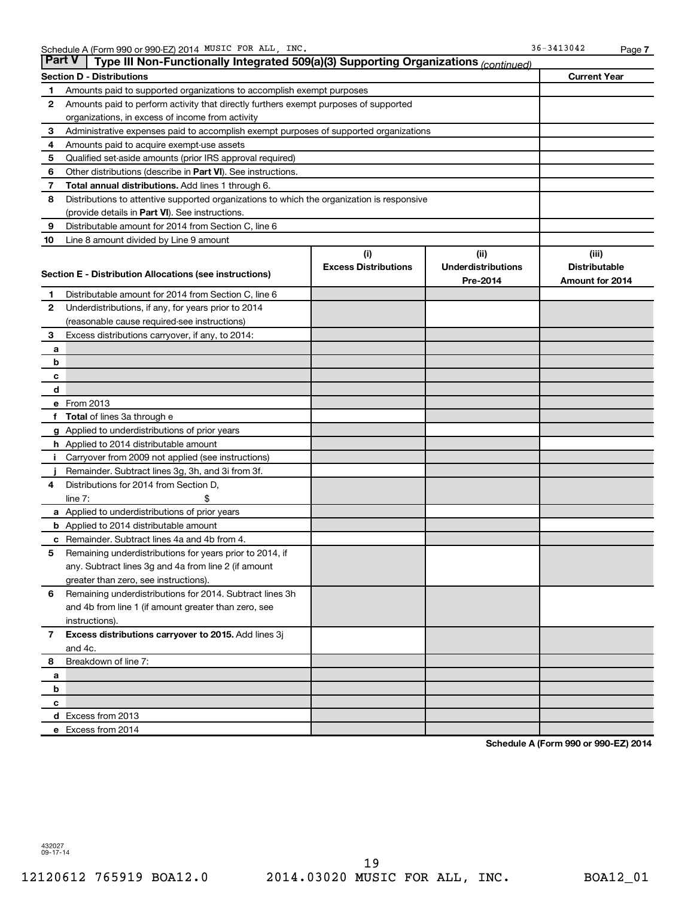Schedule A (Form 990 or 990-EZ) 2014 MUSIC FOR ALL, INC. 36-3413042 Page 7

## Part V | Type III Non-Functionally Integrated 509(a)(3) Supporting Organizations *(continued)*

| | Section D - Distributions | Current Year |
|---|---|---|
| 1 | Amounts paid to supported organizations to accomplish exempt purposes | |
| 2 | Amounts paid to perform activity that directly furthers exempt purposes of supported organizations, in excess of income from activity | |
| 3 | Administrative expenses paid to accomplish exempt purposes of supported organizations | |
| 4 | Amounts paid to acquire exempt-use assets | |
| 5 | Qualified set-aside amounts (prior IRS approval required) | |
| 6 | Other distributions (describe in **Part VI**). See instructions. | |
| 7 | **Total annual distributions.** Add lines 1 through 6. | |
| 8 | Distributions to attentive supported organizations to which the organization is responsive (provide details in **Part VI**). See instructions. | |
| 9 | Distributable amount for 2014 from Section C, line 6 | |
| 10 | Line 8 amount divided by Line 9 amount | |

| | Section E - Distribution Allocations (see instructions) | (i) Excess Distributions | (ii) Underdistributions Pre-2014 | (iii) Distributable Amount for 2014 |
|---|---|---|---|---|
| 1 | Distributable amount for 2014 from Section C, line 6 | | | |
| 2 | Underdistributions, if any, for years prior to 2014 (reasonable cause required-see instructions) | | | |
| 3 | Excess distributions carryover, if any, to 2014: | | | |
| a | | | | |
| b | | | | |
| c | | | | |
| d | | | | |
| e | From 2013 | | | |
| f | **Total** of lines 3a through e | | | |
| g | Applied to underdistributions of prior years | | | |
| h | Applied to 2014 distributable amount | | | |
| i | Carryover from 2009 not applied (see instructions) | | | |
| j | Remainder. Subtract lines 3g, 3h, and 3i from 3f. | | | |
| 4 | Distributions for 2014 from Section D, line 7: $ | | | |
| a | Applied to underdistributions of prior years | | | |
| b | Applied to 2014 distributable amount | | | |
| c | Remainder. Subtract lines 4a and 4b from 4. | | | |
| 5 | Remaining underdistributions for years prior to 2014, if any. Subtract lines 3g and 4a from line 2 (if amount greater than zero, see instructions). | | | |
| 6 | Remaining underdistributions for 2014. Subtract lines 3h and 4b from line 1 (if amount greater than zero, see instructions). | | | |
| 7 | **Excess distributions carryover to 2015.** Add lines 3j and 4c. | | | |
| 8 | Breakdown of line 7: | | | |
| a | | | | |
| b | | | | |
| c | | | | |
| d | Excess from 2013 | | | |
| e | Excess from 2014 | | | |

**Schedule A (Form 990 or 990-EZ) 2014**

432027 09-17-14

12120612 765919 BOA12.0 2014.03020 MUSIC FOR ALL, INC. BOA12_01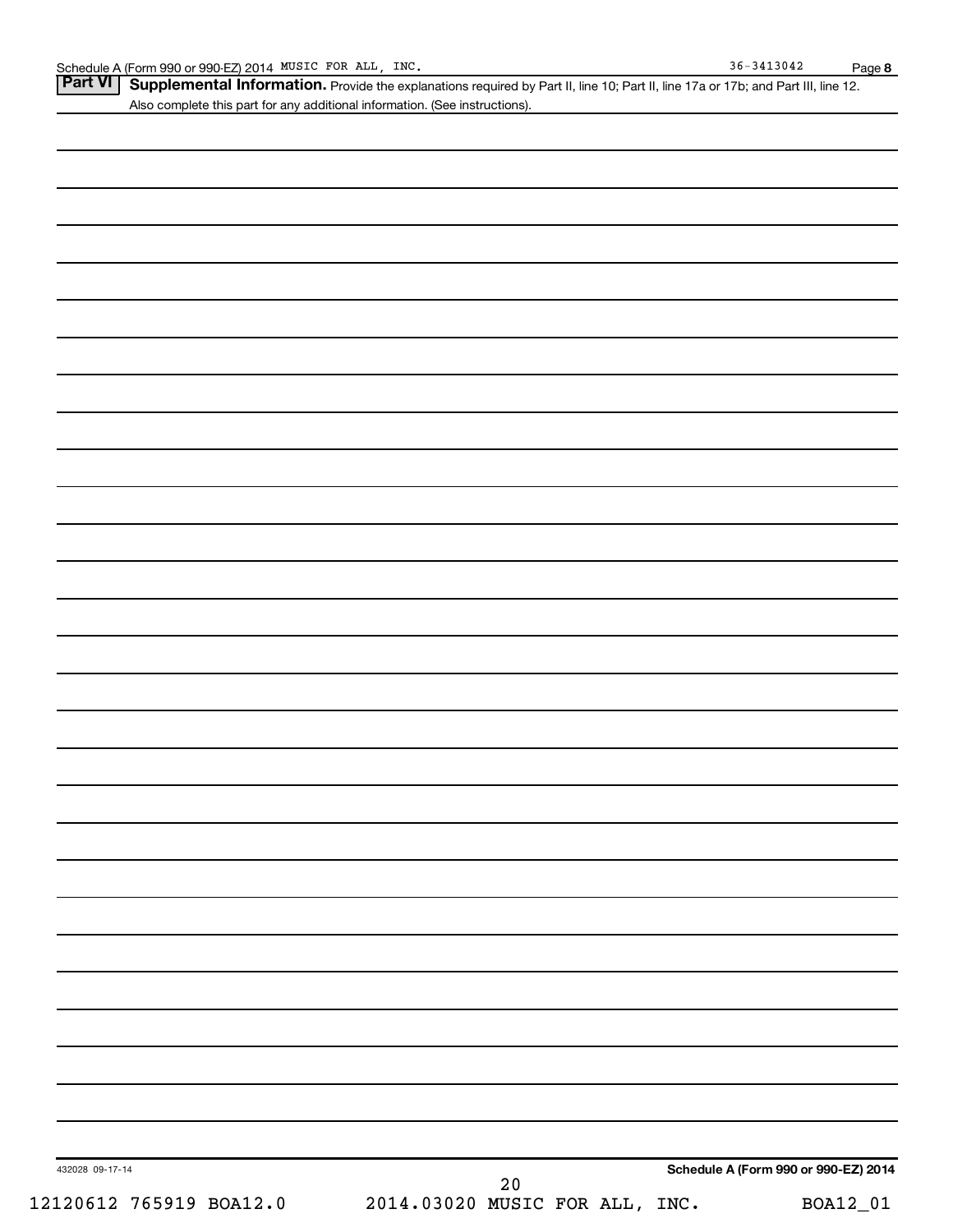## Part VI Supplemental Information.

Provide the explanations required by Part II, line 10; Part II, line 17a or 17b; and Part III, line 12. Also complete this part for any additional information. (See instructions).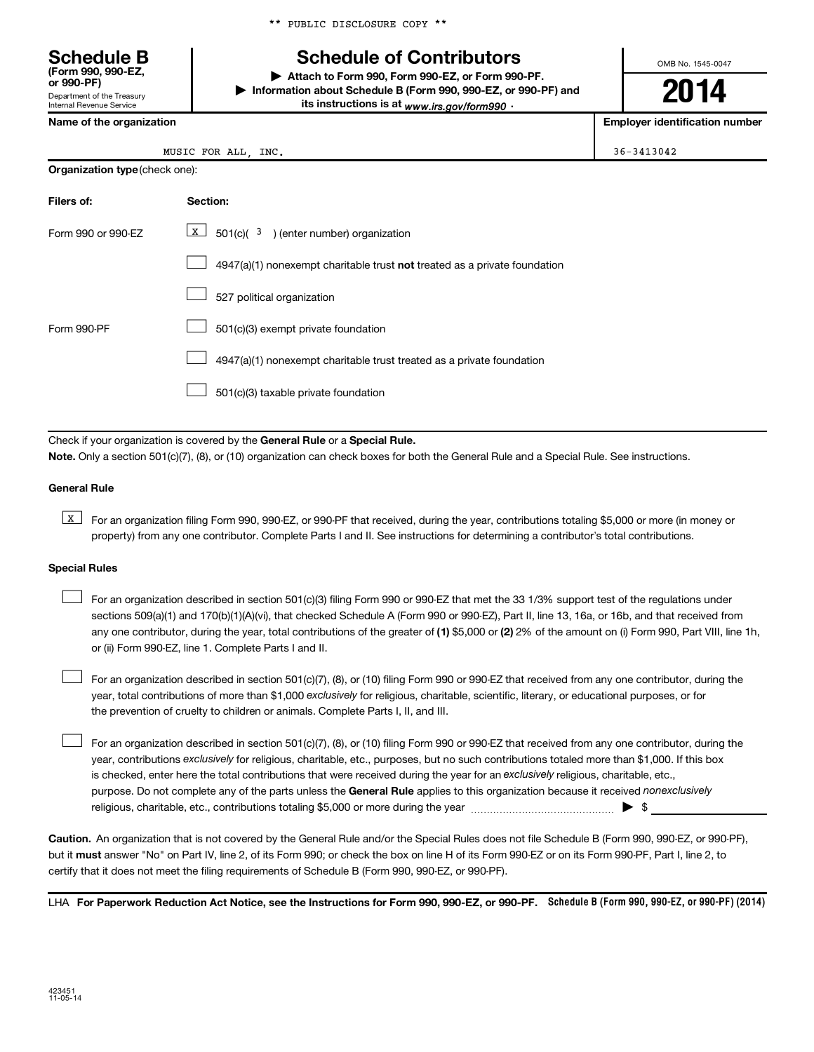** PUBLIC DISCLOSURE COPY **

**Schedule B**
**(Form 990, 990-EZ, or 990-PF)**
Department of the Treasury
Internal Revenue Service

# Schedule of Contributors

▶ **Attach to Form 990, Form 990-EZ, or Form 990-PF.**
▶ **Information about Schedule B (Form 990, 990-EZ, or 990-PF) and its instructions is at** *www.irs.gov/form990* **.**

OMB No. 1545-0047

**2014**

| Name of the organization | Employer identification number |
|---|---|
| MUSIC FOR ALL, INC. | 36-3413042 |

**Organization type** (check one):

| Filers of: | Section: |
|---|---|
| Form 990 or 990-EZ | [X] 501(c)( 3 ) (enter number) organization |
| | [ ] 4947(a)(1) nonexempt charitable trust **not** treated as a private foundation |
| | [ ] 527 political organization |
| Form 990-PF | [ ] 501(c)(3) exempt private foundation |
| | [ ] 4947(a)(1) nonexempt charitable trust treated as a private foundation |
| | [ ] 501(c)(3) taxable private foundation |

Check if your organization is covered by the **General Rule** or a **Special Rule.**

**Note.** Only a section 501(c)(7), (8), or (10) organization can check boxes for both the General Rule and a Special Rule. See instructions.

**General Rule**

[X] For an organization filing Form 990, 990-EZ, or 990-PF that received, during the year, contributions totaling $5,000 or more (in money or property) from any one contributor. Complete Parts I and II. See instructions for determining a contributor's total contributions.

**Special Rules**

[ ] For an organization described in section 501(c)(3) filing Form 990 or 990-EZ that met the 33 1/3% support test of the regulations under sections 509(a)(1) and 170(b)(1)(A)(vi), that checked Schedule A (Form 990 or 990-EZ), Part II, line 13, 16a, or 16b, and that received from any one contributor, during the year, total contributions of the greater of **(1)** $5,000 or **(2)** 2% of the amount on (i) Form 990, Part VIII, line 1h, or (ii) Form 990-EZ, line 1. Complete Parts I and II.

[ ] For an organization described in section 501(c)(7), (8), or (10) filing Form 990 or 990-EZ that received from any one contributor, during the year, total contributions of more than $1,000 *exclusively* for religious, charitable, scientific, literary, or educational purposes, or for the prevention of cruelty to children or animals. Complete Parts I, II, and III.

[ ] For an organization described in section 501(c)(7), (8), or (10) filing Form 990 or 990-EZ that received from any one contributor, during the year, contributions *exclusively* for religious, charitable, etc., purposes, but no such contributions totaled more than $1,000. If this box is checked, enter here the total contributions that were received during the year for an *exclusively* religious, charitable, etc., purpose. Do not complete any of the parts unless the **General Rule** applies to this organization because it received *nonexclusively* religious, charitable, etc., contributions totaling $5,000 or more during the year ▶ $ ____________

**Caution.** An organization that is not covered by the General Rule and/or the Special Rules does not file Schedule B (Form 990, 990-EZ, or 990-PF), but it **must** answer "No" on Part IV, line 2, of its Form 990; or check the box on line H of its Form 990-EZ or on its Form 990-PF, Part I, line 2, to certify that it does not meet the filing requirements of Schedule B (Form 990, 990-EZ, or 990-PF).

LHA **For Paperwork Reduction Act Notice, see the Instructions for Form 990, 990-EZ, or 990-PF.** **Schedule B (Form 990, 990-EZ, or 990-PF) (2014)**

423451
11-05-14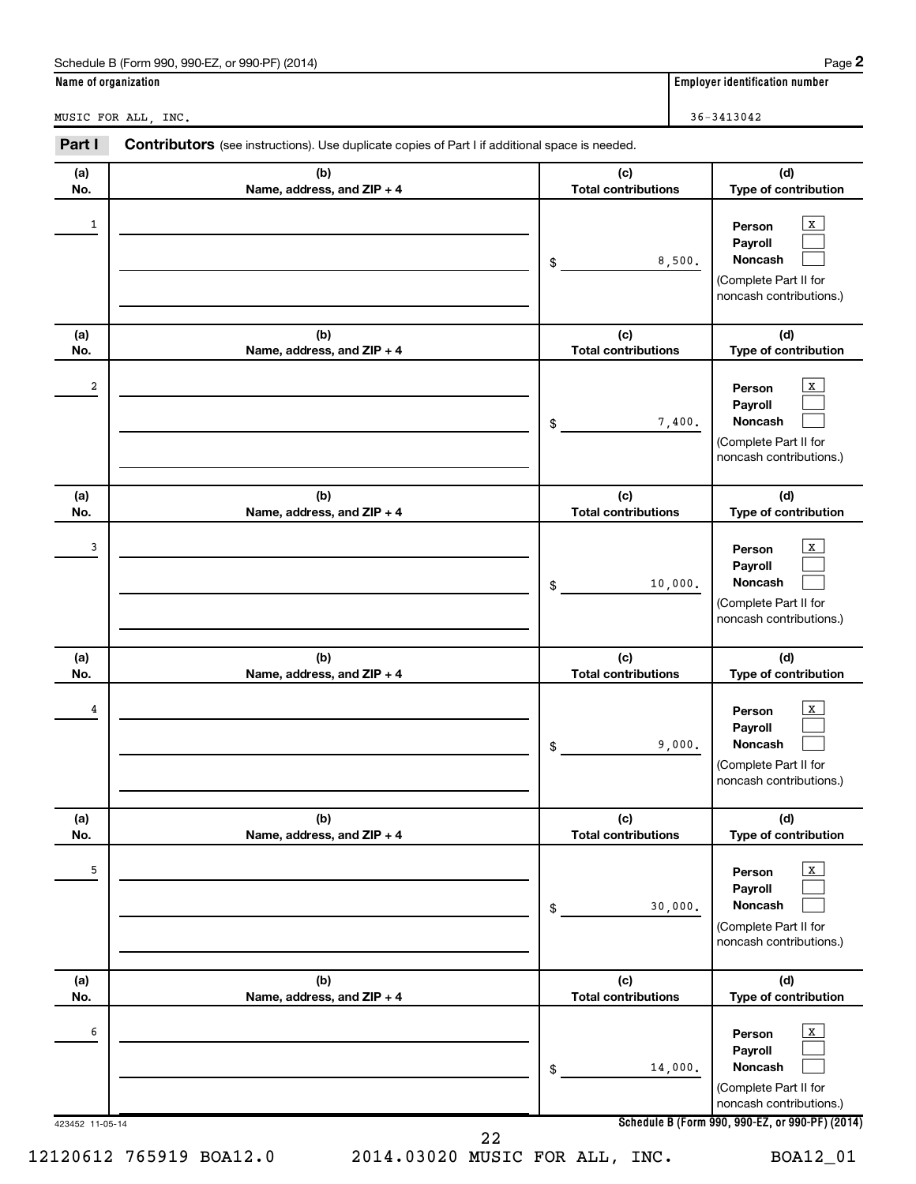Schedule B (Form 990, 990-EZ, or 990-PF) (2014)

**Name of organization**

MUSIC FOR ALL, INC.

**Employer identification number**

36-3413042

**Part I** **Contributors** (see instructions). Use duplicate copies of Part I if additional space is needed.

| (a) No. | (b) Name, address, and ZIP + 4 | (c) Total contributions | (d) Type of contribution |
|---|---|---|---|
| 1 | | $ 8,500. | Person [X] Payroll [ ] Noncash [ ] (Complete Part II for noncash contributions.) |
| 2 | | $ 7,400. | Person [X] Payroll [ ] Noncash [ ] (Complete Part II for noncash contributions.) |
| 3 | | $ 10,000. | Person [X] Payroll [ ] Noncash [ ] (Complete Part II for noncash contributions.) |
| 4 | | $ 9,000. | Person [X] Payroll [ ] Noncash [ ] (Complete Part II for noncash contributions.) |
| 5 | | $ 30,000. | Person [X] Payroll [ ] Noncash [ ] (Complete Part II for noncash contributions.) |
| 6 | | $ 14,000. | Person [X] Payroll [ ] Noncash [ ] (Complete Part II for noncash contributions.) |

423452 11-05-14

**Schedule B (Form 990, 990-EZ, or 990-PF) (2014)**

12120612 765919 BOA12.0 2014.03020 MUSIC FOR ALL, INC. BOA12_01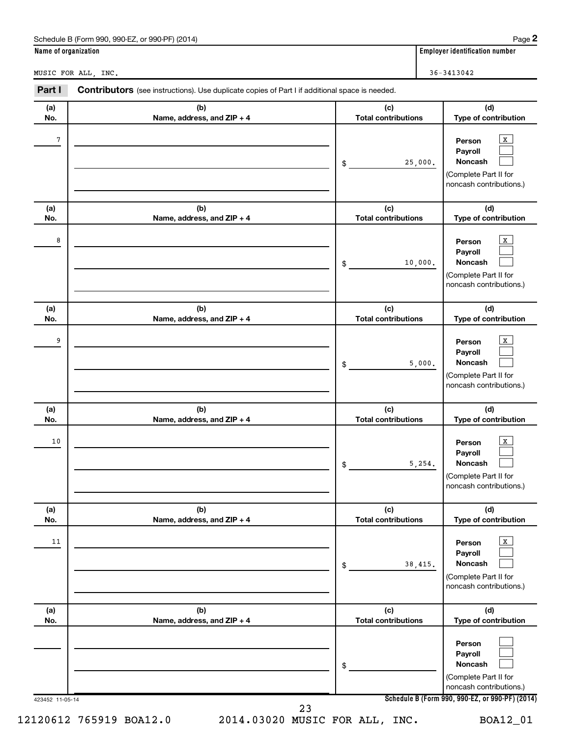Schedule B (Form 990, 990-EZ, or 990-PF) (2014) Page **2**

**Name of organization**

MUSIC FOR ALL, INC.

**Employer identification number**

36-3413042

**Part I** **Contributors** (see instructions). Use duplicate copies of Part I if additional space is needed.

| (a) No. | (b) Name, address, and ZIP + 4 | (c) Total contributions | (d) Type of contribution |
|---|---|---|---|
| 7 | | $ 25,000. | Person [X] Payroll [ ] Noncash [ ] (Complete Part II for noncash contributions.) |
| 8 | | $ 10,000. | Person [X] Payroll [ ] Noncash [ ] (Complete Part II for noncash contributions.) |
| 9 | | $ 5,000. | Person [X] Payroll [ ] Noncash [ ] (Complete Part II for noncash contributions.) |
| 10 | | $ 5,254. | Person [X] Payroll [ ] Noncash [ ] (Complete Part II for noncash contributions.) |
| 11 | | $ 38,415. | Person [X] Payroll [ ] Noncash [ ] (Complete Part II for noncash contributions.) |
| | | $ | Person [ ] Payroll [ ] Noncash [ ] (Complete Part II for noncash contributions.) |

423452 11-05-14 **Schedule B (Form 990, 990-EZ, or 990-PF) (2014)**

12120612 765919 BOA12.0 2014.03020 MUSIC FOR ALL, INC. BOA12_01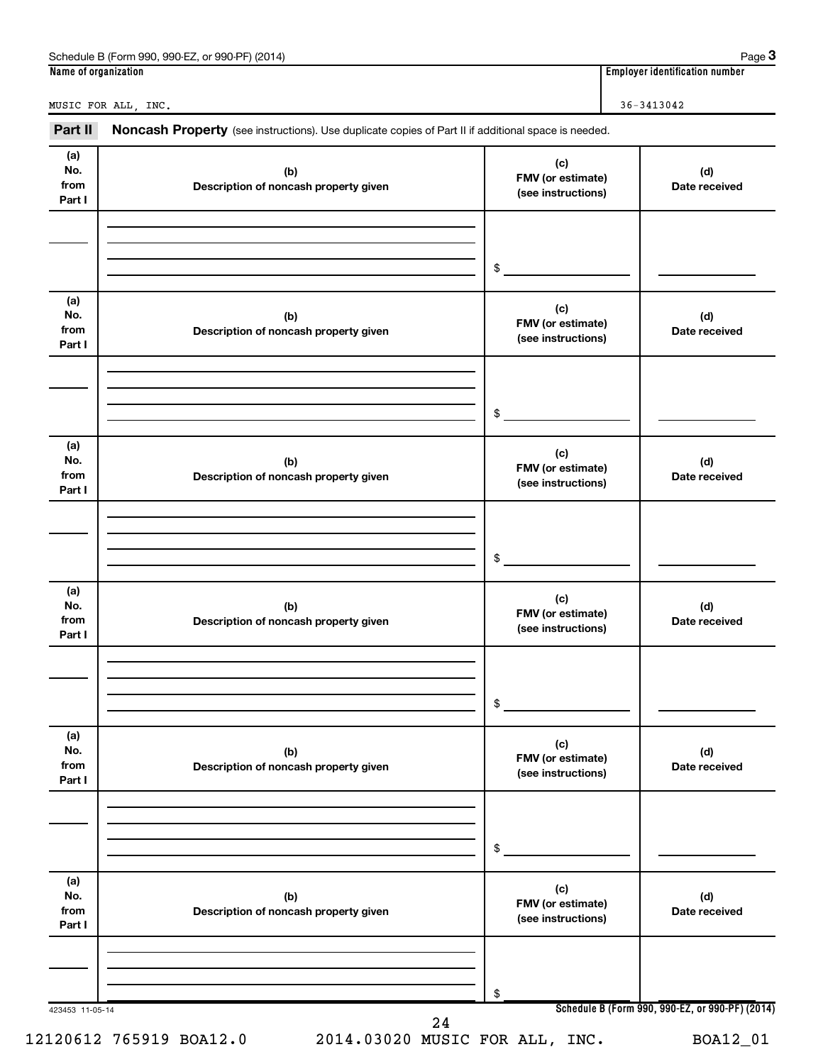Schedule B (Form 990, 990-EZ, or 990-PF) (2014) Page **3**

| Name of organization | Employer identification number |
|---|---|
| MUSIC FOR ALL, INC. | 36-3413042 |

**Part II** **Noncash Property** (see instructions). Use duplicate copies of Part II if additional space is needed.

| (a) No. from Part I | (b) Description of noncash property given | (c) FMV (or estimate) (see instructions) | (d) Date received |
|---|---|---|---|
| | | $ | |

| (a) No. from Part I | (b) Description of noncash property given | (c) FMV (or estimate) (see instructions) | (d) Date received |
|---|---|---|---|
| | | $ | |

| (a) No. from Part I | (b) Description of noncash property given | (c) FMV (or estimate) (see instructions) | (d) Date received |
|---|---|---|---|
| | | $ | |

| (a) No. from Part I | (b) Description of noncash property given | (c) FMV (or estimate) (see instructions) | (d) Date received |
|---|---|---|---|
| | | $ | |

| (a) No. from Part I | (b) Description of noncash property given | (c) FMV (or estimate) (see instructions) | (d) Date received |
|---|---|---|---|
| | | $ | |

| (a) No. from Part I | (b) Description of noncash property given | (c) FMV (or estimate) (see instructions) | (d) Date received |
|---|---|---|---|
| | | $ | |

423453 11-05-14 **Schedule B (Form 990, 990-EZ, or 990-PF) (2014)**

12120612 765919 BOA12.0 2014.03020 MUSIC FOR ALL, INC. BOA12_01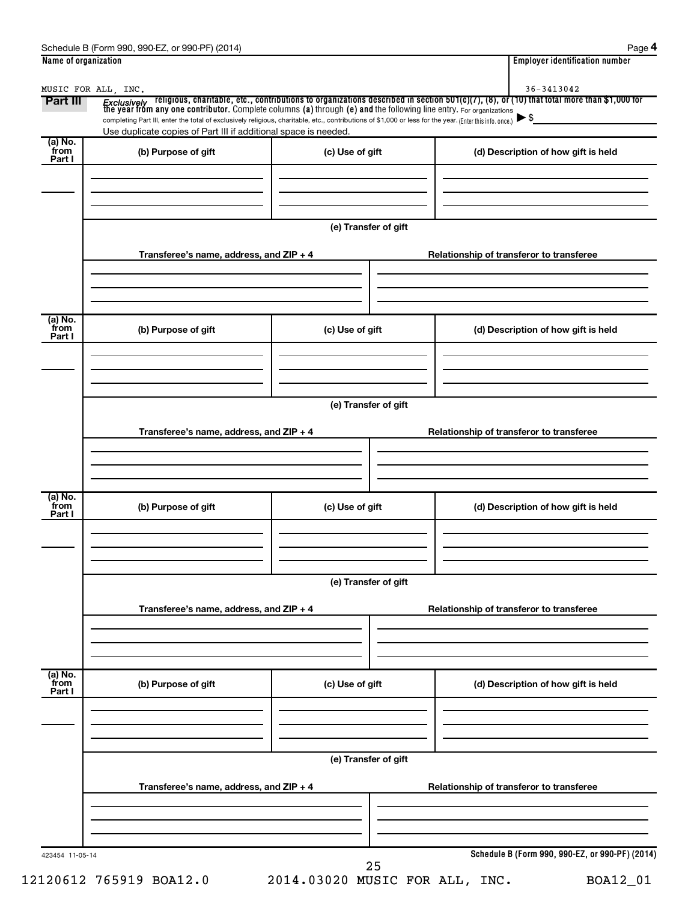Schedule B (Form 990, 990-EZ, or 990-PF) (2014) Page **4**

| Name of organization | Employer identification number |
|---|---|
| MUSIC FOR ALL, INC. | 36-3413042 |

**Part III** *Exclusively* **religious, charitable, etc., contributions to organizations described in section 501(c)(7), (8), or (10) that total more than $1,000 for the year from any one contributor.** Complete columns **(a)** through **(e) and** the following line entry. For organizations completing Part III, enter the total of exclusively religious, charitable, etc., contributions of $1,000 or less for the year. (Enter this info. once.) ▶ $

Use duplicate copies of Part III if additional space is needed.

| (a) No. from Part I | (b) Purpose of gift | (c) Use of gift | (d) Description of how gift is held |
|---|---|---|---|
| | | | |

**(e) Transfer of gift**

| Transferee's name, address, and ZIP + 4 | Relationship of transferor to transferee |
|---|---|
| | |

| (a) No. from Part I | (b) Purpose of gift | (c) Use of gift | (d) Description of how gift is held |
|---|---|---|---|
| | | | |

**(e) Transfer of gift**

| Transferee's name, address, and ZIP + 4 | Relationship of transferor to transferee |
|---|---|
| | |

| (a) No. from Part I | (b) Purpose of gift | (c) Use of gift | (d) Description of how gift is held |
|---|---|---|---|
| | | | |

**(e) Transfer of gift**

| Transferee's name, address, and ZIP + 4 | Relationship of transferor to transferee |
|---|---|
| | |

| (a) No. from Part I | (b) Purpose of gift | (c) Use of gift | (d) Description of how gift is held |
|---|---|---|---|
| | | | |

**(e) Transfer of gift**

| Transferee's name, address, and ZIP + 4 | Relationship of transferor to transferee |
|---|---|
| | |

423454 11-05-14

**Schedule B (Form 990, 990-EZ, or 990-PF) (2014)**

12120612 765919 BOA12.0 2014.03020 MUSIC FOR ALL, INC. BOA12_01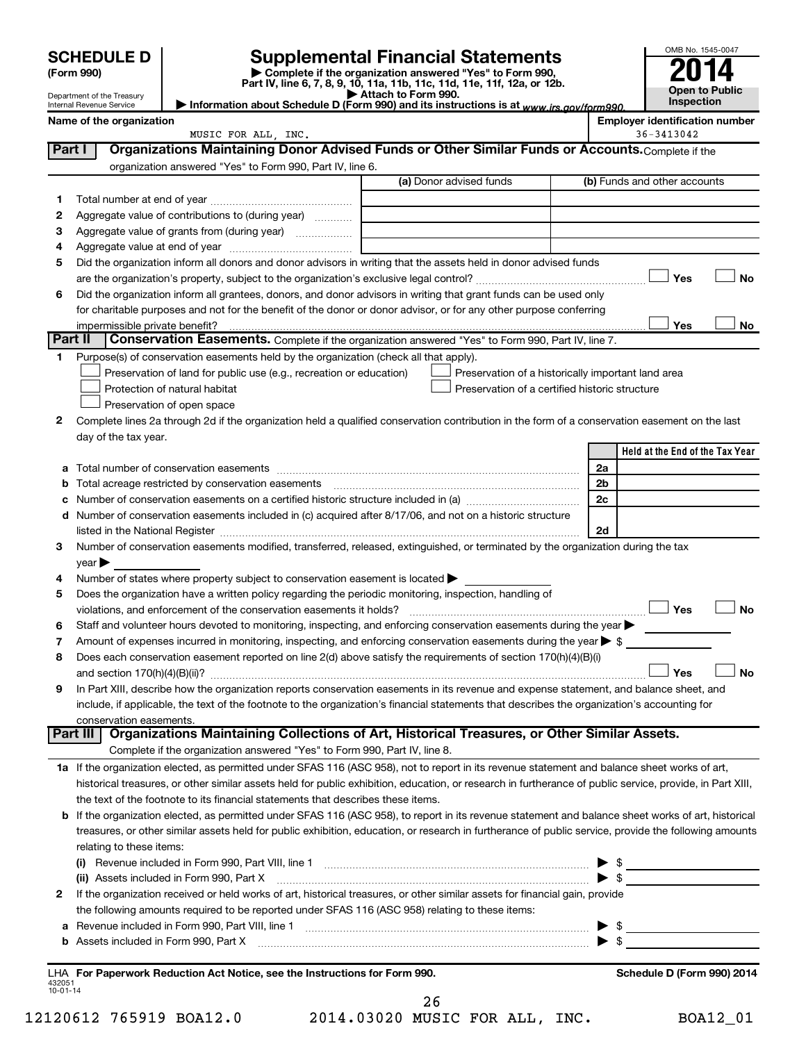# SCHEDULE D (Form 990)

Department of the Treasury
Internal Revenue Service

## Supplemental Financial Statements

▶ Complete if the organization answered "Yes" to Form 990, Part IV, line 6, 7, 8, 9, 10, 11a, 11b, 11c, 11d, 11e, 11f, 12a, or 12b.
▶ Attach to Form 990.
▶ Information about Schedule D (Form 990) and its instructions is at www.irs.gov/form990.

OMB No. 1545-0047
**2014**
**Open to Public Inspection**

**Name of the organization:** MUSIC FOR ALL, INC.
**Employer identification number:** 36-3413042

### Part I — Organizations Maintaining Donor Advised Funds or Other Similar Funds or Accounts.
Complete if the organization answered "Yes" to Form 990, Part IV, line 6.

| | | (a) Donor advised funds | (b) Funds and other accounts |
|---|---|---|---|
| 1 | Total number at end of year | | |
| 2 | Aggregate value of contributions to (during year) | | |
| 3 | Aggregate value of grants from (during year) | | |
| 4 | Aggregate value at end of year | | |

5 Did the organization inform all donors and donor advisors in writing that the assets held in donor advised funds are the organization's property, subject to the organization's exclusive legal control? ☐ Yes ☐ No

6 Did the organization inform all grantees, donors, and donor advisors in writing that grant funds can be used only for charitable purposes and not for the benefit of the donor or donor advisor, or for any other purpose conferring impermissible private benefit? ☐ Yes ☐ No

### Part II — Conservation Easements.
Complete if the organization answered "Yes" to Form 990, Part IV, line 7.

1 Purpose(s) of conservation easements held by the organization (check all that apply).

- ☐ Preservation of land for public use (e.g., recreation or education)
- ☐ Preservation of a historically important land area
- ☐ Protection of natural habitat
- ☐ Preservation of a certified historic structure
- ☐ Preservation of open space

2 Complete lines 2a through 2d if the organization held a qualified conservation contribution in the form of a conservation easement on the last day of the tax year.

| | | | Held at the End of the Tax Year |
|---|---|---|---|
| a | Total number of conservation easements | 2a | |
| b | Total acreage restricted by conservation easements | 2b | |
| c | Number of conservation easements on a certified historic structure included in (a) | 2c | |
| d | Number of conservation easements included in (c) acquired after 8/17/06, and not on a historic structure listed in the National Register | 2d | |

3 Number of conservation easements modified, transferred, released, extinguished, or terminated by the organization during the tax year ▶

4 Number of states where property subject to conservation easement is located ▶

5 Does the organization have a written policy regarding the periodic monitoring, inspection, handling of violations, and enforcement of the conservation easements it holds? ☐ Yes ☐ No

6 Staff and volunteer hours devoted to monitoring, inspecting, and enforcing conservation easements during the year ▶

7 Amount of expenses incurred in monitoring, inspecting, and enforcing conservation easements during the year ▶ $

8 Does each conservation easement reported on line 2(d) above satisfy the requirements of section 170(h)(4)(B)(i) and section 170(h)(4)(B)(ii)? ☐ Yes ☐ No

9 In Part XIII, describe how the organization reports conservation easements in its revenue and expense statement, and balance sheet, and include, if applicable, the text of the footnote to the organization's financial statements that describes the organization's accounting for conservation easements.

### Part III — Organizations Maintaining Collections of Art, Historical Treasures, or Other Similar Assets.
Complete if the organization answered "Yes" to Form 990, Part IV, line 8.

1a If the organization elected, as permitted under SFAS 116 (ASC 958), not to report in its revenue statement and balance sheet works of art, historical treasures, or other similar assets held for public exhibition, education, or research in furtherance of public service, provide, in Part XIII, the text of the footnote to its financial statements that describes these items.

b If the organization elected, as permitted under SFAS 116 (ASC 958), to report in its revenue statement and balance sheet works of art, historical treasures, or other similar assets held for public exhibition, education, or research in furtherance of public service, provide the following amounts relating to these items:

(i) Revenue included in Form 990, Part VIII, line 1 ▶ $

(ii) Assets included in Form 990, Part X ▶ $

2 If the organization received or held works of art, historical treasures, or other similar assets for financial gain, provide the following amounts required to be reported under SFAS 116 (ASC 958) relating to these items:

a Revenue included in Form 990, Part VIII, line 1 ▶ $

b Assets included in Form 990, Part X ▶ $

LHA For Paperwork Reduction Act Notice, see the Instructions for Form 990. — Schedule D (Form 990) 2014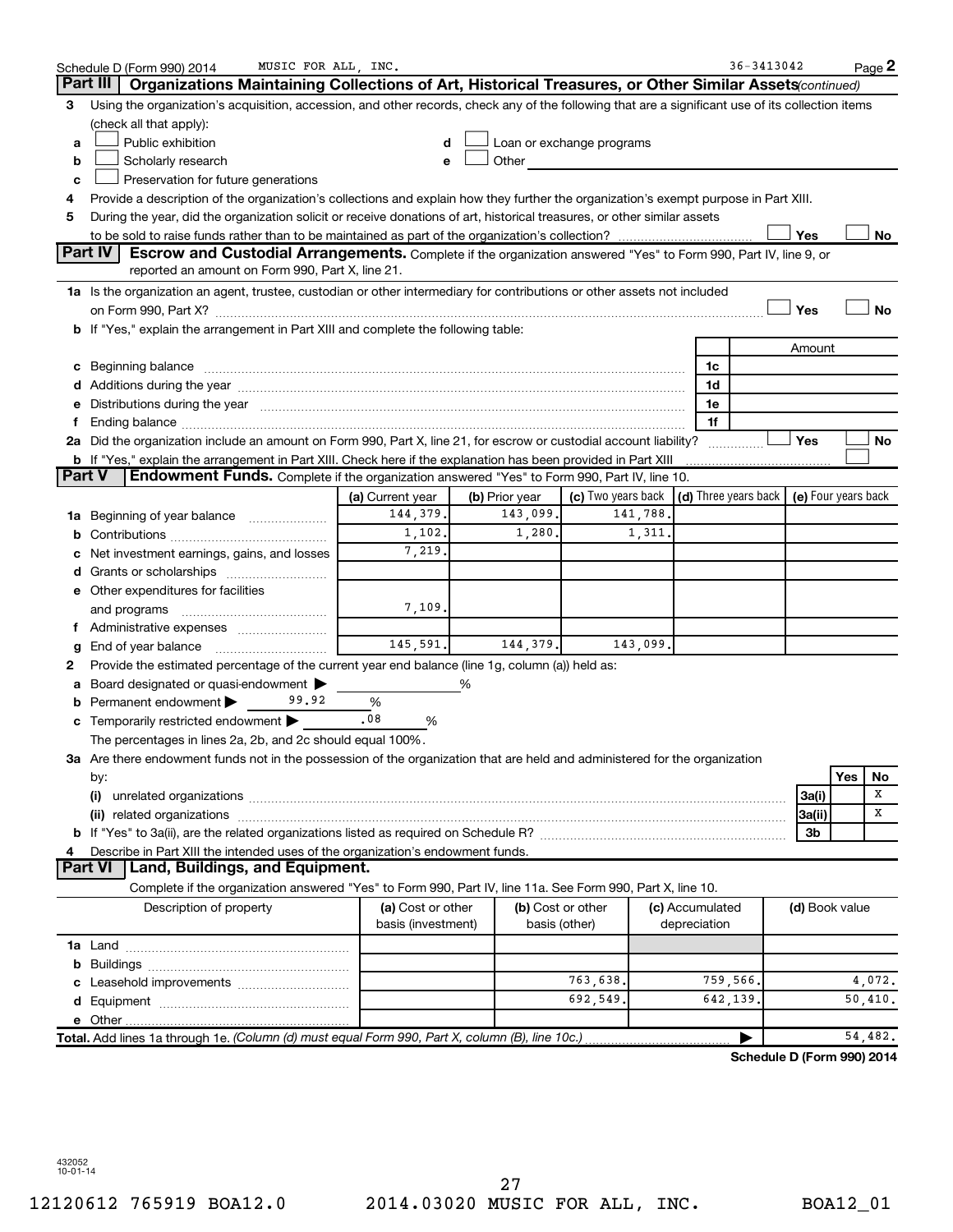Schedule D (Form 990) 2014 MUSIC FOR ALL, INC. 36-3413042 Page 2

**Part III** **Organizations Maintaining Collections of Art, Historical Treasures, or Other Similar Assets** *(continued)*

3 Using the organization's acquisition, accession, and other records, check any of the following that are a significant use of its collection items (check all that apply):

a ☐ Public exhibition
b ☐ Scholarly research
c ☐ Preservation for future generations
d ☐ Loan or exchange programs
e ☐ Other

4 Provide a description of the organization's collections and explain how they further the organization's exempt purpose in Part XIII.

5 During the year, did the organization solicit or receive donations of art, historical treasures, or other similar assets to be sold to raise funds rather than to be maintained as part of the organization's collection? ☐ Yes ☐ No

**Part IV** **Escrow and Custodial Arrangements.** Complete if the organization answered "Yes" to Form 990, Part IV, line 9, or reported an amount on Form 990, Part X, line 21.

1a Is the organization an agent, trustee, custodian or other intermediary for contributions or other assets not included on Form 990, Part X? ☐ Yes ☐ No

b If "Yes," explain the arrangement in Part XIII and complete the following table:

| | | Amount |
|---|---|---|
| c Beginning balance | 1c | |
| d Additions during the year | 1d | |
| e Distributions during the year | 1e | |
| f Ending balance | 1f | |

2a Did the organization include an amount on Form 990, Part X, line 21, for escrow or custodial account liability? ☐ Yes ☐ No

b If "Yes," explain the arrangement in Part XIII. Check here if the explanation has been provided in Part XIII ☐

**Part V** **Endowment Funds.** Complete if the organization answered "Yes" to Form 990, Part IV, line 10.

| | (a) Current year | (b) Prior year | (c) Two years back | (d) Three years back | (e) Four years back |
|---|---|---|---|---|---|
| 1a Beginning of year balance | 144,379. | 143,099. | 141,788. | | |
| b Contributions | 1,102. | 1,280. | 1,311. | | |
| c Net investment earnings, gains, and losses | 7,219. | | | | |
| d Grants or scholarships | | | | | |
| e Other expenditures for facilities and programs | 7,109. | | | | |
| f Administrative expenses | | | | | |
| g End of year balance | 145,591. | 144,379. | 143,099. | | |

2 Provide the estimated percentage of the current year end balance (line 1g, column (a)) held as:

a Board designated or quasi-endowment ▶ %
b Permanent endowment ▶ 99.92 %
c Temporarily restricted endowment ▶ .08 %

The percentages in lines 2a, 2b, and 2c should equal 100%.

3a Are there endowment funds not in the possession of the organization that are held and administered for the organization by:

| | | Yes | No |
|---|---|---|---|
| (i) unrelated organizations | 3a(i) | | X |
| (ii) related organizations | 3a(ii) | | X |
| b If "Yes" to 3a(ii), are the related organizations listed as required on Schedule R? | 3b | | |

4 Describe in Part XIII the intended uses of the organization's endowment funds.

**Part VI** **Land, Buildings, and Equipment.**

Complete if the organization answered "Yes" to Form 990, Part IV, line 11a. See Form 990, Part X, line 10.

| Description of property | (a) Cost or other basis (investment) | (b) Cost or other basis (other) | (c) Accumulated depreciation | (d) Book value |
|---|---|---|---|---|
| 1a Land | | | | |
| b Buildings | | | | |
| c Leasehold improvements | | 763,638. | 759,566. | 4,072. |
| d Equipment | | 692,549. | 642,139. | 50,410. |
| e Other | | | | |
| **Total.** Add lines 1a through 1e. *(Column (d) must equal Form 990, Part X, column (B), line 10c.)* | | | ▶ | 54,482. |

**Schedule D (Form 990) 2014**

432052 10-01-14

12120612 765919 BOA12.0 2014.03020 MUSIC FOR ALL, INC. BOA12_01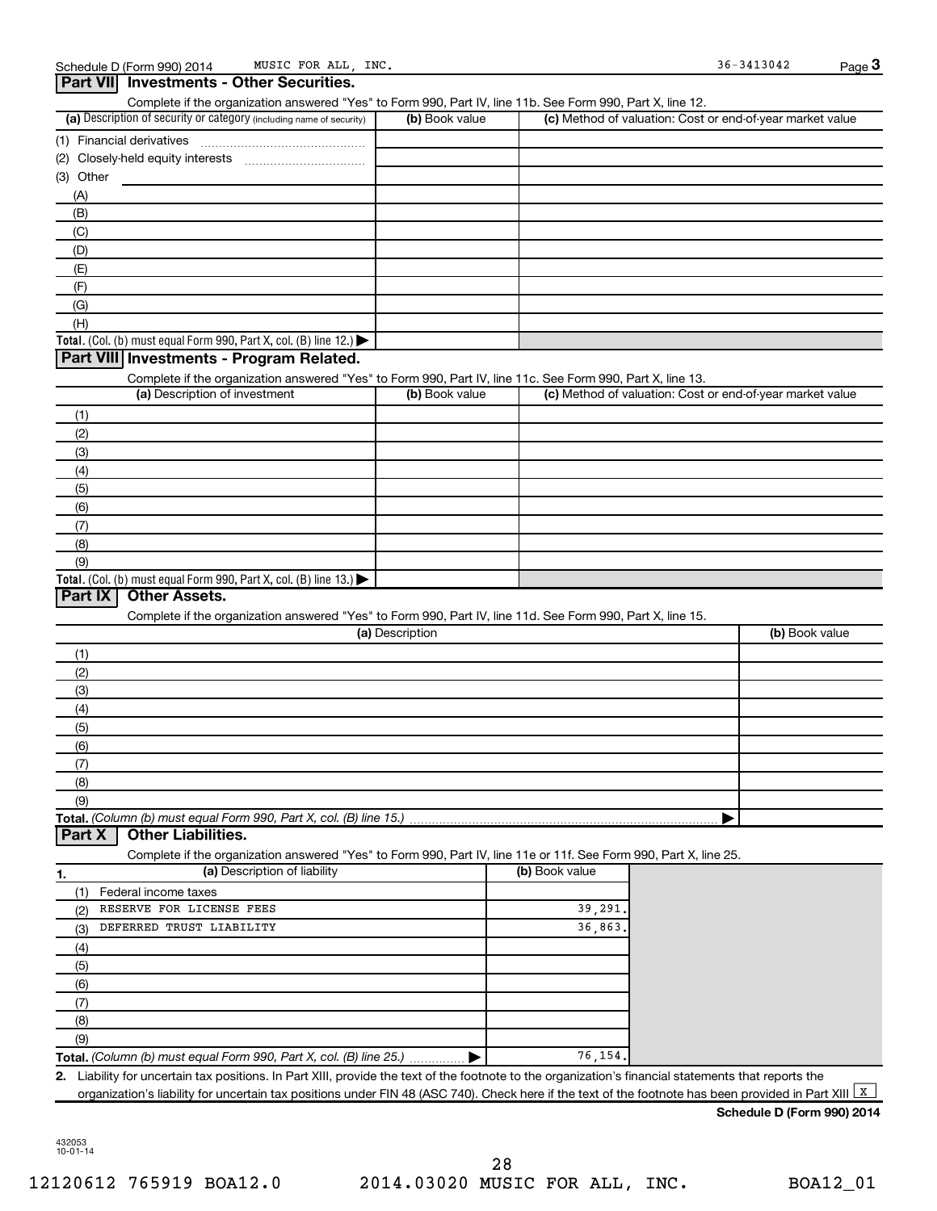Schedule D (Form 990) 2014 MUSIC FOR ALL, INC. 36-3413042 Page 3

## Part VII Investments - Other Securities.

Complete if the organization answered "Yes" to Form 990, Part IV, line 11b. See Form 990, Part X, line 12.

| (a) Description of security or category (including name of security) | (b) Book value | (c) Method of valuation: Cost or end-of-year market value |
|---|---|---|
| (1) Financial derivatives | | |
| (2) Closely-held equity interests | | |
| (3) Other | | |
| (A) | | |
| (B) | | |
| (C) | | |
| (D) | | |
| (E) | | |
| (F) | | |
| (G) | | |
| (H) | | |
| **Total.** (Col. (b) must equal Form 990, Part X, col. (B) line 12.) ▶ | | |

## Part VIII Investments - Program Related.

Complete if the organization answered "Yes" to Form 990, Part IV, line 11c. See Form 990, Part X, line 13.

| (a) Description of investment | (b) Book value | (c) Method of valuation: Cost or end-of-year market value |
|---|---|---|
| (1) | | |
| (2) | | |
| (3) | | |
| (4) | | |
| (5) | | |
| (6) | | |
| (7) | | |
| (8) | | |
| (9) | | |
| **Total.** (Col. (b) must equal Form 990, Part X, col. (B) line 13.) ▶ | | |

## Part IX Other Assets.

Complete if the organization answered "Yes" to Form 990, Part IV, line 11d. See Form 990, Part X, line 15.

| (a) Description | (b) Book value |
|---|---|
| (1) | |
| (2) | |
| (3) | |
| (4) | |
| (5) | |
| (6) | |
| (7) | |
| (8) | |
| (9) | |
| **Total.** *(Column (b) must equal Form 990, Part X, col. (B) line 15.)* ▶ | |

## Part X Other Liabilities.

Complete if the organization answered "Yes" to Form 990, Part IV, line 11e or 11f. See Form 990, Part X, line 25.

| 1. (a) Description of liability | (b) Book value |
|---|---|
| (1) Federal income taxes | |
| (2) RESERVE FOR LICENSE FEES | 39,291. |
| (3) DEFERRED TRUST LIABILITY | 36,863. |
| (4) | |
| (5) | |
| (6) | |
| (7) | |
| (8) | |
| (9) | |
| **Total.** *(Column (b) must equal Form 990, Part X, col. (B) line 25.)* ▶ | 76,154. |

2. Liability for uncertain tax positions. In Part XIII, provide the text of the footnote to the organization's financial statements that reports the organization's liability for uncertain tax positions under FIN 48 (ASC 740). Check here if the text of the footnote has been provided in Part XIII [X]

**Schedule D (Form 990) 2014**

432053
10-01-14

12120612 765919 BOA12.0 2014.03020 MUSIC FOR ALL, INC. BOA12_01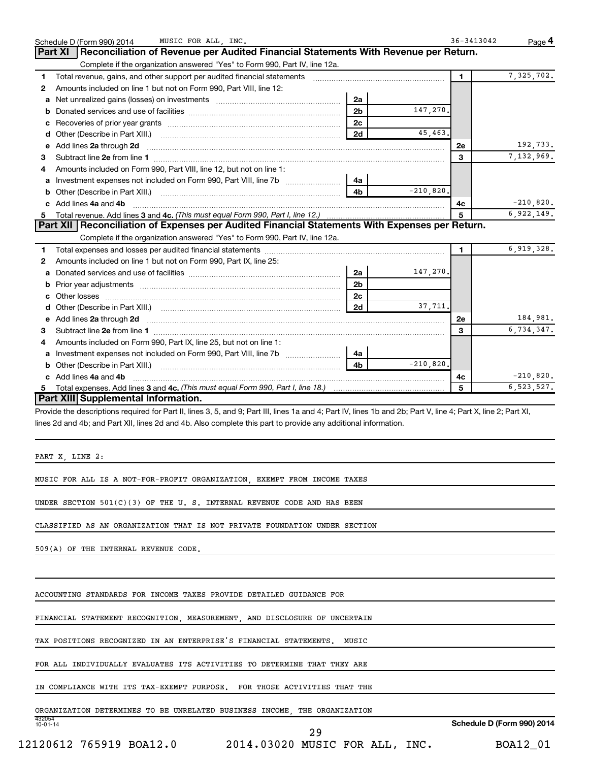Schedule D (Form 990) 2014 MUSIC FOR ALL, INC. 36-3413042 Page **4**

## Part XI Reconciliation of Revenue per Audited Financial Statements With Revenue per Return.

Complete if the organization answered "Yes" to Form 990, Part IV, line 12a.

| | | | | | |
|---|---|---|---|---|---|
| **1** | Total revenue, gains, and other support per audited financial statements | | | 1 | 7,325,702. |
| **2** | Amounts included on line 1 but not on Form 990, Part VIII, line 12: | | | | |
| **a** | Net unrealized gains (losses) on investments | 2a | | | |
| **b** | Donated services and use of facilities | 2b | 147,270. | | |
| **c** | Recoveries of prior year grants | 2c | | | |
| **d** | Other (Describe in Part XIII.) | 2d | 45,463. | | |
| **e** | Add lines **2a** through **2d** | | | 2e | 192,733. |
| **3** | Subtract line **2e** from line **1** | | | 3 | 7,132,969. |
| **4** | Amounts included on Form 990, Part VIII, line 12, but not on line 1: | | | | |
| **a** | Investment expenses not included on Form 990, Part VIII, line 7b | 4a | | | |
| **b** | Other (Describe in Part XIII.) | 4b | -210,820. | | |
| **c** | Add lines **4a** and **4b** | | | 4c | -210,820. |
| **5** | Total revenue. Add lines **3** and **4c.** *(This must equal Form 990, Part I, line 12.)* | | | 5 | 6,922,149. |

## Part XII Reconciliation of Expenses per Audited Financial Statements With Expenses per Return.

Complete if the organization answered "Yes" to Form 990, Part IV, line 12a.

| | | | | | |
|---|---|---|---|---|---|
| **1** | Total expenses and losses per audited financial statements | | | 1 | 6,919,328. |
| **2** | Amounts included on line 1 but not on Form 990, Part IX, line 25: | | | | |
| **a** | Donated services and use of facilities | 2a | 147,270. | | |
| **b** | Prior year adjustments | 2b | | | |
| **c** | Other losses | 2c | | | |
| **d** | Other (Describe in Part XIII.) | 2d | 37,711. | | |
| **e** | Add lines **2a** through **2d** | | | 2e | 184,981. |
| **3** | Subtract line **2e** from line **1** | | | 3 | 6,734,347. |
| **4** | Amounts included on Form 990, Part IX, line 25, but not on line 1: | | | | |
| **a** | Investment expenses not included on Form 990, Part VIII, line 7b | 4a | | | |
| **b** | Other (Describe in Part XIII.) | 4b | -210,820. | | |
| **c** | Add lines **4a** and **4b** | | | 4c | -210,820. |
| **5** | Total expenses. Add lines **3** and **4c.** *(This must equal Form 990, Part I, line 18.)* | | | 5 | 6,523,527. |

## Part XIII Supplemental Information.

Provide the descriptions required for Part II, lines 3, 5, and 9; Part III, lines 1a and 4; Part IV, lines 1b and 2b; Part V, line 4; Part X, line 2; Part XI, lines 2d and 4b; and Part XII, lines 2d and 4b. Also complete this part to provide any additional information.

PART X, LINE 2:

MUSIC FOR ALL IS A NOT-FOR-PROFIT ORGANIZATION, EXEMPT FROM INCOME TAXES UNDER SECTION 501(C)(3) OF THE U. S. INTERNAL REVENUE CODE AND HAS BEEN CLASSIFIED AS AN ORGANIZATION THAT IS NOT PRIVATE FOUNDATION UNDER SECTION 509(A) OF THE INTERNAL REVENUE CODE.

ACCOUNTING STANDARDS FOR INCOME TAXES PROVIDE DETAILED GUIDANCE FOR FINANCIAL STATEMENT RECOGNITION, MEASUREMENT, AND DISCLOSURE OF UNCERTAIN TAX POSITIONS RECOGNIZED IN AN ENTERPRISE'S FINANCIAL STATEMENTS. MUSIC FOR ALL INDIVIDUALLY EVALUATES ITS ACTIVITIES TO DETERMINE THAT THEY ARE IN COMPLIANCE WITH ITS TAX-EXEMPT PURPOSE. FOR THOSE ACTIVITIES THAT THE ORGANIZATION DETERMINES TO BE UNRELATED BUSINESS INCOME, THE ORGANIZATION

432054 10-01-14 Schedule D (Form 990) 2014

12120612 765919 BOA12.0 2014.03020 MUSIC FOR ALL, INC. BOA12_01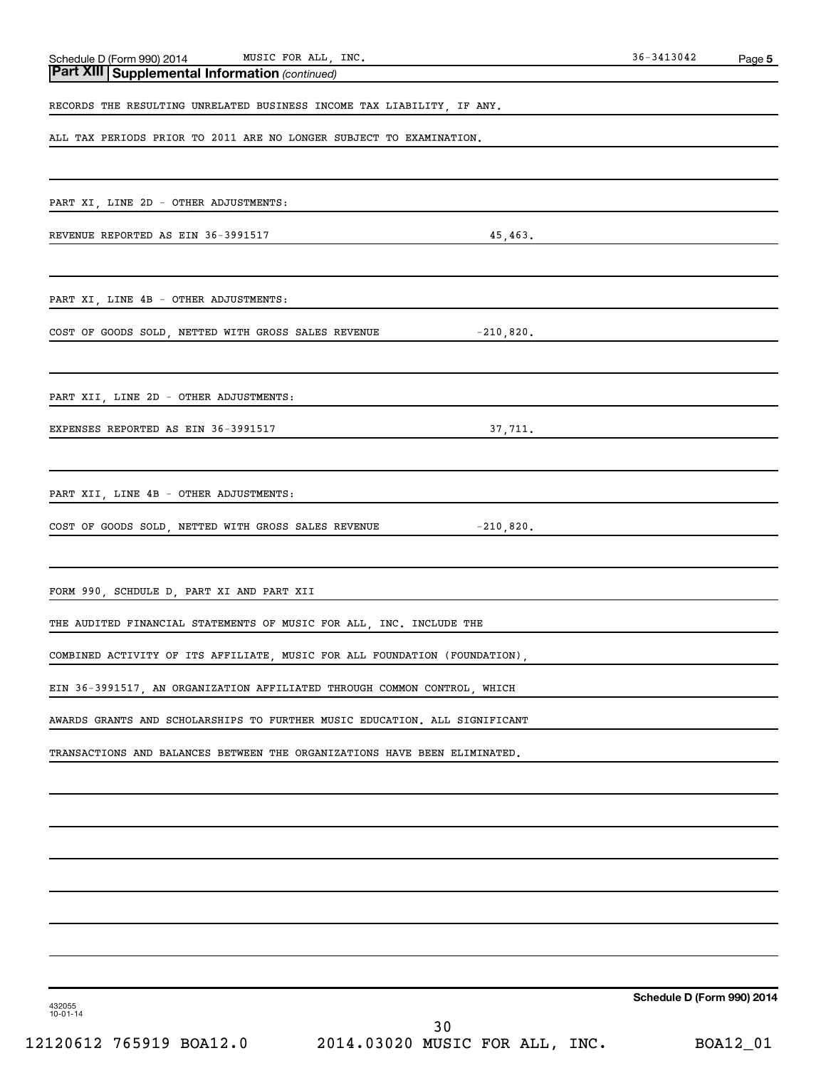## Part XIII | Supplemental Information *(continued)*

RECORDS THE RESULTING UNRELATED BUSINESS INCOME TAX LIABILITY, IF ANY.

ALL TAX PERIODS PRIOR TO 2011 ARE NO LONGER SUBJECT TO EXAMINATION.

PART XI, LINE 2D - OTHER ADJUSTMENTS:

| | |
|---|---|
| REVENUE REPORTED AS EIN 36-3991517 | 45,463. |

PART XI, LINE 4B - OTHER ADJUSTMENTS:

| | |
|---|---|
| COST OF GOODS SOLD, NETTED WITH GROSS SALES REVENUE | -210,820. |

PART XII, LINE 2D - OTHER ADJUSTMENTS:

| | |
|---|---|
| EXPENSES REPORTED AS EIN 36-3991517 | 37,711. |

PART XII, LINE 4B - OTHER ADJUSTMENTS:

| | |
|---|---|
| COST OF GOODS SOLD, NETTED WITH GROSS SALES REVENUE | -210,820. |

FORM 990, SCHDULE D, PART XI AND PART XII

THE AUDITED FINANCIAL STATEMENTS OF MUSIC FOR ALL, INC. INCLUDE THE COMBINED ACTIVITY OF ITS AFFILIATE, MUSIC FOR ALL FOUNDATION (FOUNDATION), EIN 36-3991517, AN ORGANIZATION AFFILIATED THROUGH COMMON CONTROL, WHICH AWARDS GRANTS AND SCHOLARSHIPS TO FURTHER MUSIC EDUCATION. ALL SIGNIFICANT TRANSACTIONS AND BALANCES BETWEEN THE ORGANIZATIONS HAVE BEEN ELIMINATED.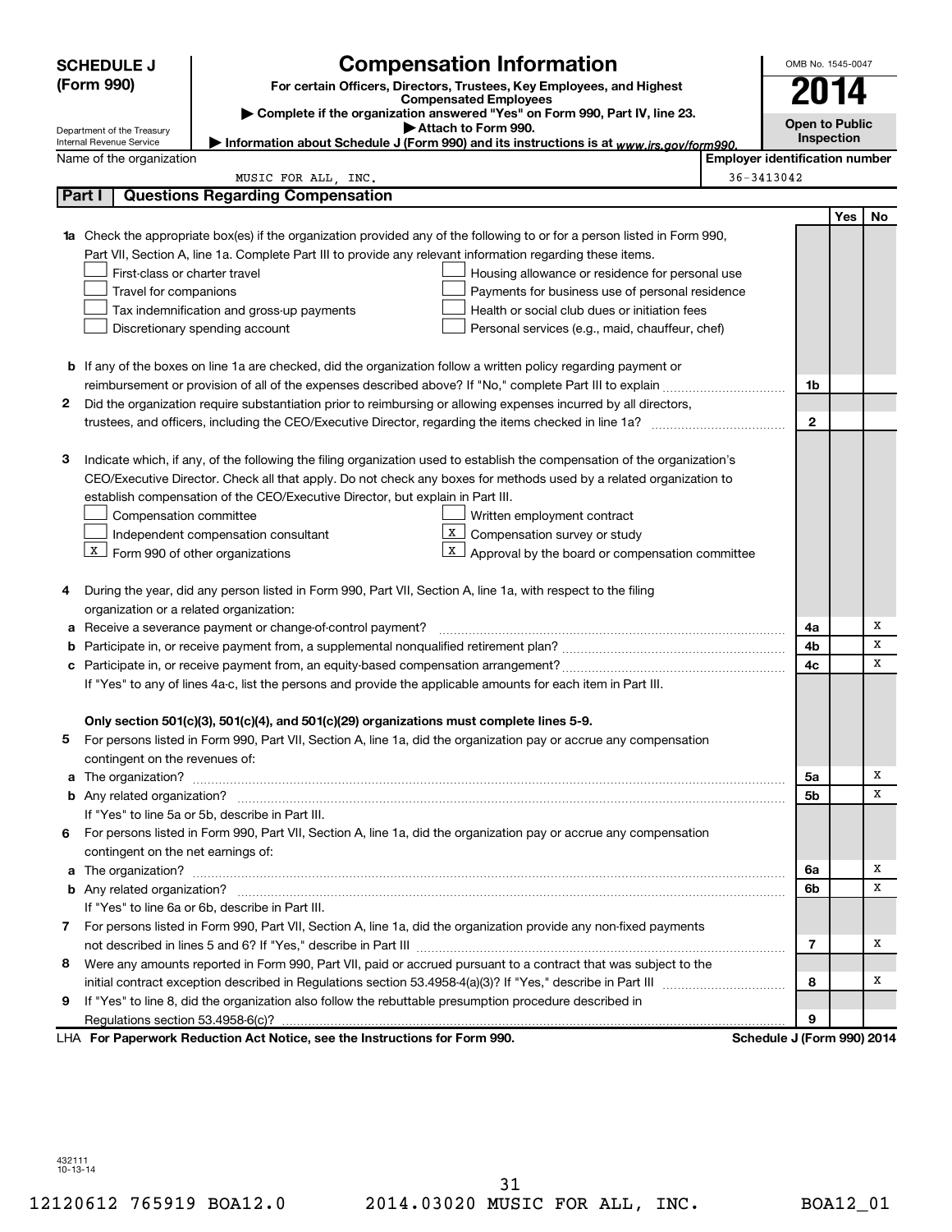# SCHEDULE J (Form 990)

## Compensation Information

**For certain Officers, Directors, Trustees, Key Employees, and Highest Compensated Employees**

▶ Complete if the organization answered "Yes" on Form 990, Part IV, line 23.

▶ Attach to Form 990.

▶ Information about Schedule J (Form 990) and its instructions is at www.irs.gov/form990.

Department of the Treasury
Internal Revenue Service

OMB No. 1545-0047

**2014**

**Open to Public Inspection**

Name of the organization: MUSIC FOR ALL, INC.

Employer identification number: 36-3413042

### Part I Questions Regarding Compensation

| | | | Yes | No |
|---|---|---|---|---|
| **1a** | Check the appropriate box(es) if the organization provided any of the following to or for a person listed in Form 990, Part VII, Section A, line 1a. Complete Part III to provide any relevant information regarding these items.<br>☐ First-class or charter travel ☐ Housing allowance or residence for personal use<br>☐ Travel for companions ☐ Payments for business use of personal residence<br>☐ Tax indemnification and gross-up payments ☐ Health or social club dues or initiation fees<br>☐ Discretionary spending account ☐ Personal services (e.g., maid, chauffeur, chef) | | | |
| **b** | If any of the boxes on line 1a are checked, did the organization follow a written policy regarding payment or reimbursement or provision of all of the expenses described above? If "No," complete Part III to explain | 1b | | |
| **2** | Did the organization require substantiation prior to reimbursing or allowing expenses incurred by all directors, trustees, and officers, including the CEO/Executive Director, regarding the items checked in line 1a? | 2 | | |
| **3** | Indicate which, if any, of the following the filing organization used to establish the compensation of the organization's CEO/Executive Director. Check all that apply. Do not check any boxes for methods used by a related organization to establish compensation of the CEO/Executive Director, but explain in Part III.<br>☐ Compensation committee ☐ Written employment contract<br>☐ Independent compensation consultant ☒ Compensation survey or study<br>☒ Form 990 of other organizations ☒ Approval by the board or compensation committee | | | |
| **4** | During the year, did any person listed in Form 990, Part VII, Section A, line 1a, with respect to the filing organization or a related organization: | | | |
| **a** | Receive a severance payment or change-of-control payment? | 4a | | X |
| **b** | Participate in, or receive payment from, a supplemental nonqualified retirement plan? | 4b | | X |
| **c** | Participate in, or receive payment from, an equity-based compensation arrangement? | 4c | | X |
| | If "Yes" to any of lines 4a-c, list the persons and provide the applicable amounts for each item in Part III. | | | |
| | **Only section 501(c)(3), 501(c)(4), and 501(c)(29) organizations must complete lines 5-9.** | | | |
| **5** | For persons listed in Form 990, Part VII, Section A, line 1a, did the organization pay or accrue any compensation contingent on the revenues of: | | | |
| **a** | The organization? | 5a | | X |
| **b** | Any related organization? | 5b | | X |
| | If "Yes" to line 5a or 5b, describe in Part III. | | | |
| **6** | For persons listed in Form 990, Part VII, Section A, line 1a, did the organization pay or accrue any compensation contingent on the net earnings of: | | | |
| **a** | The organization? | 6a | | X |
| **b** | Any related organization? | 6b | | X |
| | If "Yes" to line 6a or 6b, describe in Part III. | | | |
| **7** | For persons listed in Form 990, Part VII, Section A, line 1a, did the organization provide any non-fixed payments not described in lines 5 and 6? If "Yes," describe in Part III | 7 | | X |
| **8** | Were any amounts reported in Form 990, Part VII, paid or accrued pursuant to a contract that was subject to the initial contract exception described in Regulations section 53.4958-4(a)(3)? If "Yes," describe in Part III | 8 | | X |
| **9** | If "Yes" to line 8, did the organization also follow the rebuttable presumption procedure described in Regulations section 53.4958-6(c)? | 9 | | |

LHA **For Paperwork Reduction Act Notice, see the Instructions for Form 990.** **Schedule J (Form 990) 2014**

432111
10-13-14

12120612 765919 BOA12.0 2014.03020 MUSIC FOR ALL, INC. BOA12_01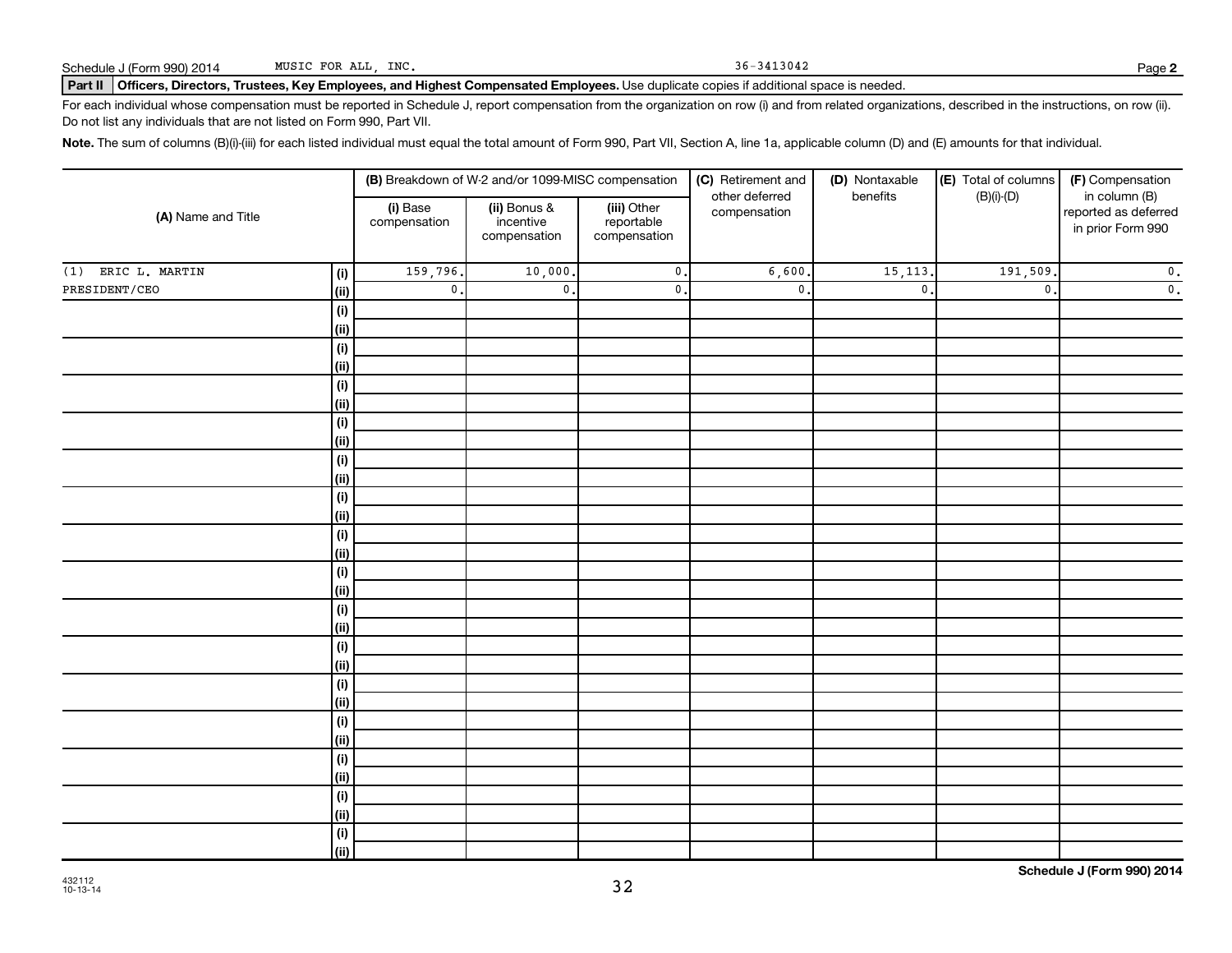Schedule J (Form 990) 2014 MUSIC FOR ALL, INC. 36-3413042 Page **2**

**Part II** **Officers, Directors, Trustees, Key Employees, and Highest Compensated Employees.** Use duplicate copies if additional space is needed.

For each individual whose compensation must be reported in Schedule J, report compensation from the organization on row (i) and from related organizations, described in the instructions, on row (ii). Do not list any individuals that are not listed on Form 990, Part VII.

**Note.** The sum of columns (B)(i)-(iii) for each listed individual must equal the total amount of Form 990, Part VII, Section A, line 1a, applicable column (D) and (E) amounts for that individual.

| (A) Name and Title | | (B) Breakdown of W-2 and/or 1099-MISC compensation | | | (C) Retirement and other deferred compensation | (D) Nontaxable benefits | (E) Total of columns (B)(i)-(D) | (F) Compensation in column (B) reported as deferred in prior Form 990 |
|---|---|---|---|---|---|---|---|---|
| | | (i) Base compensation | (ii) Bonus & incentive compensation | (iii) Other reportable compensation | | | | |
| (1) ERIC L. MARTIN | (i) | 159,796. | 10,000. | 0. | 6,600. | 15,113. | 191,509. | 0. |
| PRESIDENT/CEO | (ii) | 0. | 0. | 0. | 0. | 0. | 0. | 0. |
| | (i) | | | | | | | |
| | (ii) | | | | | | | |
| | (i) | | | | | | | |
| | (ii) | | | | | | | |
| | (i) | | | | | | | |
| | (ii) | | | | | | | |
| | (i) | | | | | | | |
| | (ii) | | | | | | | |
| | (i) | | | | | | | |
| | (ii) | | | | | | | |
| | (i) | | | | | | | |
| | (ii) | | | | | | | |
| | (i) | | | | | | | |
| | (ii) | | | | | | | |
| | (i) | | | | | | | |
| | (ii) | | | | | | | |
| | (i) | | | | | | | |
| | (ii) | | | | | | | |
| | (i) | | | | | | | |
| | (ii) | | | | | | | |
| | (i) | | | | | | | |
| | (ii) | | | | | | | |
| | (i) | | | | | | | |
| | (ii) | | | | | | | |
| | (i) | | | | | | | |
| | (ii) | | | | | | | |
| | (i) | | | | | | | |
| | (ii) | | | | | | | |
| | (i) | | | | | | | |
| | (ii) | | | | | | | |

432112
10-13-14

**Schedule J (Form 990) 2014**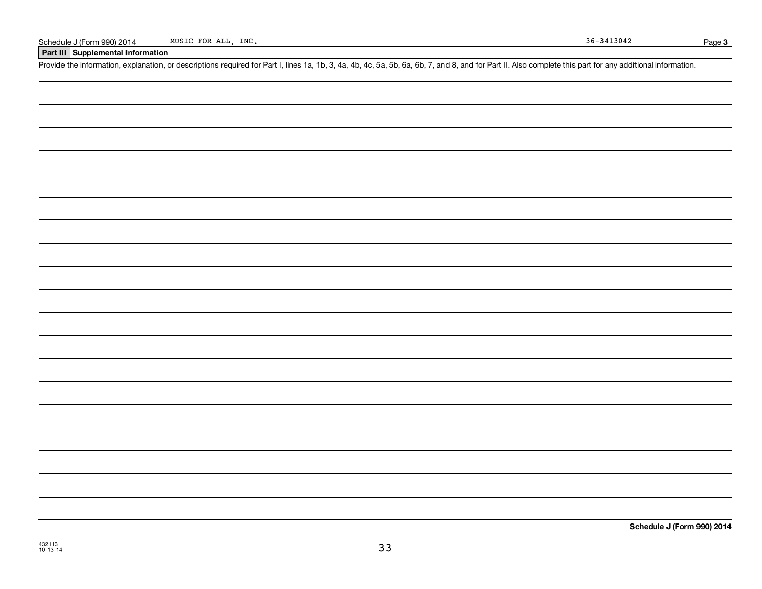## Part III Supplemental Information

Provide the information, explanation, or descriptions required for Part I, lines 1a, 1b, 3, 4a, 4b, 4c, 5a, 5b, 6a, 6b, 7, and 8, and for Part II. Also complete this part for any additional information.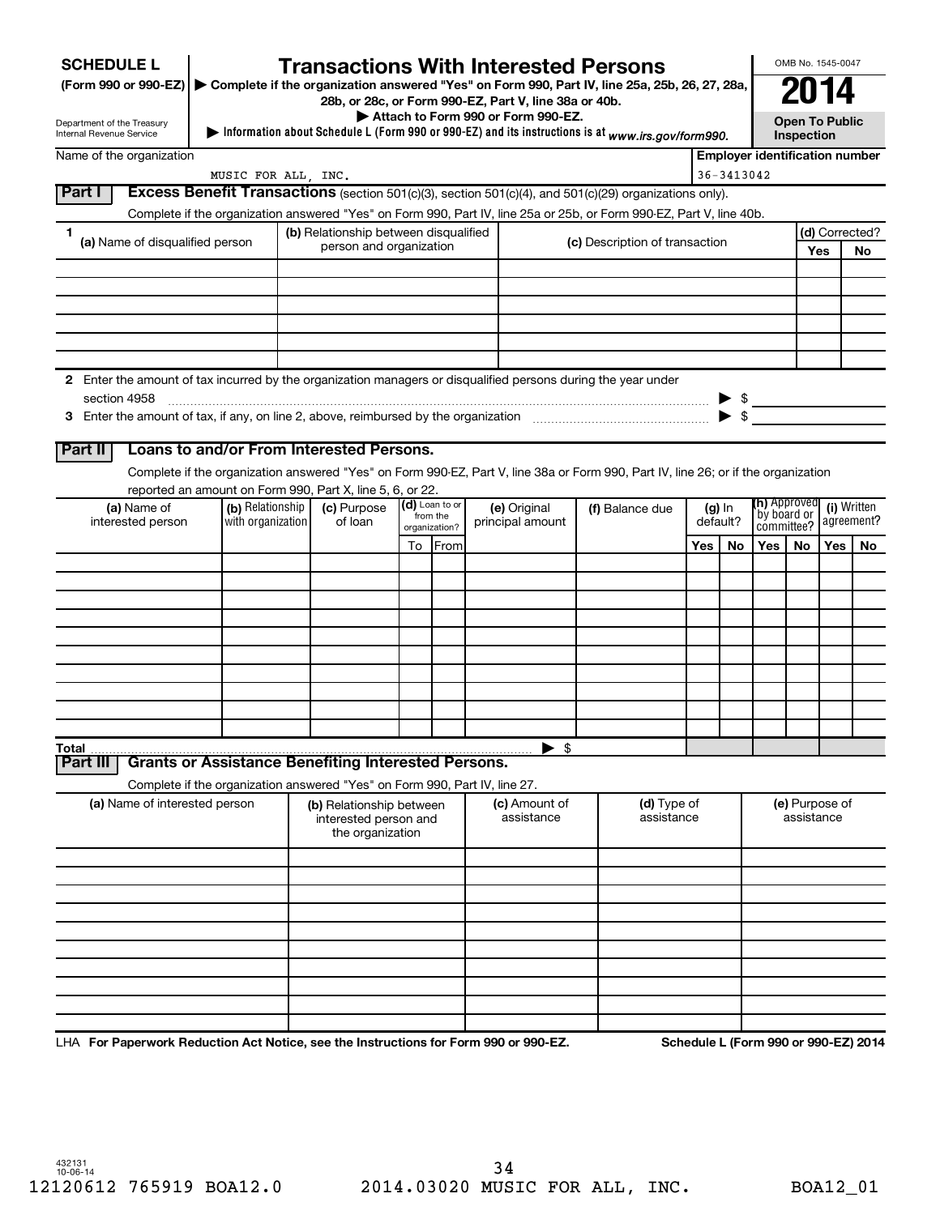**SCHEDULE L**
**(Form 990 or 990-EZ)**

Department of the Treasury
Internal Revenue Service

# Transactions With Interested Persons

▶ **Complete if the organization answered "Yes" on Form 990, Part IV, line 25a, 25b, 26, 27, 28a, 28b, or 28c, or Form 990-EZ, Part V, line 38a or 40b.**
▶ **Attach to Form 990 or Form 990-EZ.**
▶ Information about Schedule L (Form 990 or 990-EZ) and its instructions is at *www.irs.gov/form990.*

OMB No. 1545-0047

**2014**

**Open To Public Inspection**

| Name of the organization | Employer identification number |
|---|---|
| MUSIC FOR ALL, INC. | 36-3413042 |

## Part I Excess Benefit Transactions (section 501(c)(3), section 501(c)(4), and 501(c)(29) organizations only).

Complete if the organization answered "Yes" on Form 990, Part IV, line 25a or 25b, or Form 990-EZ, Part V, line 40b.

| 1 (a) Name of disqualified person | (b) Relationship between disqualified person and organization | (c) Description of transaction | (d) Corrected? | |
|---|---|---|---|---|
| | | | Yes | No |
| | | | | |
| | | | | |
| | | | | |
| | | | | |
| | | | | |
| | | | | |

**2** Enter the amount of tax incurred by the organization managers or disqualified persons during the year under section 4958 ▶ $

**3** Enter the amount of tax, if any, on line 2, above, reimbursed by the organization ▶ $

## Part II Loans to and/or From Interested Persons.

Complete if the organization answered "Yes" on Form 990-EZ, Part V, line 38a or Form 990, Part IV, line 26; or if the organization reported an amount on Form 990, Part X, line 5, 6, or 22.

| (a) Name of interested person | (b) Relationship with organization | (c) Purpose of loan | (d) Loan to or from the organization? | | (e) Original principal amount | (f) Balance due | (g) In default? | | (h) Approved by board or committee? | | (i) Written agreement? | |
|---|---|---|---|---|---|---|---|---|---|---|---|---|
| | | | To | From | | | Yes | No | Yes | No | Yes | No |
| | | | | | | | | | | | | |
| | | | | | | | | | | | | |
| | | | | | | | | | | | | |
| | | | | | | | | | | | | |
| | | | | | | | | | | | | |
| | | | | | | | | | | | | |
| | | | | | | | | | | | | |
| | | | | | | | | | | | | |
| | | | | | | | | | | | | |
| | | | | | | | | | | | | |
| **Total** | | | | | ▶ $ | | | | | | | |

## Part III Grants or Assistance Benefiting Interested Persons.

Complete if the organization answered "Yes" on Form 990, Part IV, line 27.

| (a) Name of interested person | (b) Relationship between interested person and the organization | (c) Amount of assistance | (d) Type of assistance | (e) Purpose of assistance |
|---|---|---|---|---|
| | | | | |
| | | | | |
| | | | | |
| | | | | |
| | | | | |
| | | | | |
| | | | | |
| | | | | |
| | | | | |
| | | | | |

LHA **For Paperwork Reduction Act Notice, see the Instructions for Form 990 or 990-EZ.** **Schedule L (Form 990 or 990-EZ) 2014**

432131
10-06-14

12120612 765919 BOA12.0 2014.03020 MUSIC FOR ALL, INC. BOA12_01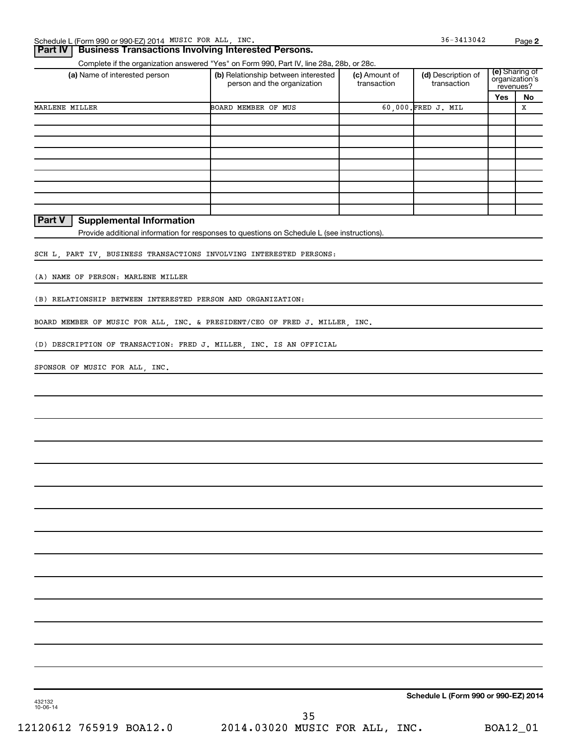Schedule L (Form 990 or 990-EZ) 2014 MUSIC FOR ALL, INC. 36-3413042 Page 2

## Part IV Business Transactions Involving Interested Persons.

Complete if the organization answered "Yes" on Form 990, Part IV, line 28a, 28b, or 28c.

| (a) Name of interested person | (b) Relationship between interested person and the organization | (c) Amount of transaction | (d) Description of transaction | (e) Sharing of organization's revenues? | |
|---|---|---|---|---|---|
| | | | | Yes | No |
| MARLENE MILLER | BOARD MEMBER OF MUS | 60,000. | FRED J. MIL | | X |
| | | | | | |
| | | | | | |
| | | | | | |
| | | | | | |
| | | | | | |
| | | | | | |
| | | | | | |
| | | | | | |
| | | | | | |

## Part V Supplemental Information

Provide additional information for responses to questions on Schedule L (see instructions).

SCH L, PART IV, BUSINESS TRANSACTIONS INVOLVING INTERESTED PERSONS:

(A) NAME OF PERSON: MARLENE MILLER

(B) RELATIONSHIP BETWEEN INTERESTED PERSON AND ORGANIZATION:

BOARD MEMBER OF MUSIC FOR ALL, INC. & PRESIDENT/CEO OF FRED J. MILLER, INC.

(D) DESCRIPTION OF TRANSACTION: FRED J. MILLER, INC. IS AN OFFICIAL

SPONSOR OF MUSIC FOR ALL, INC.

432132 10-06-14

Schedule L (Form 990 or 990-EZ) 2014

12120612 765919 BOA12.0 2014.03020 MUSIC FOR ALL, INC. BOA12_01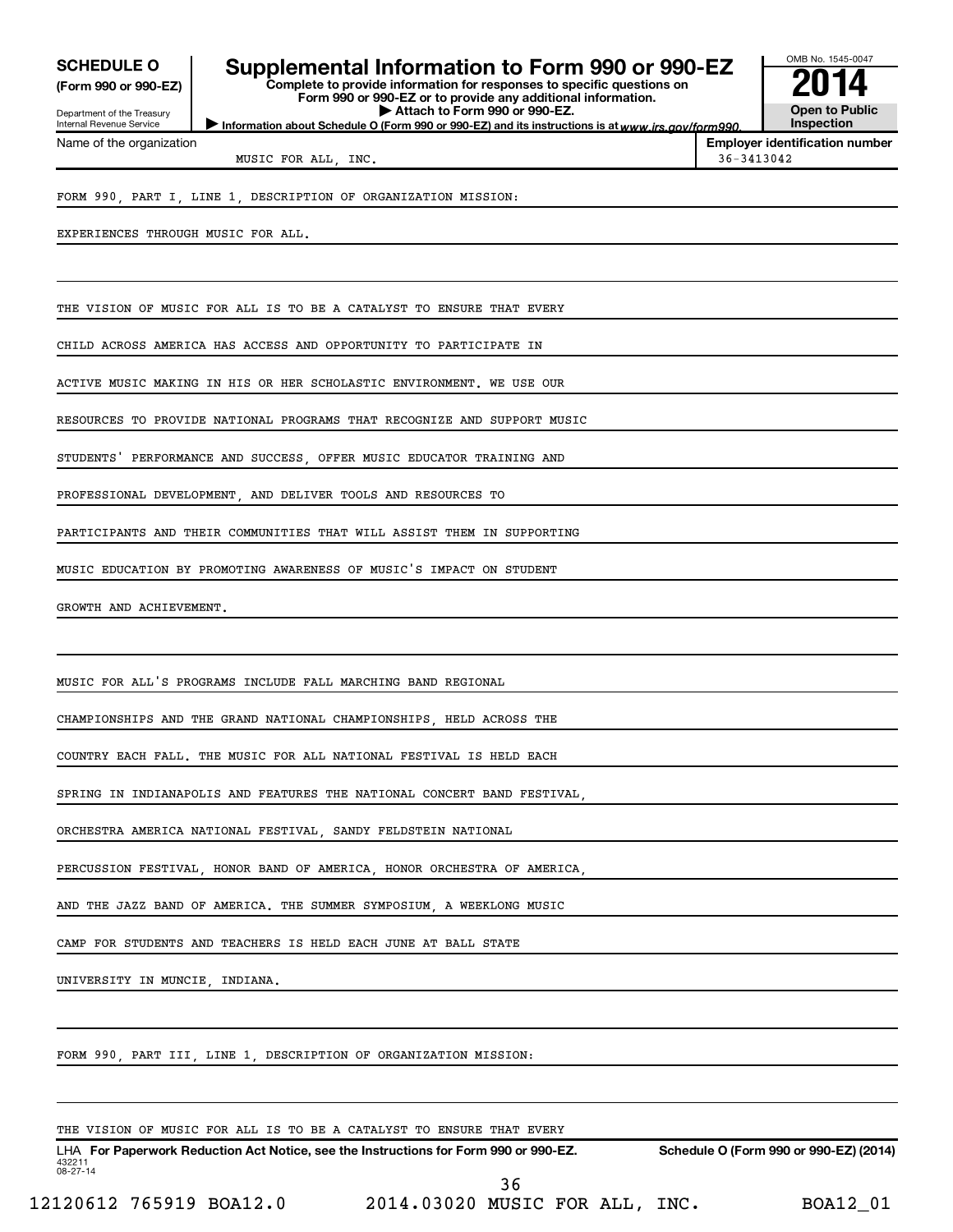**SCHEDULE O**
**(Form 990 or 990-EZ)**

Department of the Treasury
Internal Revenue Service

# Supplemental Information to Form 990 or 990-EZ

**Complete to provide information for responses to specific questions on Form 990 or 990-EZ or to provide any additional information.**
**▶ Attach to Form 990 or 990-EZ.**
**▶ Information about Schedule O (Form 990 or 990-EZ) and its instructions is at** *www.irs.gov/form990.*

OMB No. 1545-0047
**2014**
**Open to Public Inspection**

| Name of the organization | Employer identification number |
|---|---|
| MUSIC FOR ALL, INC. | 36-3413042 |

FORM 990, PART I, LINE 1, DESCRIPTION OF ORGANIZATION MISSION:

EXPERIENCES THROUGH MUSIC FOR ALL.

THE VISION OF MUSIC FOR ALL IS TO BE A CATALYST TO ENSURE THAT EVERY CHILD ACROSS AMERICA HAS ACCESS AND OPPORTUNITY TO PARTICIPATE IN ACTIVE MUSIC MAKING IN HIS OR HER SCHOLASTIC ENVIRONMENT. WE USE OUR RESOURCES TO PROVIDE NATIONAL PROGRAMS THAT RECOGNIZE AND SUPPORT MUSIC STUDENTS' PERFORMANCE AND SUCCESS, OFFER MUSIC EDUCATOR TRAINING AND PROFESSIONAL DEVELOPMENT, AND DELIVER TOOLS AND RESOURCES TO PARTICIPANTS AND THEIR COMMUNITIES THAT WILL ASSIST THEM IN SUPPORTING MUSIC EDUCATION BY PROMOTING AWARENESS OF MUSIC'S IMPACT ON STUDENT GROWTH AND ACHIEVEMENT.

MUSIC FOR ALL'S PROGRAMS INCLUDE FALL MARCHING BAND REGIONAL CHAMPIONSHIPS AND THE GRAND NATIONAL CHAMPIONSHIPS, HELD ACROSS THE COUNTRY EACH FALL. THE MUSIC FOR ALL NATIONAL FESTIVAL IS HELD EACH SPRING IN INDIANAPOLIS AND FEATURES THE NATIONAL CONCERT BAND FESTIVAL, ORCHESTRA AMERICA NATIONAL FESTIVAL, SANDY FELDSTEIN NATIONAL PERCUSSION FESTIVAL, HONOR BAND OF AMERICA, HONOR ORCHESTRA OF AMERICA, AND THE JAZZ BAND OF AMERICA. THE SUMMER SYMPOSIUM, A WEEKLONG MUSIC CAMP FOR STUDENTS AND TEACHERS IS HELD EACH JUNE AT BALL STATE UNIVERSITY IN MUNCIE, INDIANA.

FORM 990, PART III, LINE 1, DESCRIPTION OF ORGANIZATION MISSION:

THE VISION OF MUSIC FOR ALL IS TO BE A CATALYST TO ENSURE THAT EVERY

LHA **For Paperwork Reduction Act Notice, see the Instructions for Form 990 or 990-EZ.** **Schedule O (Form 990 or 990-EZ) (2014)**

432211
08-27-14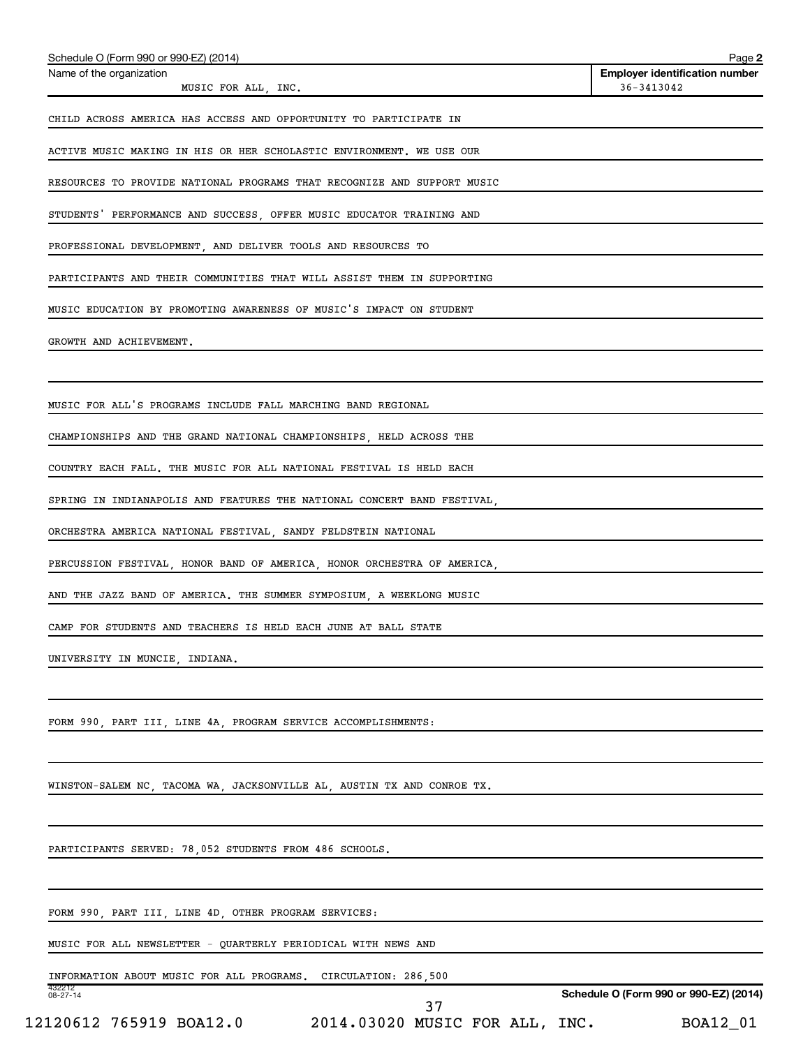Schedule O (Form 990 or 990-EZ) (2014) Page 2

| Name of the organization | Employer identification number |
|---|---|
| MUSIC FOR ALL, INC. | 36-3413042 |

CHILD ACROSS AMERICA HAS ACCESS AND OPPORTUNITY TO PARTICIPATE IN ACTIVE MUSIC MAKING IN HIS OR HER SCHOLASTIC ENVIRONMENT. WE USE OUR RESOURCES TO PROVIDE NATIONAL PROGRAMS THAT RECOGNIZE AND SUPPORT MUSIC STUDENTS' PERFORMANCE AND SUCCESS, OFFER MUSIC EDUCATOR TRAINING AND PROFESSIONAL DEVELOPMENT, AND DELIVER TOOLS AND RESOURCES TO PARTICIPANTS AND THEIR COMMUNITIES THAT WILL ASSIST THEM IN SUPPORTING MUSIC EDUCATION BY PROMOTING AWARENESS OF MUSIC'S IMPACT ON STUDENT GROWTH AND ACHIEVEMENT.

MUSIC FOR ALL'S PROGRAMS INCLUDE FALL MARCHING BAND REGIONAL CHAMPIONSHIPS AND THE GRAND NATIONAL CHAMPIONSHIPS, HELD ACROSS THE COUNTRY EACH FALL. THE MUSIC FOR ALL NATIONAL FESTIVAL IS HELD EACH SPRING IN INDIANAPOLIS AND FEATURES THE NATIONAL CONCERT BAND FESTIVAL, ORCHESTRA AMERICA NATIONAL FESTIVAL, SANDY FELDSTEIN NATIONAL PERCUSSION FESTIVAL, HONOR BAND OF AMERICA, HONOR ORCHESTRA OF AMERICA, AND THE JAZZ BAND OF AMERICA. THE SUMMER SYMPOSIUM, A WEEKLONG MUSIC CAMP FOR STUDENTS AND TEACHERS IS HELD EACH JUNE AT BALL STATE UNIVERSITY IN MUNCIE, INDIANA.

FORM 990, PART III, LINE 4A, PROGRAM SERVICE ACCOMPLISHMENTS:

WINSTON-SALEM NC, TACOMA WA, JACKSONVILLE AL, AUSTIN TX AND CONROE TX.

PARTICIPANTS SERVED: 78,052 STUDENTS FROM 486 SCHOOLS.

FORM 990, PART III, LINE 4D, OTHER PROGRAM SERVICES:

MUSIC FOR ALL NEWSLETTER - QUARTERLY PERIODICAL WITH NEWS AND INFORMATION ABOUT MUSIC FOR ALL PROGRAMS. CIRCULATION: 286,500

Schedule O (Form 990 or 990-EZ) (2014)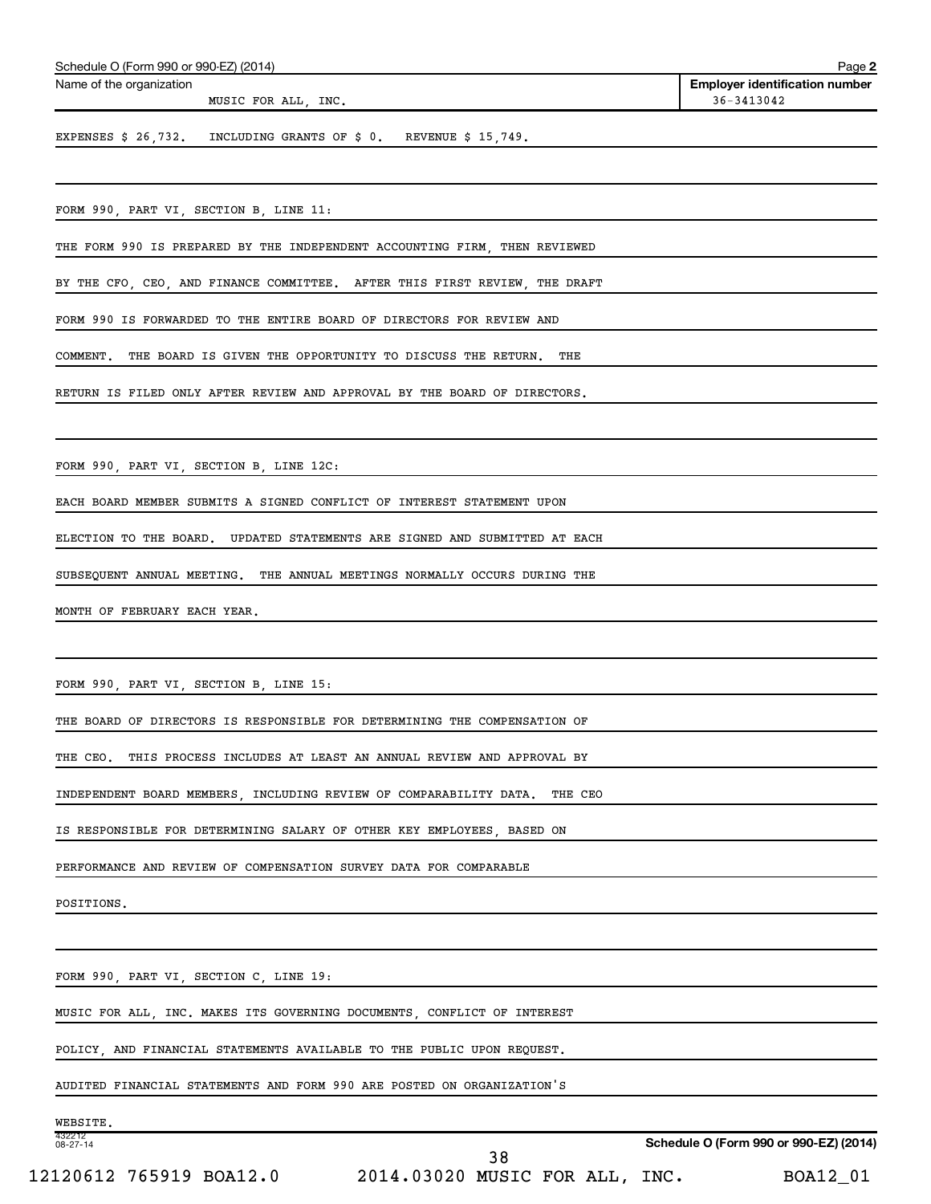Schedule O (Form 990 or 990-EZ) (2014)

Name of the organization: MUSIC FOR ALL, INC.

Employer identification number: 36-3413042

EXPENSES $ 26,732. INCLUDING GRANTS OF $ 0. REVENUE $ 15,749.

FORM 990, PART VI, SECTION B, LINE 11:

THE FORM 990 IS PREPARED BY THE INDEPENDENT ACCOUNTING FIRM, THEN REVIEWED BY THE CFO, CEO, AND FINANCE COMMITTEE. AFTER THIS FIRST REVIEW, THE DRAFT FORM 990 IS FORWARDED TO THE ENTIRE BOARD OF DIRECTORS FOR REVIEW AND COMMENT. THE BOARD IS GIVEN THE OPPORTUNITY TO DISCUSS THE RETURN. THE RETURN IS FILED ONLY AFTER REVIEW AND APPROVAL BY THE BOARD OF DIRECTORS.

FORM 990, PART VI, SECTION B, LINE 12C:

EACH BOARD MEMBER SUBMITS A SIGNED CONFLICT OF INTEREST STATEMENT UPON ELECTION TO THE BOARD. UPDATED STATEMENTS ARE SIGNED AND SUBMITTED AT EACH SUBSEQUENT ANNUAL MEETING. THE ANNUAL MEETINGS NORMALLY OCCURS DURING THE MONTH OF FEBRUARY EACH YEAR.

FORM 990, PART VI, SECTION B, LINE 15:

THE BOARD OF DIRECTORS IS RESPONSIBLE FOR DETERMINING THE COMPENSATION OF THE CEO. THIS PROCESS INCLUDES AT LEAST AN ANNUAL REVIEW AND APPROVAL BY INDEPENDENT BOARD MEMBERS, INCLUDING REVIEW OF COMPARABILITY DATA. THE CEO IS RESPONSIBLE FOR DETERMINING SALARY OF OTHER KEY EMPLOYEES, BASED ON PERFORMANCE AND REVIEW OF COMPENSATION SURVEY DATA FOR COMPARABLE POSITIONS.

FORM 990, PART VI, SECTION C, LINE 19:

MUSIC FOR ALL, INC. MAKES ITS GOVERNING DOCUMENTS, CONFLICT OF INTEREST POLICY, AND FINANCIAL STATEMENTS AVAILABLE TO THE PUBLIC UPON REQUEST. AUDITED FINANCIAL STATEMENTS AND FORM 990 ARE POSTED ON ORGANIZATION'S WEBSITE.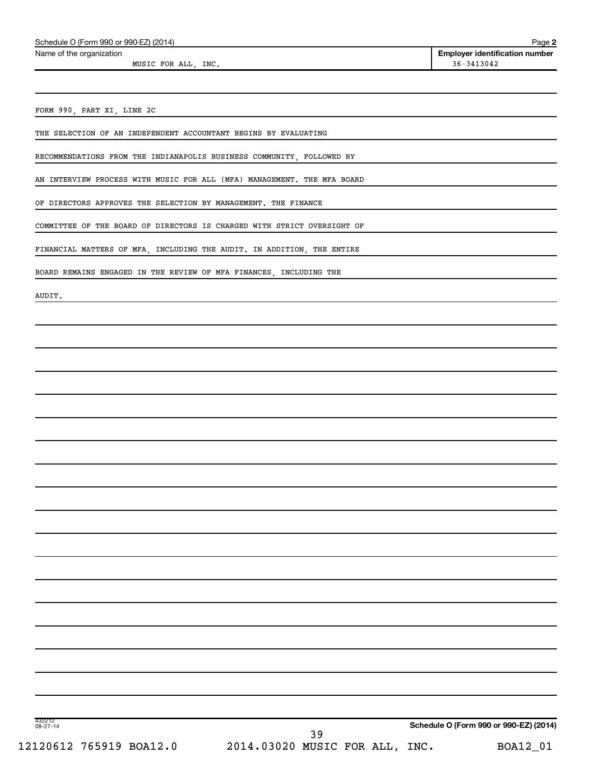Schedule O (Form 990 or 990-EZ) (2014) Page **2**

| Name of the organization | Employer identification number |
| --- | --- |
| MUSIC FOR ALL, INC. | 36-3413042 |

FORM 990, PART XI, LINE 2C

THE SELECTION OF AN INDEPENDENT ACCOUNTANT BEGINS BY EVALUATING RECOMMENDATIONS FROM THE INDIANAPOLIS BUSINESS COMMUNITY, FOLLOWED BY AN INTERVIEW PROCESS WITH MUSIC FOR ALL (MFA) MANAGEMENT. THE MFA BOARD OF DIRECTORS APPROVES THE SELECTION BY MANAGEMENT. THE FINANCE COMMITTEE OF THE BOARD OF DIRECTORS IS CHARGED WITH STRICT OVERSIGHT OF FINANCIAL MATTERS OF MFA, INCLUDING THE AUDIT. IN ADDITION, THE ENTIRE BOARD REMAINS ENGAGED IN THE REVIEW OF MFA FINANCES, INCLUDING THE AUDIT.

432212
08-27-14

**Schedule O (Form 990 or 990-EZ) (2014)**

12120612 765919 BOA12.0 2014.03020 MUSIC FOR ALL, INC. BOA12_01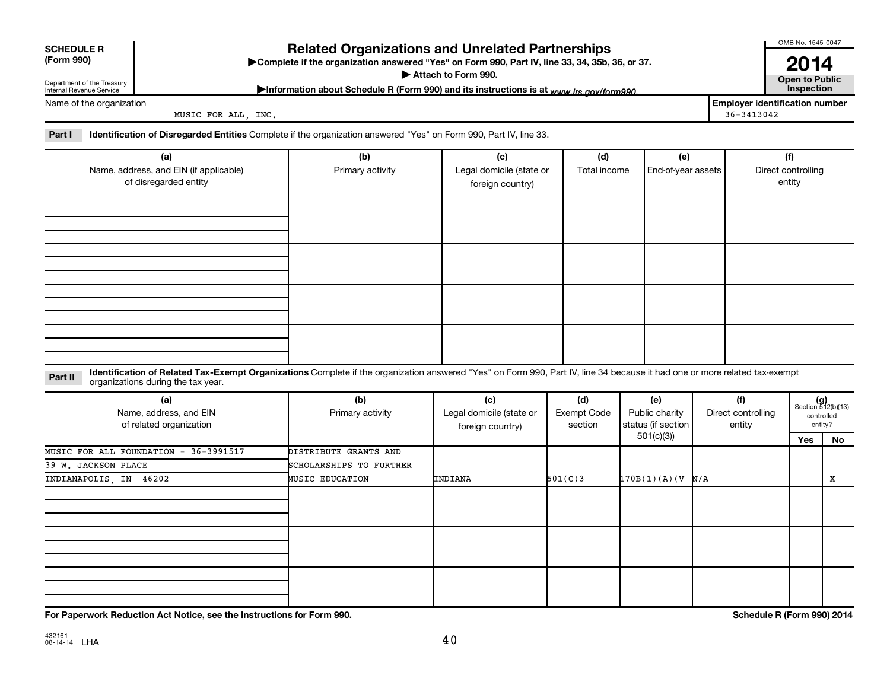**SCHEDULE R (Form 990)**

Department of the Treasury
Internal Revenue Service

# Related Organizations and Unrelated Partnerships

▶Complete if the organization answered "Yes" on Form 990, Part IV, line 33, 34, 35b, 36, or 37.
▶ Attach to Form 990.
▶Information about Schedule R (Form 990) and its instructions is at *www.irs.gov/form990.*

OMB No. 1545-0047

**2014**

**Open to Public Inspection**

Name of the organization: MUSIC FOR ALL, INC.

**Employer identification number:** 36-3413042

**Part I** **Identification of Disregarded Entities** Complete if the organization answered "Yes" on Form 990, Part IV, line 33.

| (a) Name, address, and EIN (if applicable) of disregarded entity | (b) Primary activity | (c) Legal domicile (state or foreign country) | (d) Total income | (e) End-of-year assets | (f) Direct controlling entity |
|---|---|---|---|---|---|
| | | | | | |
| | | | | | |
| | | | | | |
| | | | | | |

**Part II** **Identification of Related Tax-Exempt Organizations** Complete if the organization answered "Yes" on Form 990, Part IV, line 34 because it had one or more related tax-exempt organizations during the tax year.

| (a) Name, address, and EIN of related organization | (b) Primary activity | (c) Legal domicile (state or foreign country) | (d) Exempt Code section | (e) Public charity status (if section 501(c)(3)) | (f) Direct controlling entity | (g) Section 512(b)(13) controlled entity? Yes | No |
|---|---|---|---|---|---|---|---|
| MUSIC FOR ALL FOUNDATION - 36-3991517<br>39 W. JACKSON PLACE<br>INDIANAPOLIS, IN 46202 | DISTRIBUTE GRANTS AND SCHOLARSHIPS TO FURTHER MUSIC EDUCATION | INDIANA | 501(C)3 | 170B(1)(A)(V | N/A | | X |
| | | | | | | | |
| | | | | | | | |
| | | | | | | | |

**For Paperwork Reduction Act Notice, see the Instructions for Form 990.**

**Schedule R (Form 990) 2014**

432161
08-14-14 LHA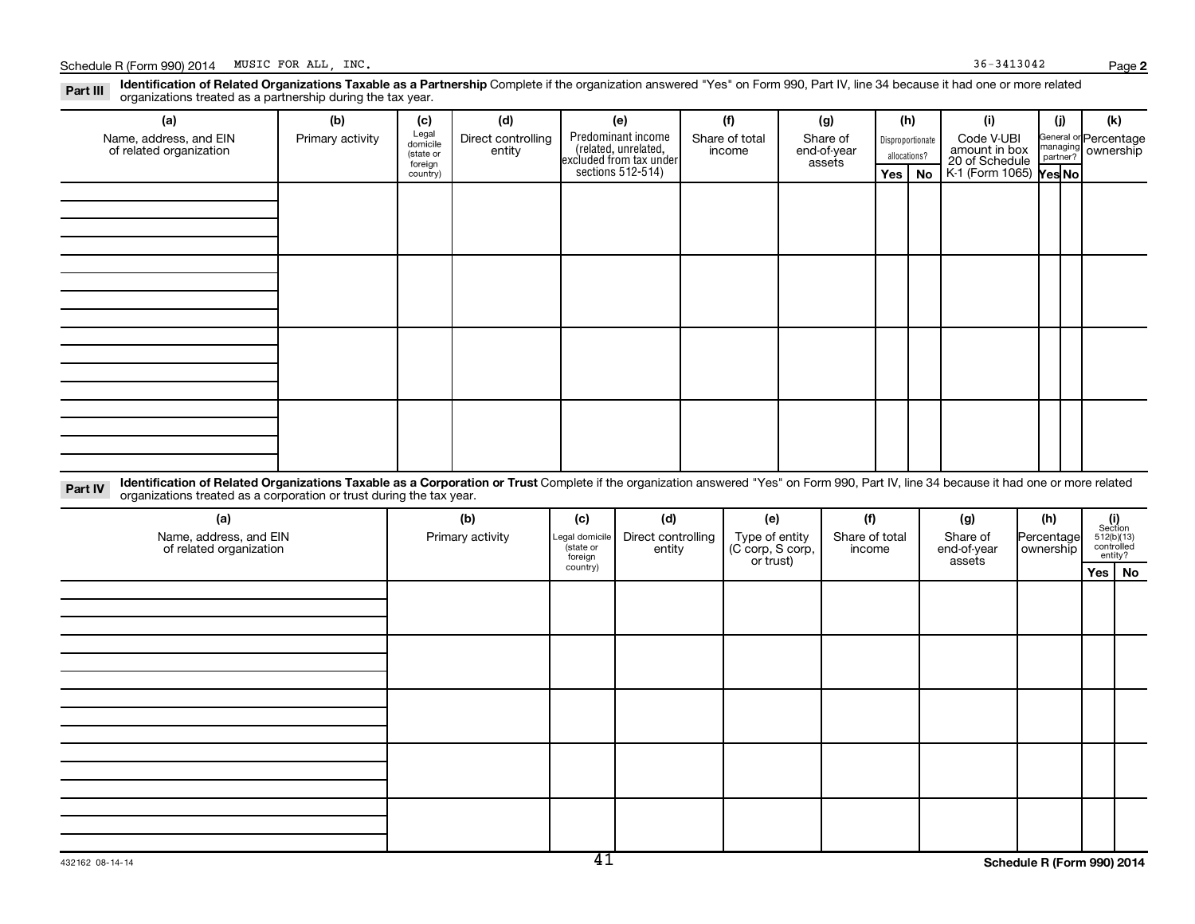Schedule R (Form 990) 2014 MUSIC FOR ALL, INC. 36-3413042 Page **2**

**Part III** **Identification of Related Organizations Taxable as a Partnership** Complete if the organization answered "Yes" on Form 990, Part IV, line 34 because it had one or more related organizations treated as a partnership during the tax year.

| (a) Name, address, and EIN of related organization | (b) Primary activity | (c) Legal domicile (state or foreign country) | (d) Direct controlling entity | (e) Predominant income (related, unrelated, excluded from tax under sections 512-514) | (f) Share of total income | (g) Share of end-of-year assets | (h) Disproportionate allocations? | | (i) Code V-UBI amount in box 20 of Schedule K-1 (Form 1065) | (j) General or managing partner? | | (k) Percentage ownership |
|---|---|---|---|---|---|---|---|---|---|---|---|---|
| | | | | | | | Yes | No | | Yes | No | |
| | | | | | | | | | | | | |
| | | | | | | | | | | | | |
| | | | | | | | | | | | | |
| | | | | | | | | | | | | |

**Part IV** **Identification of Related Organizations Taxable as a Corporation or Trust** Complete if the organization answered "Yes" on Form 990, Part IV, line 34 because it had one or more related organizations treated as a corporation or trust during the tax year.

| (a) Name, address, and EIN of related organization | (b) Primary activity | (c) Legal domicile (state or foreign country) | (d) Direct controlling entity | (e) Type of entity (C corp, S corp, or trust) | (f) Share of total income | (g) Share of end-of-year assets | (h) Percentage ownership | (i) Section 512(b)(13) controlled entity? | |
|---|---|---|---|---|---|---|---|---|---|
| | | | | | | | | Yes | No |
| | | | | | | | | | |
| | | | | | | | | | |
| | | | | | | | | | |
| | | | | | | | | | |
| | | | | | | | | | |

432162 08-14-14

**Schedule R (Form 990) 2014**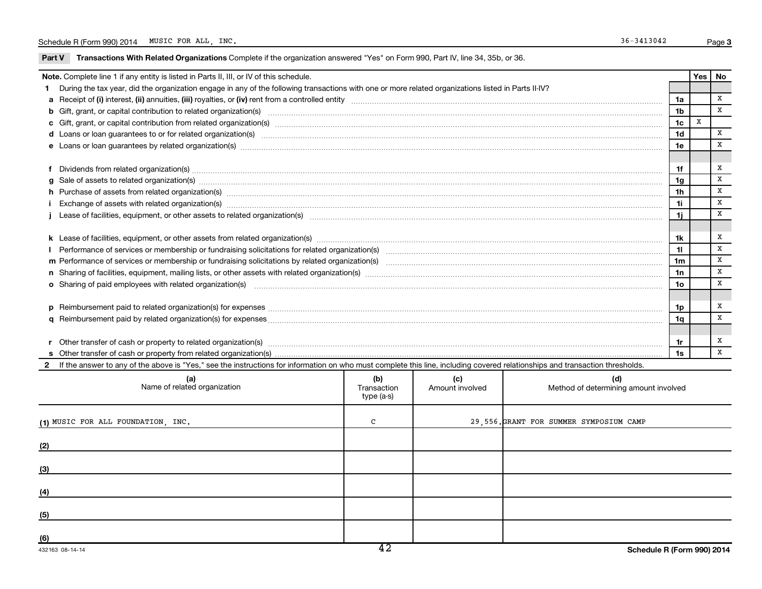Schedule R (Form 990) 2014 MUSIC FOR ALL, INC. 36-3413042 Page **3**

**Part V** **Transactions With Related Organizations** Complete if the organization answered "Yes" on Form 990, Part IV, line 34, 35b, or 36.

| **Note.** Complete line 1 if any entity is listed in Parts II, III, or IV of this schedule. | | **Yes** | **No** |
|---|---|---|---|
| **1** During the tax year, did the organization engage in any of the following transactions with one or more related organizations listed in Parts II-IV? | | | |
| **a** Receipt of **(i)** interest, **(ii)** annuities, **(iii)** royalties, or **(iv)** rent from a controlled entity | **1a** | | X |
| **b** Gift, grant, or capital contribution to related organization(s) | **1b** | | X |
| **c** Gift, grant, or capital contribution from related organization(s) | **1c** | X | |
| **d** Loans or loan guarantees to or for related organization(s) | **1d** | | X |
| **e** Loans or loan guarantees by related organization(s) | **1e** | | X |
| **f** Dividends from related organization(s) | **1f** | | X |
| **g** Sale of assets to related organization(s) | **1g** | | X |
| **h** Purchase of assets from related organization(s) | **1h** | | X |
| **i** Exchange of assets with related organization(s) | **1i** | | X |
| **j** Lease of facilities, equipment, or other assets to related organization(s) | **1j** | | X |
| **k** Lease of facilities, equipment, or other assets from related organization(s) | **1k** | | X |
| **l** Performance of services or membership or fundraising solicitations for related organization(s) | **1l** | | X |
| **m** Performance of services or membership or fundraising solicitations by related organization(s) | **1m** | | X |
| **n** Sharing of facilities, equipment, mailing lists, or other assets with related organization(s) | **1n** | | X |
| **o** Sharing of paid employees with related organization(s) | **1o** | | X |
| **p** Reimbursement paid to related organization(s) for expenses | **1p** | | X |
| **q** Reimbursement paid by related organization(s) for expenses | **1q** | | X |
| **r** Other transfer of cash or property to related organization(s) | **1r** | | X |
| **s** Other transfer of cash or property from related organization(s) | **1s** | | X |

**2** If the answer to any of the above is "Yes," see the instructions for information on who must complete this line, including covered relationships and transaction thresholds.

| **(a)** Name of related organization | **(b)** Transaction type (a-s) | **(c)** Amount involved | **(d)** Method of determining amount involved |
|---|---|---|---|
| **(1)** MUSIC FOR ALL FOUNDATION, INC. | C | 29,556. | GRANT FOR SUMMER SYMPOSIUM CAMP |
| **(2)** | | | |
| **(3)** | | | |
| **(4)** | | | |
| **(5)** | | | |
| **(6)** | | | |

432163 08-14-14 **Schedule R (Form 990) 2014**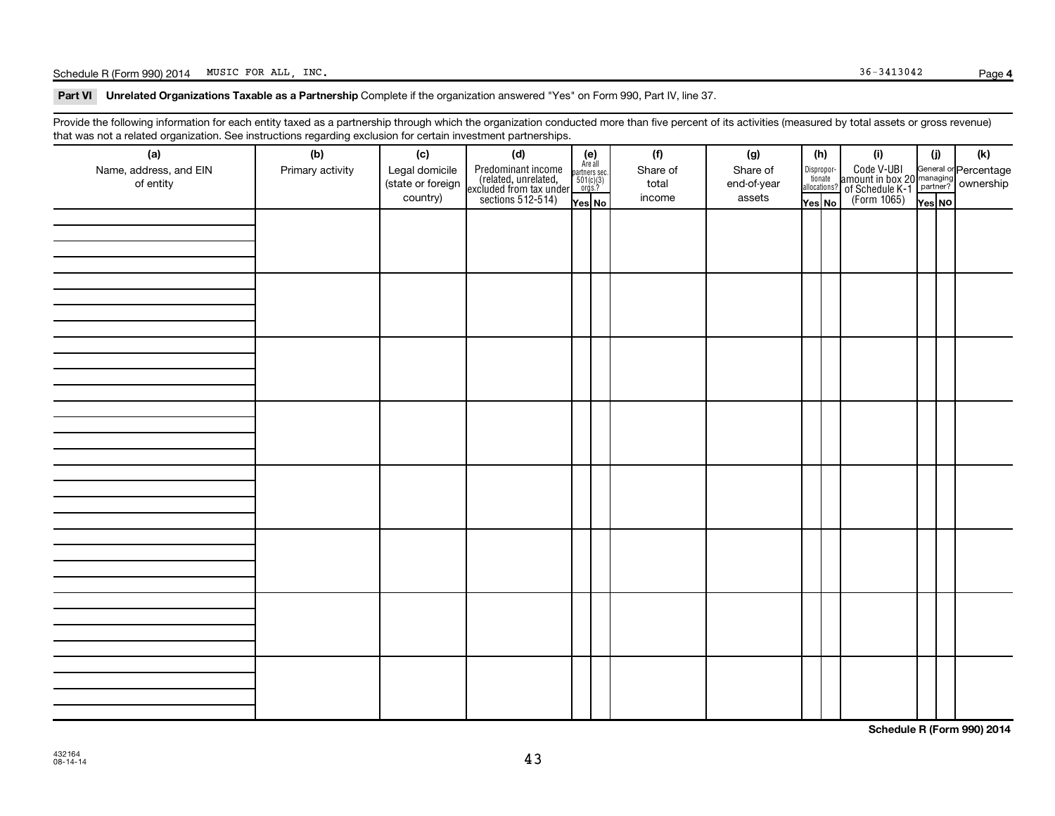Schedule R (Form 990) 2014 MUSIC FOR ALL, INC. 36-3413042 Page 4

**Part VI Unrelated Organizations Taxable as a Partnership** Complete if the organization answered "Yes" on Form 990, Part IV, line 37.

Provide the following information for each entity taxed as a partnership through which the organization conducted more than five percent of its activities (measured by total assets or gross revenue) that was not a related organization. See instructions regarding exclusion for certain investment partnerships.

| (a) Name, address, and EIN of entity | (b) Primary activity | (c) Legal domicile (state or foreign country) | (d) Predominant income (related, unrelated, excluded from tax under sections 512-514) | (e) Are all partners sec. 501(c)(3) orgs.? Yes | (e) No | (f) Share of total income | (g) Share of end-of-year assets | (h) Disproportionate allocations? Yes | (h) No | (i) Code V-UBI amount in box 20 of Schedule K-1 (Form 1065) | (j) General or managing partner? Yes | (j) No | (k) Percentage ownership |
|---|---|---|---|---|---|---|---|---|---|---|---|---|---|
| | | | | | | | | | | | | | |
| | | | | | | | | | | | | | |
| | | | | | | | | | | | | | |
| | | | | | | | | | | | | | |
| | | | | | | | | | | | | | |
| | | | | | | | | | | | | | |
| | | | | | | | | | | | | | |
| | | | | | | | | | | | | | |

**Schedule R (Form 990) 2014**

432164
08-14-14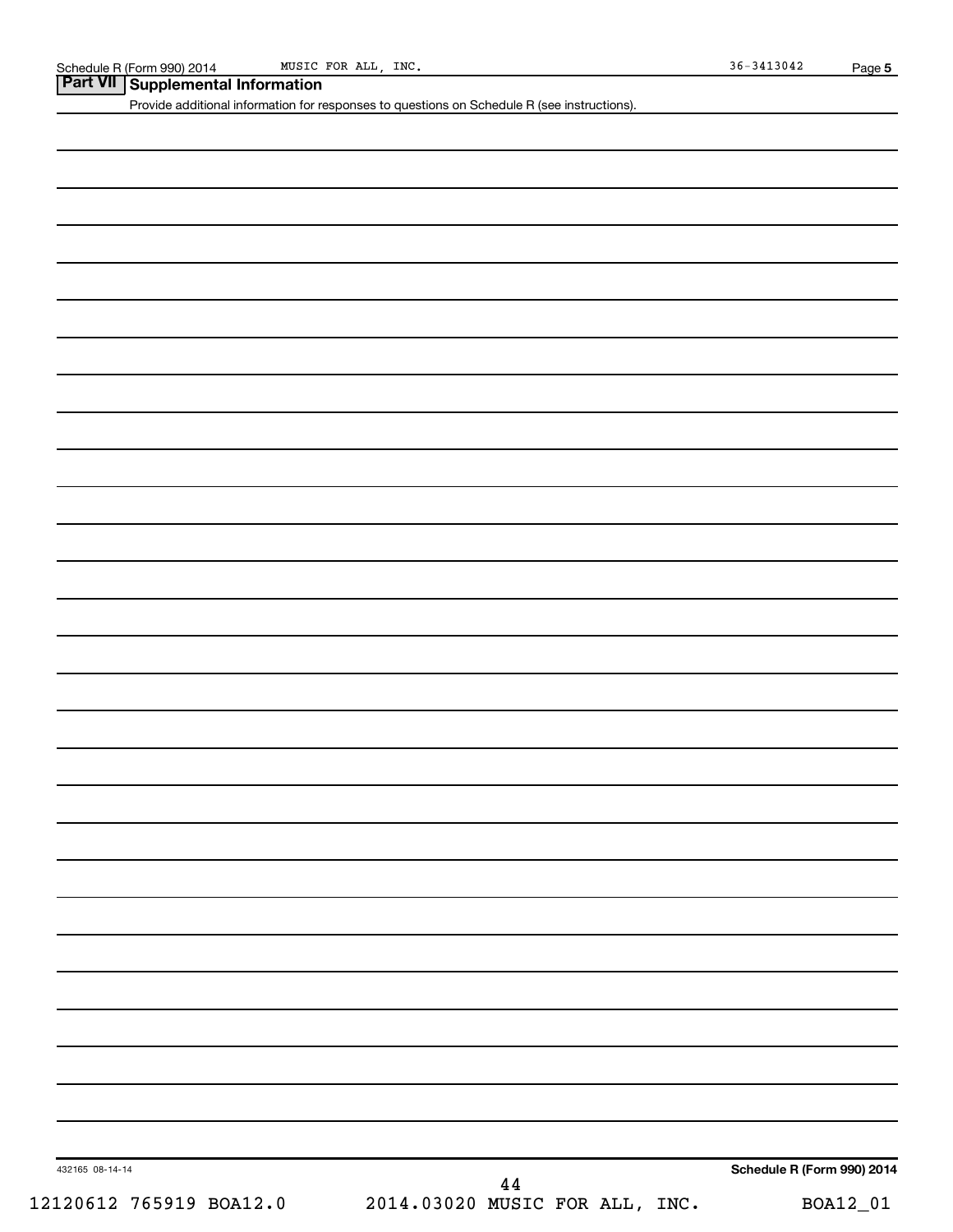Schedule R (Form 990) 2014 MUSIC FOR ALL, INC. 36-3413042 Page **5**

## Part VII Supplemental Information

Provide additional information for responses to questions on Schedule R (see instructions).

432165 08-14-14

**Schedule R (Form 990) 2014**

12120612 765919 BOA12.0 2014.03020 MUSIC FOR ALL, INC. BOA12_01